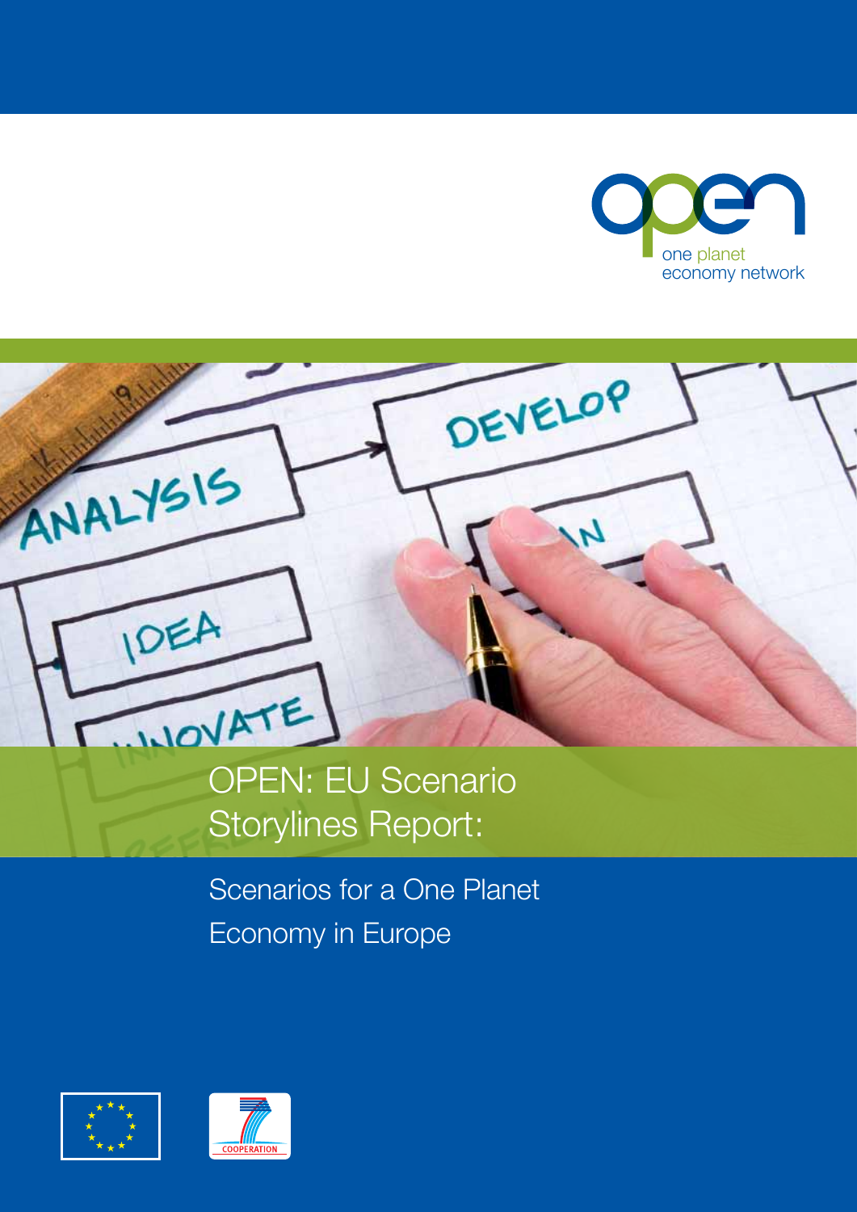open
one planet
economy network

# OPEN: EU Scenario Storylines Report:

## Scenarios for a One Planet Economy in Europe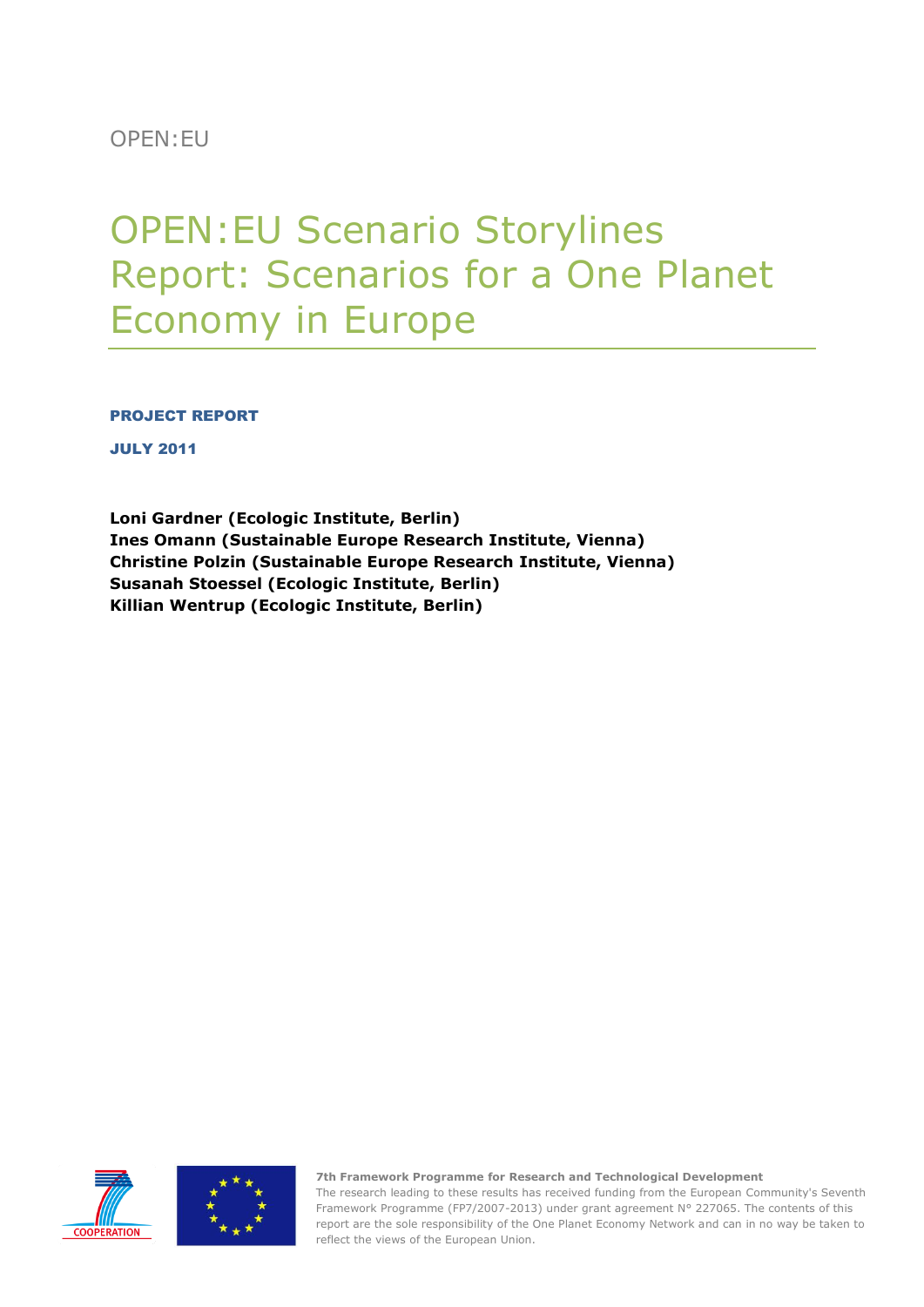OPEN:EU

# OPEN:EU Scenario Storylines Report: Scenarios for a One Planet Economy in Europe

**PROJECT REPORT**

**JULY 2011**

**Loni Gardner (Ecologic Institute, Berlin)**
**Ines Omann (Sustainable Europe Research Institute, Vienna)**
**Christine Polzin (Sustainable Europe Research Institute, Vienna)**
**Susanah Stoessel (Ecologic Institute, Berlin)**
**Killian Wentrup (Ecologic Institute, Berlin)**

**7th Framework Programme for Research and Technological Development**
The research leading to these results has received funding from the European Community's Seventh Framework Programme (FP7/2007-2013) under grant agreement N° 227065. The contents of this report are the sole responsibility of the One Planet Economy Network and can in no way be taken to reflect the views of the European Union.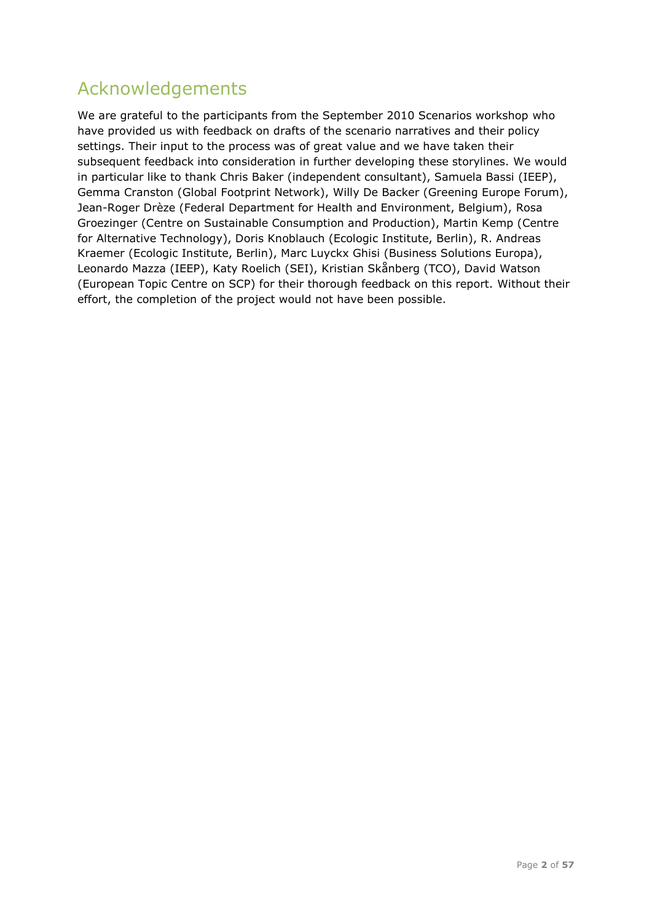# Acknowledgements

We are grateful to the participants from the September 2010 Scenarios workshop who have provided us with feedback on drafts of the scenario narratives and their policy settings. Their input to the process was of great value and we have taken their subsequent feedback into consideration in further developing these storylines. We would in particular like to thank Chris Baker (independent consultant), Samuela Bassi (IEEP), Gemma Cranston (Global Footprint Network), Willy De Backer (Greening Europe Forum), Jean-Roger Drèze (Federal Department for Health and Environment, Belgium), Rosa Groezinger (Centre on Sustainable Consumption and Production), Martin Kemp (Centre for Alternative Technology), Doris Knoblauch (Ecologic Institute, Berlin), R. Andreas Kraemer (Ecologic Institute, Berlin), Marc Luyckx Ghisi (Business Solutions Europa), Leonardo Mazza (IEEP), Katy Roelich (SEI), Kristian Skånberg (TCO), David Watson (European Topic Centre on SCP) for their thorough feedback on this report. Without their effort, the completion of the project would not have been possible.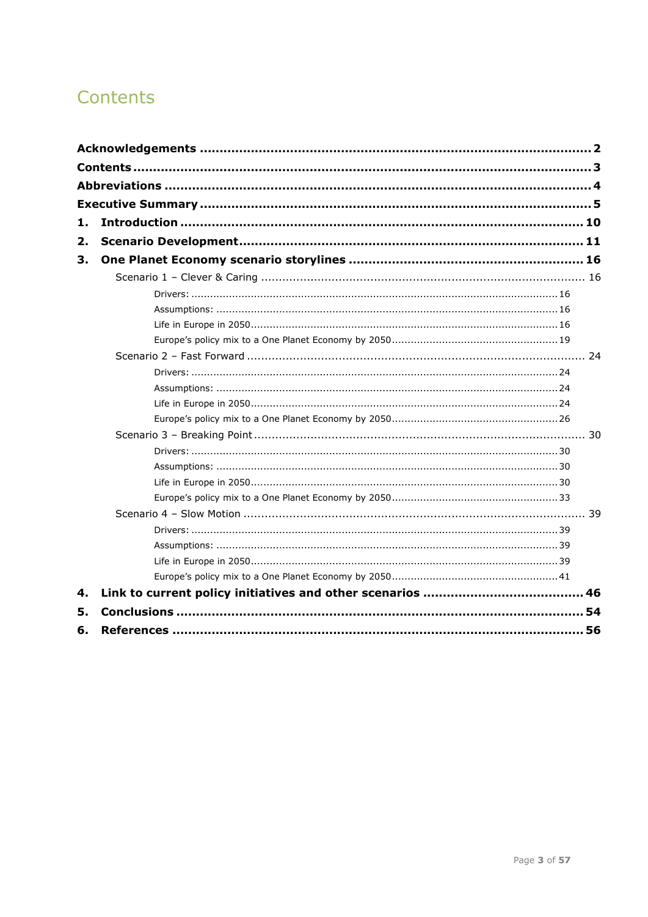# Contents

**Acknowledgements** .................................................................................... **2**

**Contents** .................................................................................................. **3**

**Abbreviations** .......................................................................................... **4**

**Executive Summary** .................................................................................. **5**

**1. Introduction** ......................................................................................... **10**

**2. Scenario Development** ........................................................................... **11**

**3. One Planet Economy scenario storylines** ................................................ **16**

- Scenario 1 – Clever & Caring .................................................................... 16
  - Drivers: .................................................................................................. 16
  - Assumptions: .......................................................................................... 16
  - Life in Europe in 2050 ............................................................................. 16
  - Europe's policy mix to a One Planet Economy by 2050 .............................. 19
- Scenario 2 – Fast Forward ......................................................................... 24
  - Drivers: .................................................................................................. 24
  - Assumptions: .......................................................................................... 24
  - Life in Europe in 2050 ............................................................................. 24
  - Europe's policy mix to a One Planet Economy by 2050 .............................. 26
- Scenario 3 – Breaking Point ...................................................................... 30
  - Drivers: .................................................................................................. 30
  - Assumptions: .......................................................................................... 30
  - Life in Europe in 2050 ............................................................................. 30
  - Europe's policy mix to a One Planet Economy by 2050 .............................. 33
- Scenario 4 – Slow Motion ......................................................................... 39
  - Drivers: .................................................................................................. 39
  - Assumptions: .......................................................................................... 39
  - Life in Europe in 2050 ............................................................................. 39
  - Europe's policy mix to a One Planet Economy by 2050 .............................. 41

**4. Link to current policy initiatives and other scenarios** .................................. **46**

**5. Conclusions** ......................................................................................... **54**

**6. References** .......................................................................................... **56**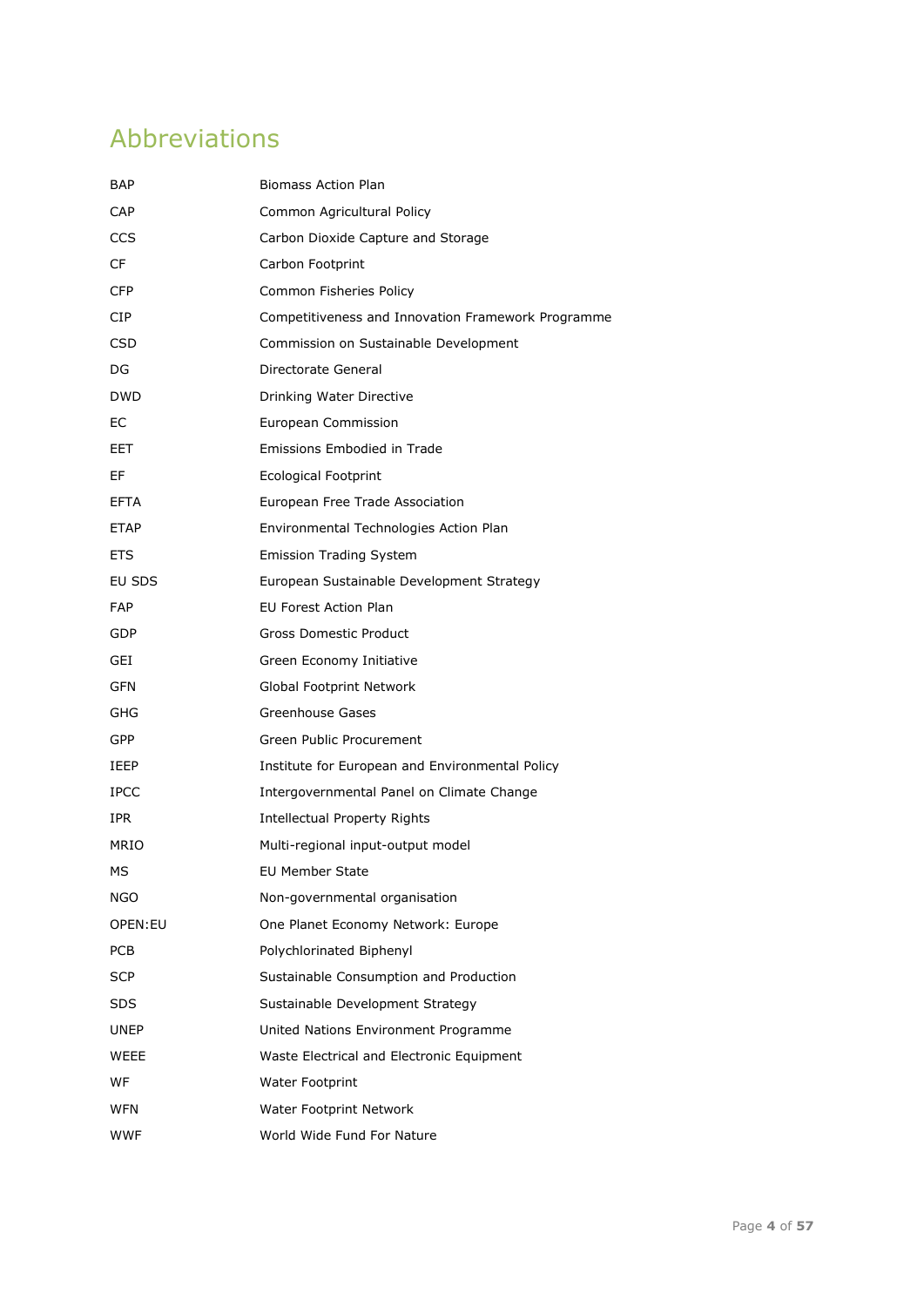# Abbreviations

| | |
|---|---|
| BAP | Biomass Action Plan |
| CAP | Common Agricultural Policy |
| CCS | Carbon Dioxide Capture and Storage |
| CF | Carbon Footprint |
| CFP | Common Fisheries Policy |
| CIP | Competitiveness and Innovation Framework Programme |
| CSD | Commission on Sustainable Development |
| DG | Directorate General |
| DWD | Drinking Water Directive |
| EC | European Commission |
| EET | Emissions Embodied in Trade |
| EF | Ecological Footprint |
| EFTA | European Free Trade Association |
| ETAP | Environmental Technologies Action Plan |
| ETS | Emission Trading System |
| EU SDS | European Sustainable Development Strategy |
| FAP | EU Forest Action Plan |
| GDP | Gross Domestic Product |
| GEI | Green Economy Initiative |
| GFN | Global Footprint Network |
| GHG | Greenhouse Gases |
| GPP | Green Public Procurement |
| IEEP | Institute for European and Environmental Policy |
| IPCC | Intergovernmental Panel on Climate Change |
| IPR | Intellectual Property Rights |
| MRIO | Multi-regional input-output model |
| MS | EU Member State |
| NGO | Non-governmental organisation |
| OPEN:EU | One Planet Economy Network: Europe |
| PCB | Polychlorinated Biphenyl |
| SCP | Sustainable Consumption and Production |
| SDS | Sustainable Development Strategy |
| UNEP | United Nations Environment Programme |
| WEEE | Waste Electrical and Electronic Equipment |
| WF | Water Footprint |
| WFN | Water Footprint Network |
| WWF | World Wide Fund For Nature |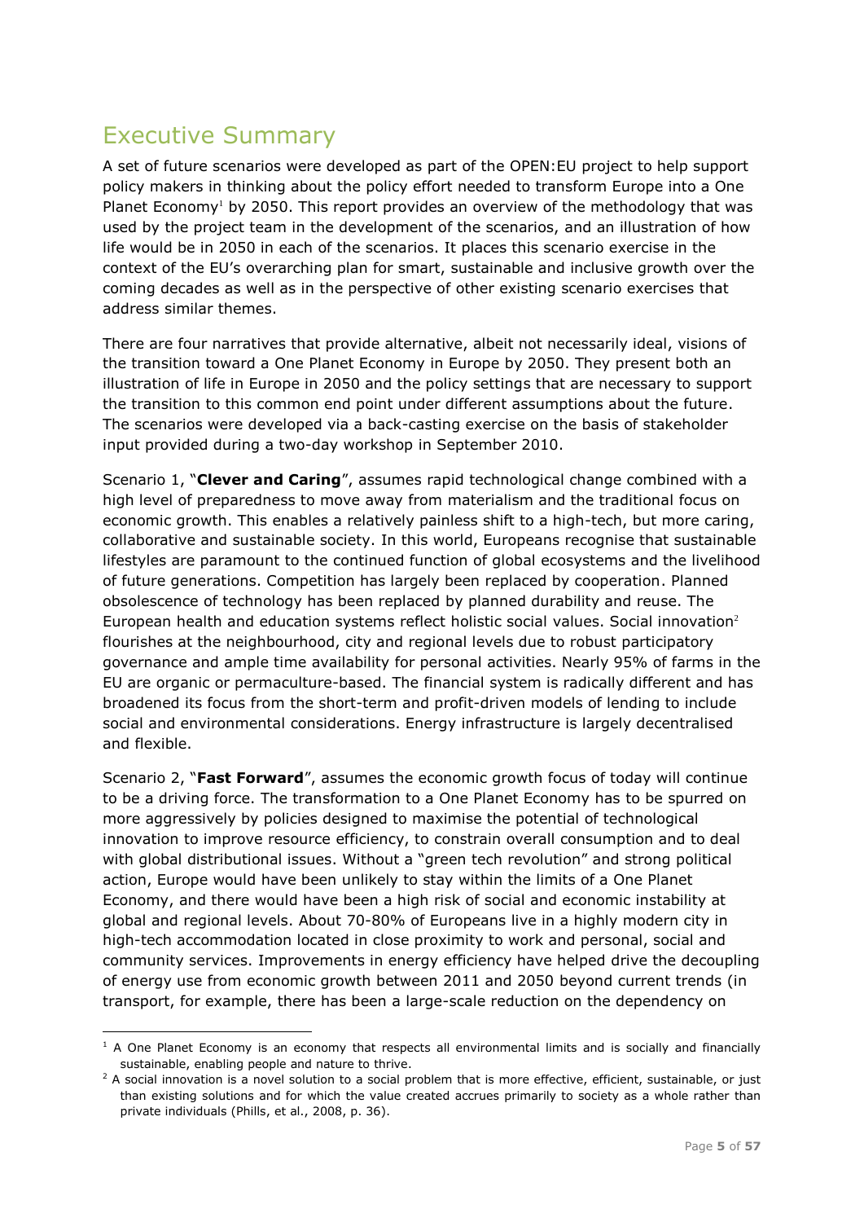# Executive Summary

A set of future scenarios were developed as part of the OPEN:EU project to help support policy makers in thinking about the policy effort needed to transform Europe into a One Planet Economy[1] by 2050. This report provides an overview of the methodology that was used by the project team in the development of the scenarios, and an illustration of how life would be in 2050 in each of the scenarios. It places this scenario exercise in the context of the EU's overarching plan for smart, sustainable and inclusive growth over the coming decades as well as in the perspective of other existing scenario exercises that address similar themes.

There are four narratives that provide alternative, albeit not necessarily ideal, visions of the transition toward a One Planet Economy in Europe by 2050. They present both an illustration of life in Europe in 2050 and the policy settings that are necessary to support the transition to this common end point under different assumptions about the future. The scenarios were developed via a back-casting exercise on the basis of stakeholder input provided during a two-day workshop in September 2010.

Scenario 1, "**Clever and Caring**", assumes rapid technological change combined with a high level of preparedness to move away from materialism and the traditional focus on economic growth. This enables a relatively painless shift to a high-tech, but more caring, collaborative and sustainable society. In this world, Europeans recognise that sustainable lifestyles are paramount to the continued function of global ecosystems and the livelihood of future generations. Competition has largely been replaced by cooperation. Planned obsolescence of technology has been replaced by planned durability and reuse. The European health and education systems reflect holistic social values. Social innovation[2] flourishes at the neighbourhood, city and regional levels due to robust participatory governance and ample time availability for personal activities. Nearly 95% of farms in the EU are organic or permaculture-based. The financial system is radically different and has broadened its focus from the short-term and profit-driven models of lending to include social and environmental considerations. Energy infrastructure is largely decentralised and flexible.

Scenario 2, "**Fast Forward**", assumes the economic growth focus of today will continue to be a driving force. The transformation to a One Planet Economy has to be spurred on more aggressively by policies designed to maximise the potential of technological innovation to improve resource efficiency, to constrain overall consumption and to deal with global distributional issues. Without a "green tech revolution" and strong political action, Europe would have been unlikely to stay within the limits of a One Planet Economy, and there would have been a high risk of social and economic instability at global and regional levels. About 70-80% of Europeans live in a highly modern city in high-tech accommodation located in close proximity to work and personal, social and community services. Improvements in energy efficiency have helped drive the decoupling of energy use from economic growth between 2011 and 2050 beyond current trends (in transport, for example, there has been a large-scale reduction on the dependency on

[1] A One Planet Economy is an economy that respects all environmental limits and is socially and financially sustainable, enabling people and nature to thrive.

[2] A social innovation is a novel solution to a social problem that is more effective, efficient, sustainable, or just than existing solutions and for which the value created accrues primarily to society as a whole rather than private individuals (Phills, et al., 2008, p. 36).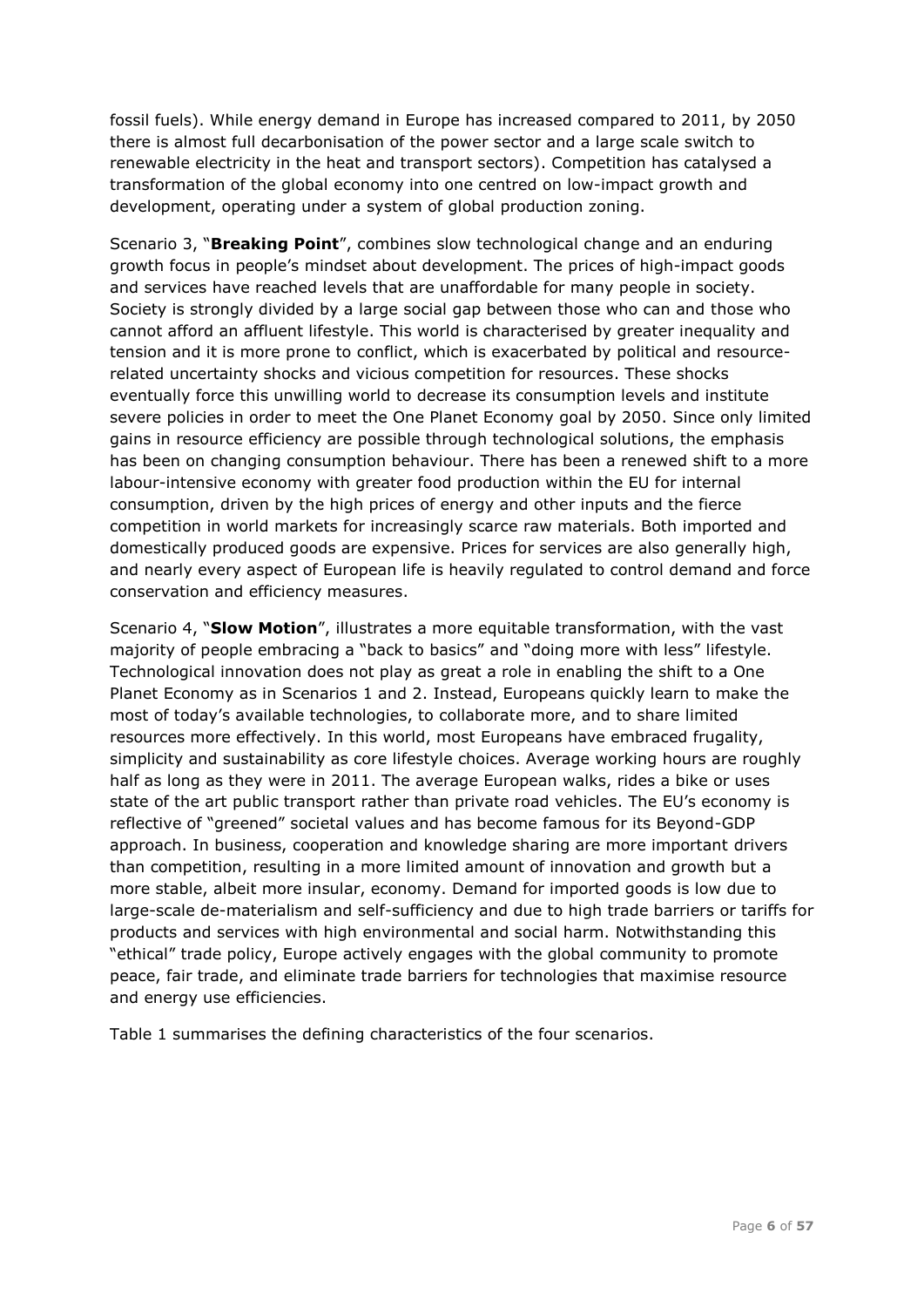fossil fuels). While energy demand in Europe has increased compared to 2011, by 2050 there is almost full decarbonisation of the power sector and a large scale switch to renewable electricity in the heat and transport sectors). Competition has catalysed a transformation of the global economy into one centred on low-impact growth and development, operating under a system of global production zoning.

Scenario 3, "**Breaking Point**", combines slow technological change and an enduring growth focus in people's mindset about development. The prices of high-impact goods and services have reached levels that are unaffordable for many people in society. Society is strongly divided by a large social gap between those who can and those who cannot afford an affluent lifestyle. This world is characterised by greater inequality and tension and it is more prone to conflict, which is exacerbated by political and resource-related uncertainty shocks and vicious competition for resources. These shocks eventually force this unwilling world to decrease its consumption levels and institute severe policies in order to meet the One Planet Economy goal by 2050. Since only limited gains in resource efficiency are possible through technological solutions, the emphasis has been on changing consumption behaviour. There has been a renewed shift to a more labour-intensive economy with greater food production within the EU for internal consumption, driven by the high prices of energy and other inputs and the fierce competition in world markets for increasingly scarce raw materials. Both imported and domestically produced goods are expensive. Prices for services are also generally high, and nearly every aspect of European life is heavily regulated to control demand and force conservation and efficiency measures.

Scenario 4, "**Slow Motion**", illustrates a more equitable transformation, with the vast majority of people embracing a "back to basics" and "doing more with less" lifestyle. Technological innovation does not play as great a role in enabling the shift to a One Planet Economy as in Scenarios 1 and 2. Instead, Europeans quickly learn to make the most of today's available technologies, to collaborate more, and to share limited resources more effectively. In this world, most Europeans have embraced frugality, simplicity and sustainability as core lifestyle choices. Average working hours are roughly half as long as they were in 2011. The average European walks, rides a bike or uses state of the art public transport rather than private road vehicles. The EU's economy is reflective of "greened" societal values and has become famous for its Beyond-GDP approach. In business, cooperation and knowledge sharing are more important drivers than competition, resulting in a more limited amount of innovation and growth but a more stable, albeit more insular, economy. Demand for imported goods is low due to large-scale de-materialism and self-sufficiency and due to high trade barriers or tariffs for products and services with high environmental and social harm. Notwithstanding this "ethical" trade policy, Europe actively engages with the global community to promote peace, fair trade, and eliminate trade barriers for technologies that maximise resource and energy use efficiencies.

Table 1 summarises the defining characteristics of the four scenarios.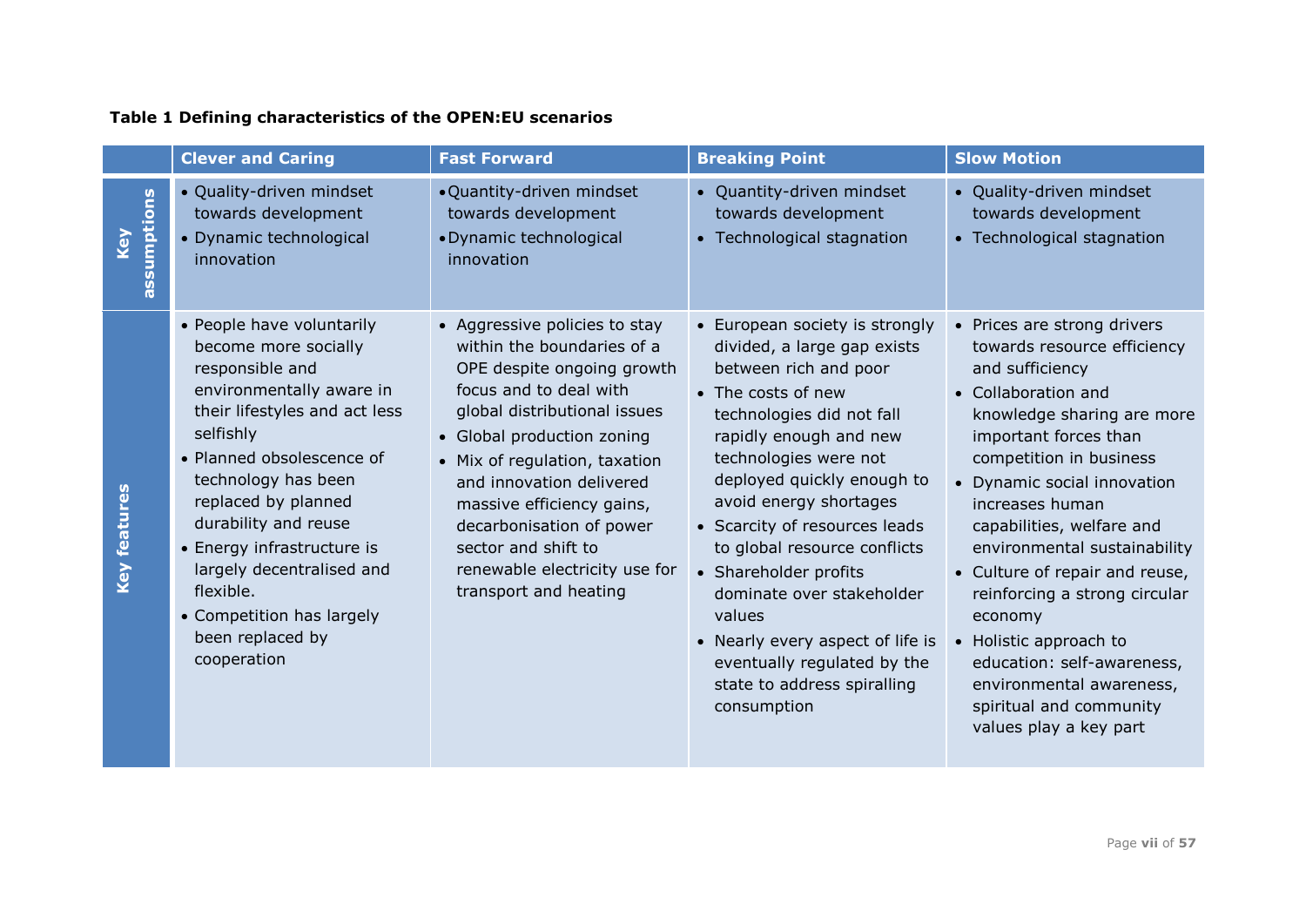**Table 1 Defining characteristics of the OPEN:EU scenarios**

| | Clever and Caring | Fast Forward | Breaking Point | Slow Motion |
|---|---|---|---|---|
| **Key assumptions** | • Quality-driven mindset towards development<br>• Dynamic technological innovation | • Quantity-driven mindset towards development<br>• Dynamic technological innovation | • Quantity-driven mindset towards development<br>• Technological stagnation | • Quality-driven mindset towards development<br>• Technological stagnation |
| **Key features** | • People have voluntarily become more socially responsible and environmentally aware in their lifestyles and act less selfishly<br>• Planned obsolescence of technology has been replaced by planned durability and reuse<br>• Energy infrastructure is largely decentralised and flexible.<br>• Competition has largely been replaced by cooperation | • Aggressive policies to stay within the boundaries of a OPE despite ongoing growth focus and to deal with global distributional issues<br>• Global production zoning<br>• Mix of regulation, taxation and innovation delivered massive efficiency gains, decarbonisation of power sector and shift to renewable electricity use for transport and heating | • European society is strongly divided, a large gap exists between rich and poor<br>• The costs of new technologies did not fall rapidly enough and new technologies were not deployed quickly enough to avoid energy shortages<br>• Scarcity of resources leads to global resource conflicts<br>• Shareholder profits dominate over stakeholder values<br>• Nearly every aspect of life is eventually regulated by the state to address spiralling consumption | • Prices are strong drivers towards resource efficiency and sufficiency<br>• Collaboration and knowledge sharing are more important forces than competition in business<br>• Dynamic social innovation increases human capabilities, welfare and environmental sustainability<br>• Culture of repair and reuse, reinforcing a strong circular economy<br>• Holistic approach to education: self-awareness, environmental awareness, spiritual and community values play a key part |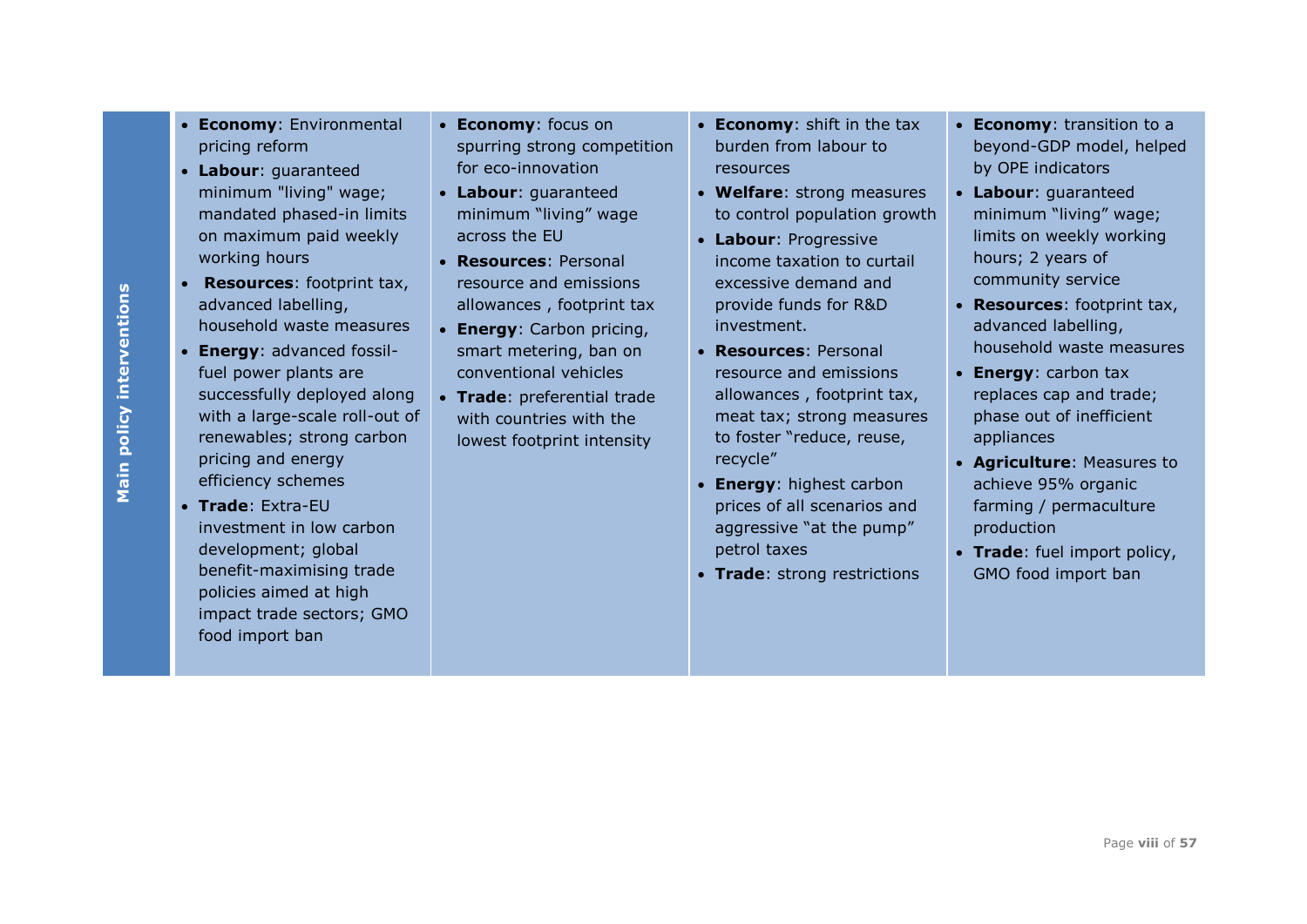| Main policy interventions | | | | |
|---|---|---|---|---|
| | • **Economy**: Environmental pricing reform<br>• **Labour**: guaranteed minimum "living" wage; mandated phased-in limits on maximum paid weekly working hours<br>• **Resources**: footprint tax, advanced labelling, household waste measures<br>• **Energy**: advanced fossil-fuel power plants are successfully deployed along with a large-scale roll-out of renewables; strong carbon pricing and energy efficiency schemes<br>• **Trade**: Extra-EU investment in low carbon development; global benefit-maximising trade policies aimed at high impact trade sectors; GMO food import ban | • **Economy**: focus on spurring strong competition for eco-innovation<br>• **Labour**: guaranteed minimum "living" wage across the EU<br>• **Resources**: Personal resource and emissions allowances , footprint tax<br>• **Energy**: Carbon pricing, smart metering, ban on conventional vehicles<br>• **Trade**: preferential trade with countries with the lowest footprint intensity | • **Economy**: shift in the tax burden from labour to resources<br>• **Welfare**: strong measures to control population growth<br>• **Labour**: Progressive income taxation to curtail excessive demand and provide funds for R&D investment.<br>• **Resources**: Personal resource and emissions allowances , footprint tax, meat tax; strong measures to foster "reduce, reuse, recycle"<br>• **Energy**: highest carbon prices of all scenarios and aggressive "at the pump" petrol taxes<br>• **Trade**: strong restrictions | • **Economy**: transition to a beyond-GDP model, helped by OPE indicators<br>• **Labour**: guaranteed minimum "living" wage; limits on weekly working hours; 2 years of community service<br>• **Resources**: footprint tax, advanced labelling, household waste measures<br>• **Energy**: carbon tax replaces cap and trade; phase out of inefficient appliances<br>• **Agriculture**: Measures to achieve 95% organic farming / permaculture production<br>• **Trade**: fuel import policy, GMO food import ban |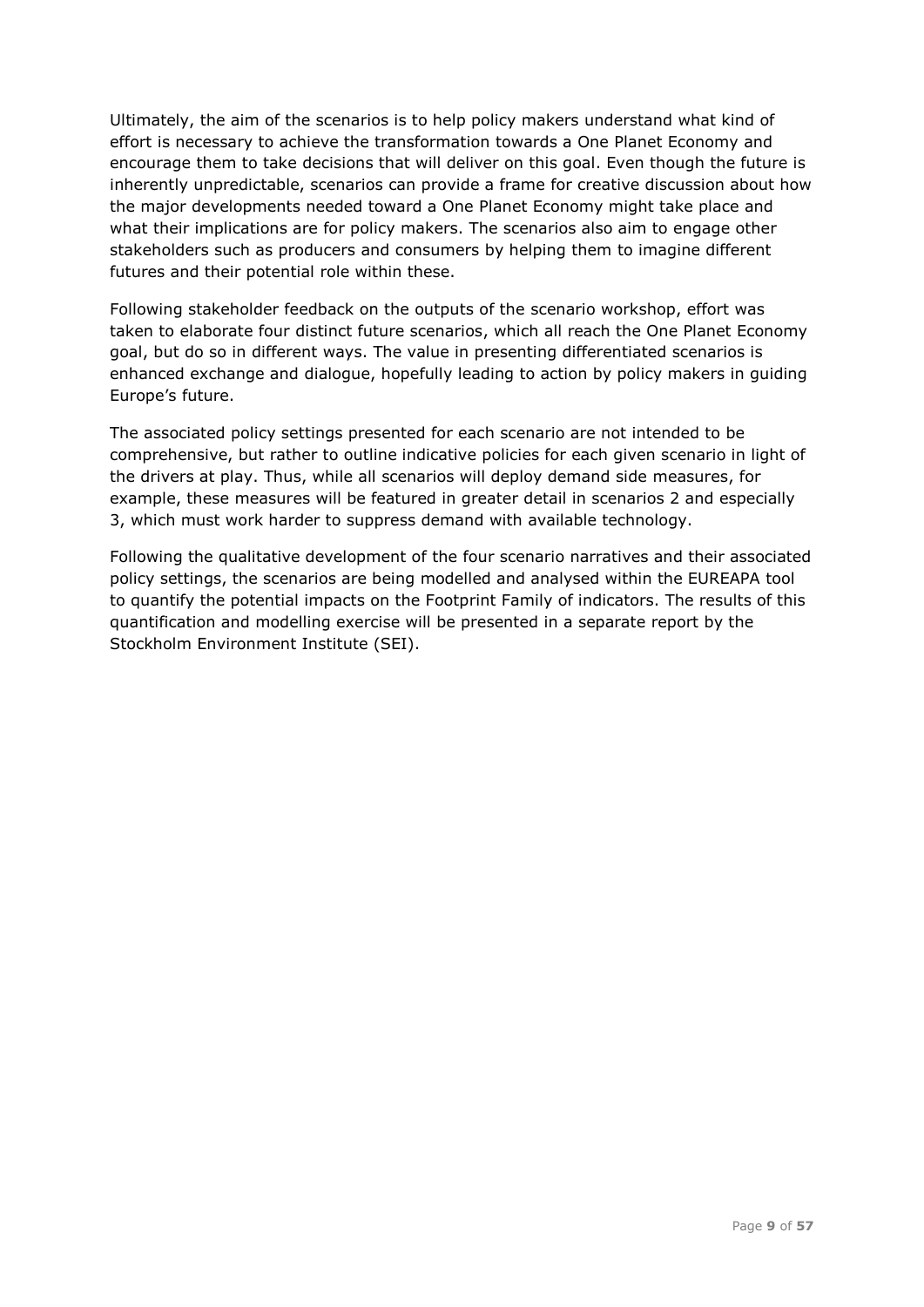Ultimately, the aim of the scenarios is to help policy makers understand what kind of effort is necessary to achieve the transformation towards a One Planet Economy and encourage them to take decisions that will deliver on this goal. Even though the future is inherently unpredictable, scenarios can provide a frame for creative discussion about how the major developments needed toward a One Planet Economy might take place and what their implications are for policy makers. The scenarios also aim to engage other stakeholders such as producers and consumers by helping them to imagine different futures and their potential role within these.

Following stakeholder feedback on the outputs of the scenario workshop, effort was taken to elaborate four distinct future scenarios, which all reach the One Planet Economy goal, but do so in different ways. The value in presenting differentiated scenarios is enhanced exchange and dialogue, hopefully leading to action by policy makers in guiding Europe's future.

The associated policy settings presented for each scenario are not intended to be comprehensive, but rather to outline indicative policies for each given scenario in light of the drivers at play. Thus, while all scenarios will deploy demand side measures, for example, these measures will be featured in greater detail in scenarios 2 and especially 3, which must work harder to suppress demand with available technology.

Following the qualitative development of the four scenario narratives and their associated policy settings, the scenarios are being modelled and analysed within the EUREAPA tool to quantify the potential impacts on the Footprint Family of indicators. The results of this quantification and modelling exercise will be presented in a separate report by the Stockholm Environment Institute (SEI).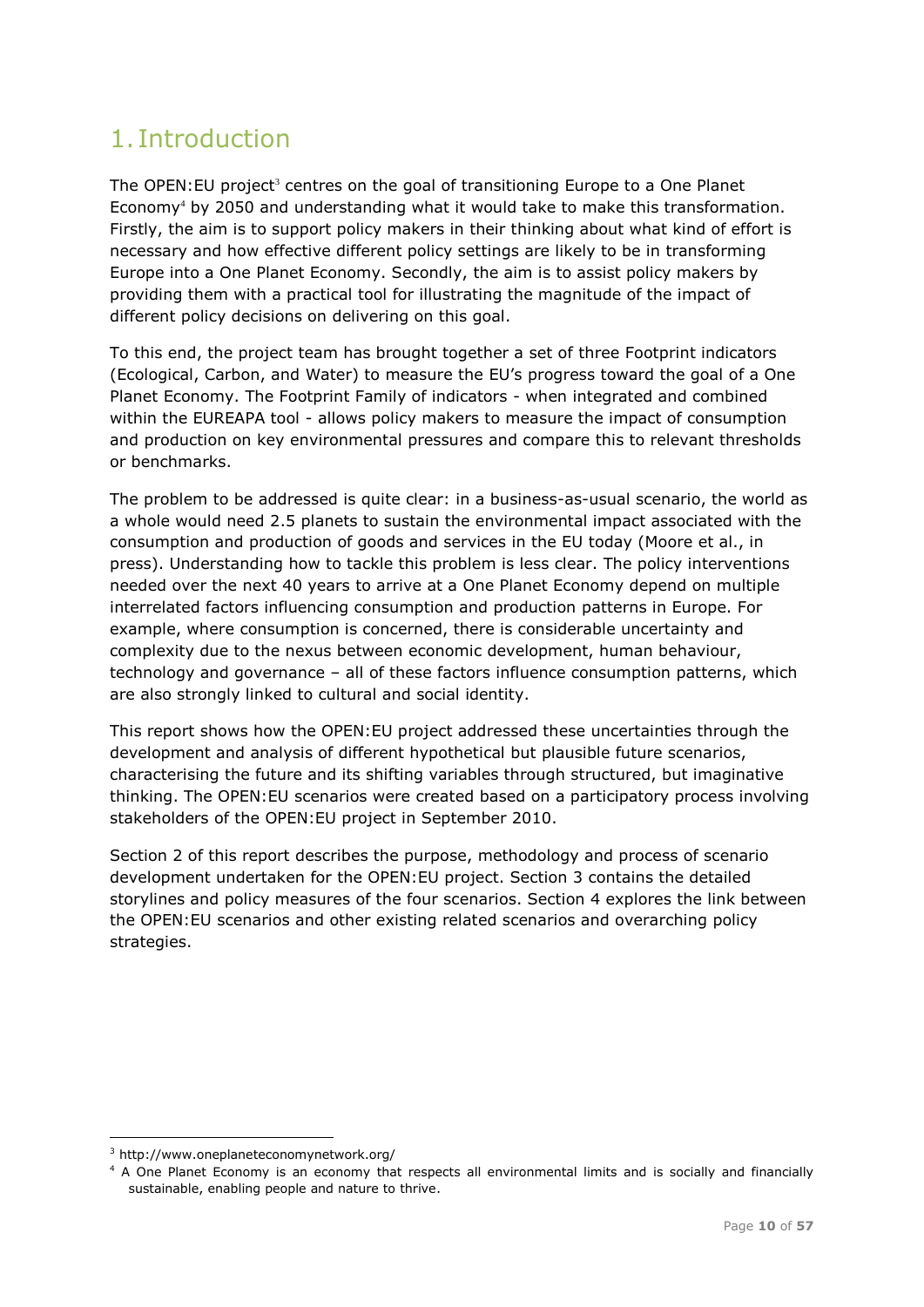# 1. Introduction

The OPEN:EU project[3] centres on the goal of transitioning Europe to a One Planet Economy[4] by 2050 and understanding what it would take to make this transformation. Firstly, the aim is to support policy makers in their thinking about what kind of effort is necessary and how effective different policy settings are likely to be in transforming Europe into a One Planet Economy. Secondly, the aim is to assist policy makers by providing them with a practical tool for illustrating the magnitude of the impact of different policy decisions on delivering on this goal.

To this end, the project team has brought together a set of three Footprint indicators (Ecological, Carbon, and Water) to measure the EU's progress toward the goal of a One Planet Economy. The Footprint Family of indicators - when integrated and combined within the EUREAPA tool - allows policy makers to measure the impact of consumption and production on key environmental pressures and compare this to relevant thresholds or benchmarks.

The problem to be addressed is quite clear: in a business-as-usual scenario, the world as a whole would need 2.5 planets to sustain the environmental impact associated with the consumption and production of goods and services in the EU today (Moore et al., in press). Understanding how to tackle this problem is less clear. The policy interventions needed over the next 40 years to arrive at a One Planet Economy depend on multiple interrelated factors influencing consumption and production patterns in Europe. For example, where consumption is concerned, there is considerable uncertainty and complexity due to the nexus between economic development, human behaviour, technology and governance – all of these factors influence consumption patterns, which are also strongly linked to cultural and social identity.

This report shows how the OPEN:EU project addressed these uncertainties through the development and analysis of different hypothetical but plausible future scenarios, characterising the future and its shifting variables through structured, but imaginative thinking. The OPEN:EU scenarios were created based on a participatory process involving stakeholders of the OPEN:EU project in September 2010.

Section 2 of this report describes the purpose, methodology and process of scenario development undertaken for the OPEN:EU project. Section 3 contains the detailed storylines and policy measures of the four scenarios. Section 4 explores the link between the OPEN:EU scenarios and other existing related scenarios and overarching policy strategies.

---

[3] http://www.oneplaneteconomynetwork.org/

[4] A One Planet Economy is an economy that respects all environmental limits and is socially and financially sustainable, enabling people and nature to thrive.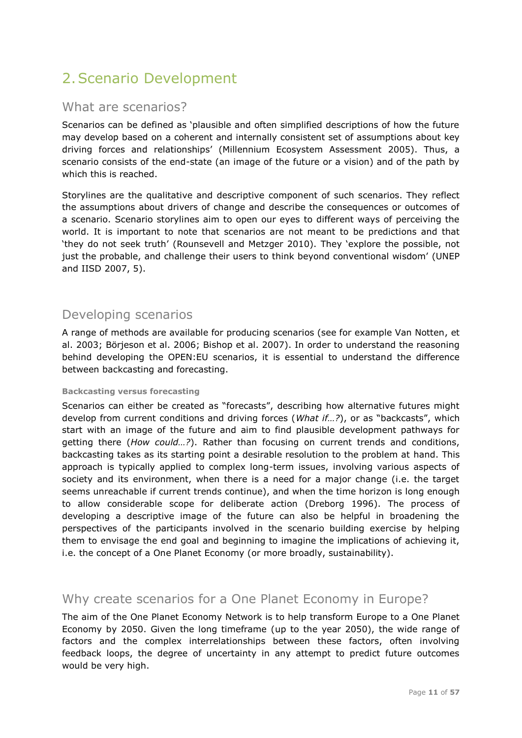# 2. Scenario Development

## What are scenarios?

Scenarios can be defined as 'plausible and often simplified descriptions of how the future may develop based on a coherent and internally consistent set of assumptions about key driving forces and relationships' (Millennium Ecosystem Assessment 2005). Thus, a scenario consists of the end-state (an image of the future or a vision) and of the path by which this is reached.

Storylines are the qualitative and descriptive component of such scenarios. They reflect the assumptions about drivers of change and describe the consequences or outcomes of a scenario. Scenario storylines aim to open our eyes to different ways of perceiving the world. It is important to note that scenarios are not meant to be predictions and that 'they do not seek truth' (Rounsevell and Metzger 2010). They 'explore the possible, not just the probable, and challenge their users to think beyond conventional wisdom' (UNEP and IISD 2007, 5).

## Developing scenarios

A range of methods are available for producing scenarios (see for example Van Notten, et al. 2003; Börjeson et al. 2006; Bishop et al. 2007). In order to understand the reasoning behind developing the OPEN:EU scenarios, it is essential to understand the difference between backcasting and forecasting.

#### Backcasting versus forecasting

Scenarios can either be created as "forecasts", describing how alternative futures might develop from current conditions and driving forces (*What if…?*), or as "backcasts", which start with an image of the future and aim to find plausible development pathways for getting there (*How could…?*). Rather than focusing on current trends and conditions, backcasting takes as its starting point a desirable resolution to the problem at hand. This approach is typically applied to complex long-term issues, involving various aspects of society and its environment, when there is a need for a major change (i.e. the target seems unreachable if current trends continue), and when the time horizon is long enough to allow considerable scope for deliberate action (Dreborg 1996). The process of developing a descriptive image of the future can also be helpful in broadening the perspectives of the participants involved in the scenario building exercise by helping them to envisage the end goal and beginning to imagine the implications of achieving it, i.e. the concept of a One Planet Economy (or more broadly, sustainability).

## Why create scenarios for a One Planet Economy in Europe?

The aim of the One Planet Economy Network is to help transform Europe to a One Planet Economy by 2050. Given the long timeframe (up to the year 2050), the wide range of factors and the complex interrelationships between these factors, often involving feedback loops, the degree of uncertainty in any attempt to predict future outcomes would be very high.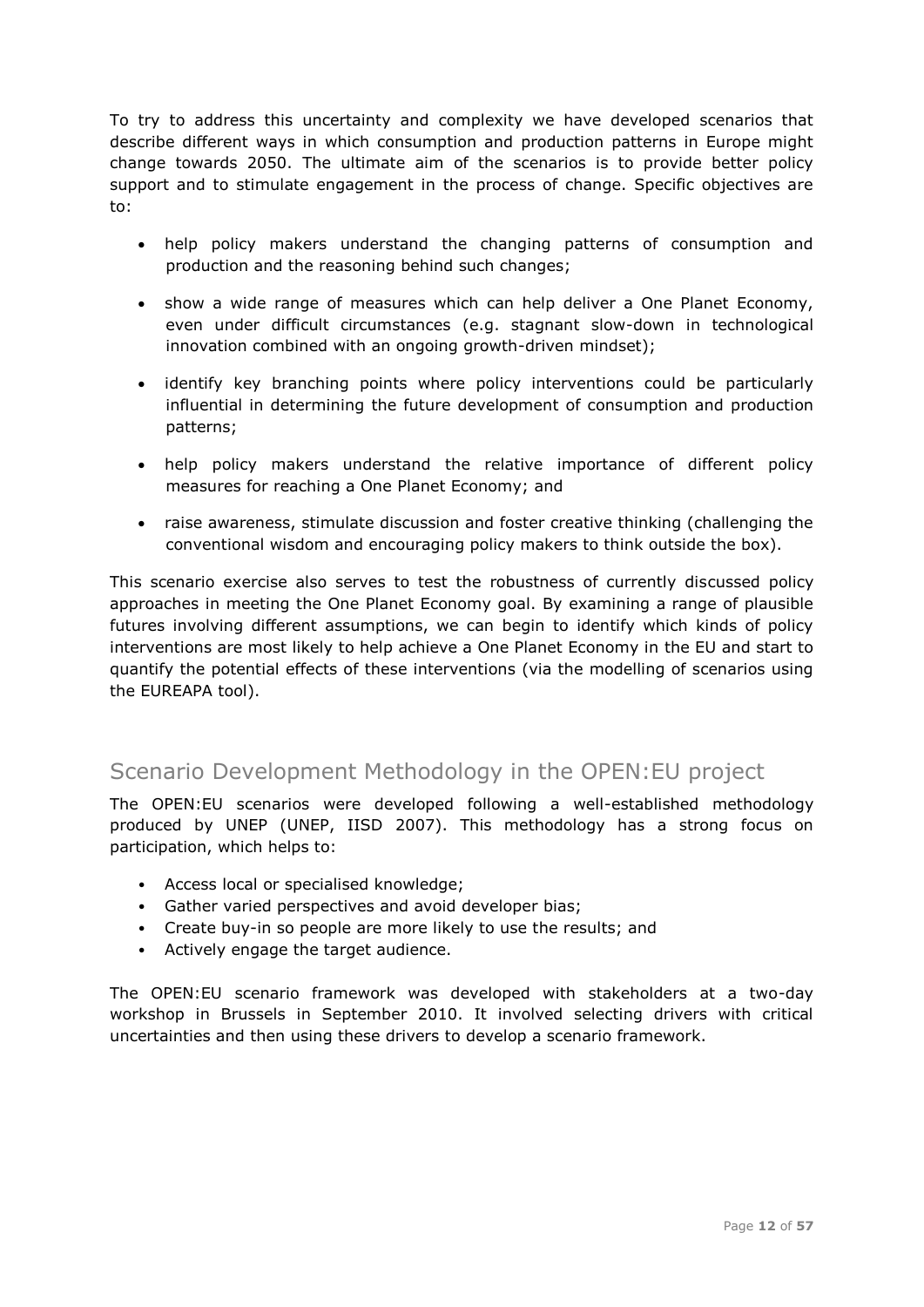To try to address this uncertainty and complexity we have developed scenarios that describe different ways in which consumption and production patterns in Europe might change towards 2050. The ultimate aim of the scenarios is to provide better policy support and to stimulate engagement in the process of change. Specific objectives are to:

- help policy makers understand the changing patterns of consumption and production and the reasoning behind such changes;
- show a wide range of measures which can help deliver a One Planet Economy, even under difficult circumstances (e.g. stagnant slow-down in technological innovation combined with an ongoing growth-driven mindset);
- identify key branching points where policy interventions could be particularly influential in determining the future development of consumption and production patterns;
- help policy makers understand the relative importance of different policy measures for reaching a One Planet Economy; and
- raise awareness, stimulate discussion and foster creative thinking (challenging the conventional wisdom and encouraging policy makers to think outside the box).

This scenario exercise also serves to test the robustness of currently discussed policy approaches in meeting the One Planet Economy goal. By examining a range of plausible futures involving different assumptions, we can begin to identify which kinds of policy interventions are most likely to help achieve a One Planet Economy in the EU and start to quantify the potential effects of these interventions (via the modelling of scenarios using the EUREAPA tool).

## Scenario Development Methodology in the OPEN:EU project

The OPEN:EU scenarios were developed following a well-established methodology produced by UNEP (UNEP, IISD 2007). This methodology has a strong focus on participation, which helps to:

- Access local or specialised knowledge;
- Gather varied perspectives and avoid developer bias;
- Create buy-in so people are more likely to use the results; and
- Actively engage the target audience.

The OPEN:EU scenario framework was developed with stakeholders at a two-day workshop in Brussels in September 2010. It involved selecting drivers with critical uncertainties and then using these drivers to develop a scenario framework.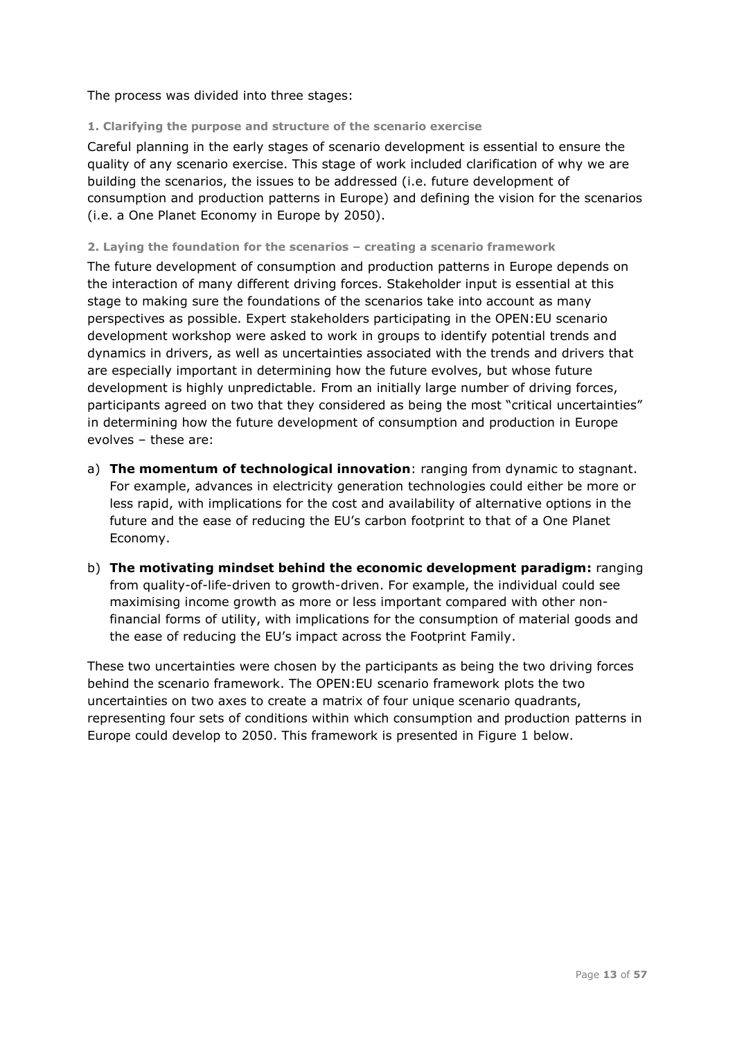The process was divided into three stages:

#### 1. Clarifying the purpose and structure of the scenario exercise

Careful planning in the early stages of scenario development is essential to ensure the quality of any scenario exercise. This stage of work included clarification of why we are building the scenarios, the issues to be addressed (i.e. future development of consumption and production patterns in Europe) and defining the vision for the scenarios (i.e. a One Planet Economy in Europe by 2050).

#### 2. Laying the foundation for the scenarios – creating a scenario framework

The future development of consumption and production patterns in Europe depends on the interaction of many different driving forces. Stakeholder input is essential at this stage to making sure the foundations of the scenarios take into account as many perspectives as possible. Expert stakeholders participating in the OPEN:EU scenario development workshop were asked to work in groups to identify potential trends and dynamics in drivers, as well as uncertainties associated with the trends and drivers that are especially important in determining how the future evolves, but whose future development is highly unpredictable. From an initially large number of driving forces, participants agreed on two that they considered as being the most "critical uncertainties" in determining how the future development of consumption and production in Europe evolves – these are:

a) **The momentum of technological innovation**: ranging from dynamic to stagnant. For example, advances in electricity generation technologies could either be more or less rapid, with implications for the cost and availability of alternative options in the future and the ease of reducing the EU's carbon footprint to that of a One Planet Economy.

b) **The motivating mindset behind the economic development paradigm:** ranging from quality-of-life-driven to growth-driven. For example, the individual could see maximising income growth as more or less important compared with other non-financial forms of utility, with implications for the consumption of material goods and the ease of reducing the EU's impact across the Footprint Family.

These two uncertainties were chosen by the participants as being the two driving forces behind the scenario framework. The OPEN:EU scenario framework plots the two uncertainties on two axes to create a matrix of four unique scenario quadrants, representing four sets of conditions within which consumption and production patterns in Europe could develop to 2050. This framework is presented in Figure 1 below.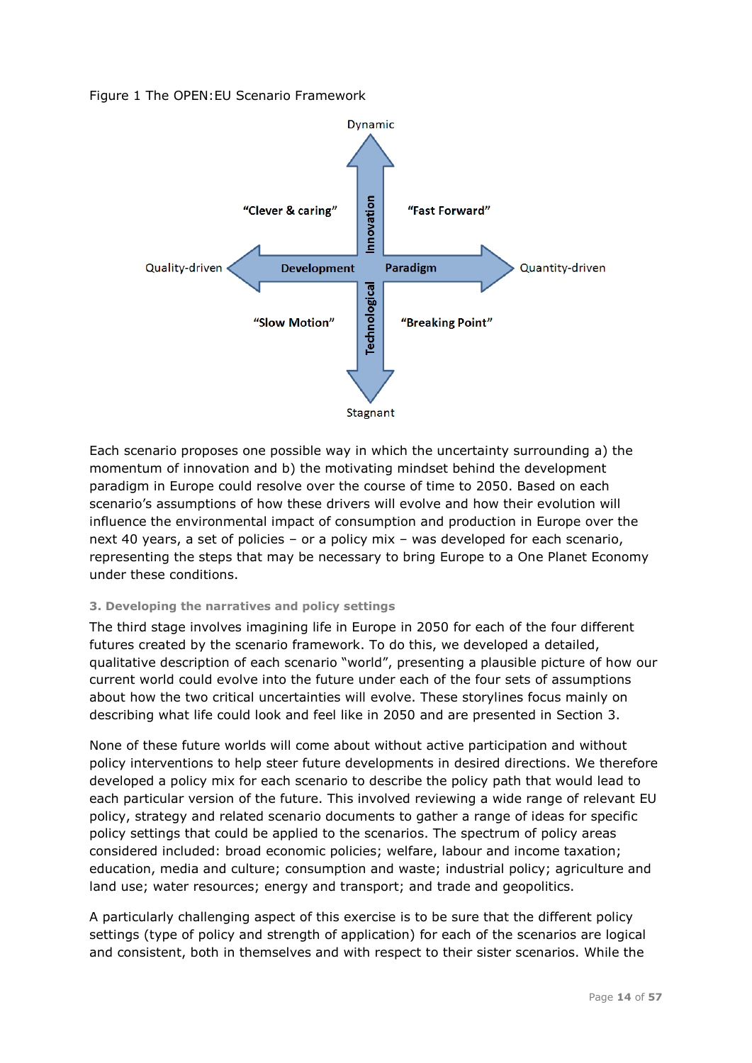Figure 1 The OPEN:EU Scenario Framework

Dynamic

"Clever & caring" | "Fast Forward"

Quality-driven — Development Paradigm — Quantity-driven

Technological Innovation

"Slow Motion" | "Breaking Point"

Stagnant

Each scenario proposes one possible way in which the uncertainty surrounding a) the momentum of innovation and b) the motivating mindset behind the development paradigm in Europe could resolve over the course of time to 2050. Based on each scenario's assumptions of how these drivers will evolve and how their evolution will influence the environmental impact of consumption and production in Europe over the next 40 years, a set of policies – or a policy mix – was developed for each scenario, representing the steps that may be necessary to bring Europe to a One Planet Economy under these conditions.

### 3. Developing the narratives and policy settings

The third stage involves imagining life in Europe in 2050 for each of the four different futures created by the scenario framework. To do this, we developed a detailed, qualitative description of each scenario "world", presenting a plausible picture of how our current world could evolve into the future under each of the four sets of assumptions about how the two critical uncertainties will evolve. These storylines focus mainly on describing what life could look and feel like in 2050 and are presented in Section 3.

None of these future worlds will come about without active participation and without policy interventions to help steer future developments in desired directions. We therefore developed a policy mix for each scenario to describe the policy path that would lead to each particular version of the future. This involved reviewing a wide range of relevant EU policy, strategy and related scenario documents to gather a range of ideas for specific policy settings that could be applied to the scenarios. The spectrum of policy areas considered included: broad economic policies; welfare, labour and income taxation; education, media and culture; consumption and waste; industrial policy; agriculture and land use; water resources; energy and transport; and trade and geopolitics.

A particularly challenging aspect of this exercise is to be sure that the different policy settings (type of policy and strength of application) for each of the scenarios are logical and consistent, both in themselves and with respect to their sister scenarios. While the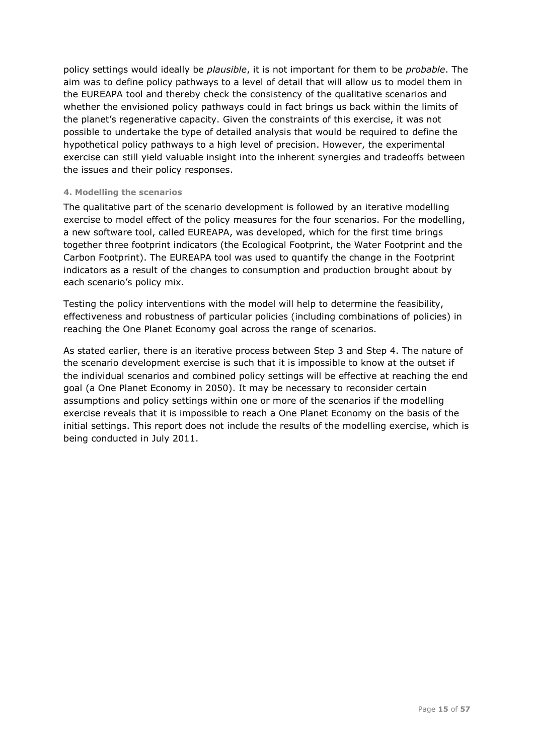policy settings would ideally be *plausible*, it is not important for them to be *probable*. The aim was to define policy pathways to a level of detail that will allow us to model them in the EUREAPA tool and thereby check the consistency of the qualitative scenarios and whether the envisioned policy pathways could in fact brings us back within the limits of the planet's regenerative capacity. Given the constraints of this exercise, it was not possible to undertake the type of detailed analysis that would be required to define the hypothetical policy pathways to a high level of precision. However, the experimental exercise can still yield valuable insight into the inherent synergies and tradeoffs between the issues and their policy responses.

#### 4. Modelling the scenarios

The qualitative part of the scenario development is followed by an iterative modelling exercise to model effect of the policy measures for the four scenarios. For the modelling, a new software tool, called EUREAPA, was developed, which for the first time brings together three footprint indicators (the Ecological Footprint, the Water Footprint and the Carbon Footprint). The EUREAPA tool was used to quantify the change in the Footprint indicators as a result of the changes to consumption and production brought about by each scenario's policy mix.

Testing the policy interventions with the model will help to determine the feasibility, effectiveness and robustness of particular policies (including combinations of policies) in reaching the One Planet Economy goal across the range of scenarios.

As stated earlier, there is an iterative process between Step 3 and Step 4. The nature of the scenario development exercise is such that it is impossible to know at the outset if the individual scenarios and combined policy settings will be effective at reaching the end goal (a One Planet Economy in 2050). It may be necessary to reconsider certain assumptions and policy settings within one or more of the scenarios if the modelling exercise reveals that it is impossible to reach a One Planet Economy on the basis of the initial settings. This report does not include the results of the modelling exercise, which is being conducted in July 2011.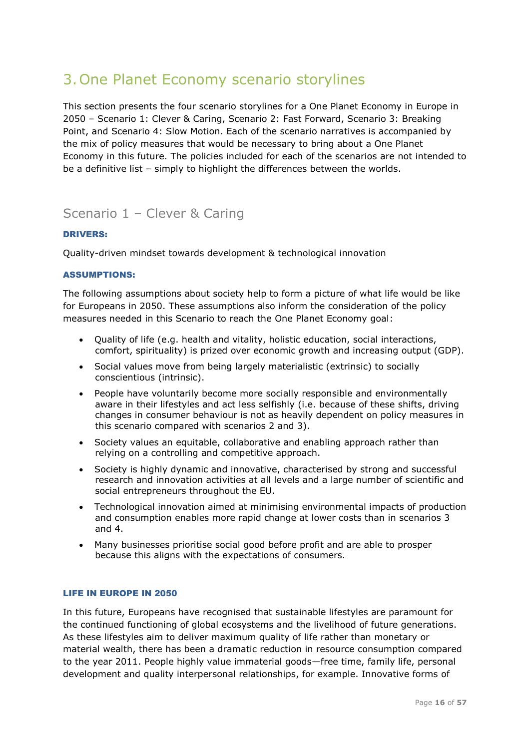# 3. One Planet Economy scenario storylines

This section presents the four scenario storylines for a One Planet Economy in Europe in 2050 – Scenario 1: Clever & Caring, Scenario 2: Fast Forward, Scenario 3: Breaking Point, and Scenario 4: Slow Motion. Each of the scenario narratives is accompanied by the mix of policy measures that would be necessary to bring about a One Planet Economy in this future. The policies included for each of the scenarios are not intended to be a definitive list – simply to highlight the differences between the worlds.

## Scenario 1 – Clever & Caring

**DRIVERS:**

Quality-driven mindset towards development & technological innovation

**ASSUMPTIONS:**

The following assumptions about society help to form a picture of what life would be like for Europeans in 2050. These assumptions also inform the consideration of the policy measures needed in this Scenario to reach the One Planet Economy goal:

- Quality of life (e.g. health and vitality, holistic education, social interactions, comfort, spirituality) is prized over economic growth and increasing output (GDP).
- Social values move from being largely materialistic (extrinsic) to socially conscientious (intrinsic).
- People have voluntarily become more socially responsible and environmentally aware in their lifestyles and act less selfishly (i.e. because of these shifts, driving changes in consumer behaviour is not as heavily dependent on policy measures in this scenario compared with scenarios 2 and 3).
- Society values an equitable, collaborative and enabling approach rather than relying on a controlling and competitive approach.
- Society is highly dynamic and innovative, characterised by strong and successful research and innovation activities at all levels and a large number of scientific and social entrepreneurs throughout the EU.
- Technological innovation aimed at minimising environmental impacts of production and consumption enables more rapid change at lower costs than in scenarios 3 and 4.
- Many businesses prioritise social good before profit and are able to prosper because this aligns with the expectations of consumers.

**LIFE IN EUROPE IN 2050**

In this future, Europeans have recognised that sustainable lifestyles are paramount for the continued functioning of global ecosystems and the livelihood of future generations. As these lifestyles aim to deliver maximum quality of life rather than monetary or material wealth, there has been a dramatic reduction in resource consumption compared to the year 2011. People highly value immaterial goods—free time, family life, personal development and quality interpersonal relationships, for example. Innovative forms of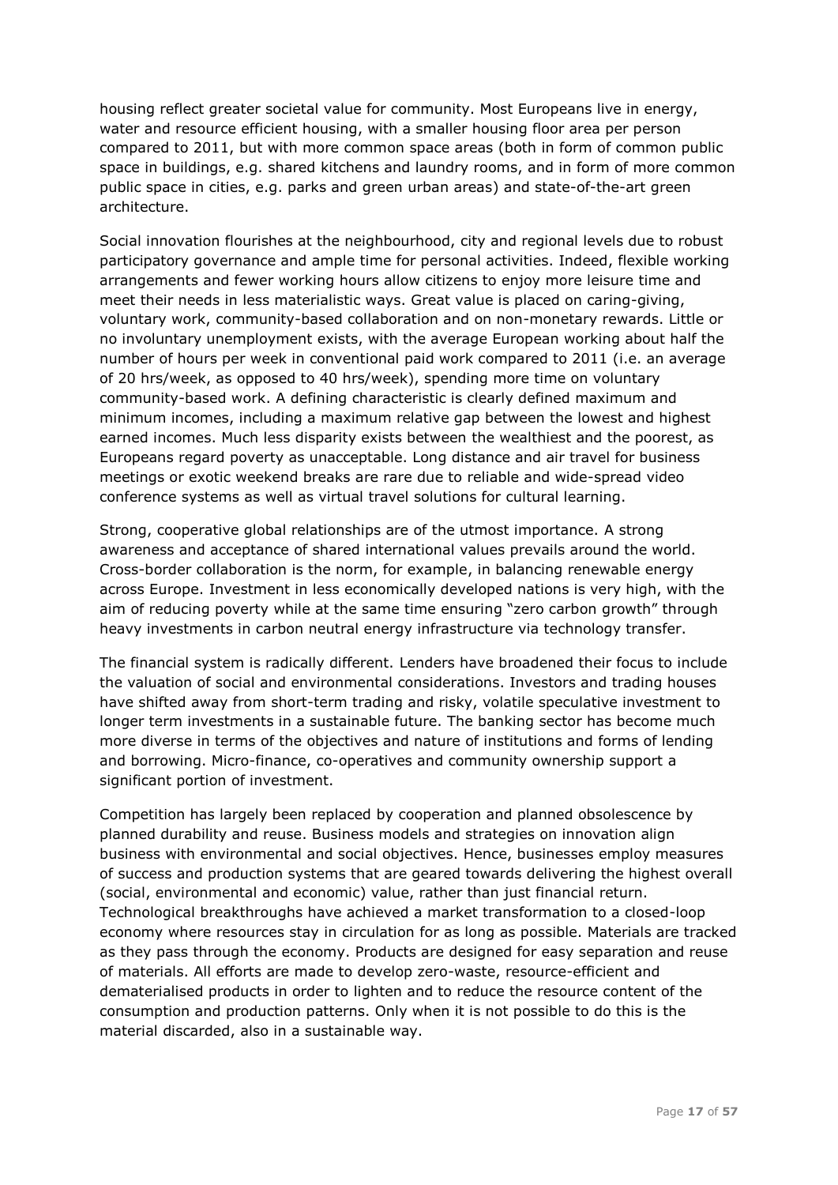housing reflect greater societal value for community. Most Europeans live in energy, water and resource efficient housing, with a smaller housing floor area per person compared to 2011, but with more common space areas (both in form of common public space in buildings, e.g. shared kitchens and laundry rooms, and in form of more common public space in cities, e.g. parks and green urban areas) and state-of-the-art green architecture.

Social innovation flourishes at the neighbourhood, city and regional levels due to robust participatory governance and ample time for personal activities. Indeed, flexible working arrangements and fewer working hours allow citizens to enjoy more leisure time and meet their needs in less materialistic ways. Great value is placed on caring-giving, voluntary work, community-based collaboration and on non-monetary rewards. Little or no involuntary unemployment exists, with the average European working about half the number of hours per week in conventional paid work compared to 2011 (i.e. an average of 20 hrs/week, as opposed to 40 hrs/week), spending more time on voluntary community-based work. A defining characteristic is clearly defined maximum and minimum incomes, including a maximum relative gap between the lowest and highest earned incomes. Much less disparity exists between the wealthiest and the poorest, as Europeans regard poverty as unacceptable. Long distance and air travel for business meetings or exotic weekend breaks are rare due to reliable and wide-spread video conference systems as well as virtual travel solutions for cultural learning.

Strong, cooperative global relationships are of the utmost importance. A strong awareness and acceptance of shared international values prevails around the world. Cross-border collaboration is the norm, for example, in balancing renewable energy across Europe. Investment in less economically developed nations is very high, with the aim of reducing poverty while at the same time ensuring "zero carbon growth" through heavy investments in carbon neutral energy infrastructure via technology transfer.

The financial system is radically different. Lenders have broadened their focus to include the valuation of social and environmental considerations. Investors and trading houses have shifted away from short-term trading and risky, volatile speculative investment to longer term investments in a sustainable future. The banking sector has become much more diverse in terms of the objectives and nature of institutions and forms of lending and borrowing. Micro-finance, co-operatives and community ownership support a significant portion of investment.

Competition has largely been replaced by cooperation and planned obsolescence by planned durability and reuse. Business models and strategies on innovation align business with environmental and social objectives. Hence, businesses employ measures of success and production systems that are geared towards delivering the highest overall (social, environmental and economic) value, rather than just financial return. Technological breakthroughs have achieved a market transformation to a closed-loop economy where resources stay in circulation for as long as possible. Materials are tracked as they pass through the economy. Products are designed for easy separation and reuse of materials. All efforts are made to develop zero-waste, resource-efficient and dematerialised products in order to lighten and to reduce the resource content of the consumption and production patterns. Only when it is not possible to do this is the material discarded, also in a sustainable way.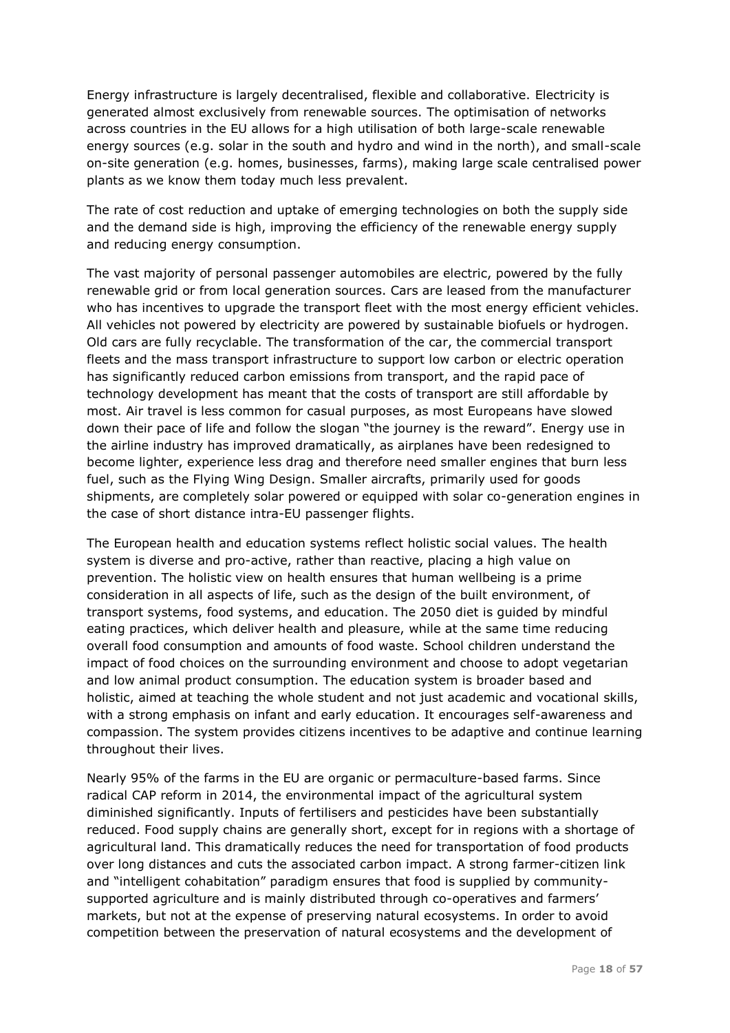Energy infrastructure is largely decentralised, flexible and collaborative. Electricity is generated almost exclusively from renewable sources. The optimisation of networks across countries in the EU allows for a high utilisation of both large-scale renewable energy sources (e.g. solar in the south and hydro and wind in the north), and small-scale on-site generation (e.g. homes, businesses, farms), making large scale centralised power plants as we know them today much less prevalent.

The rate of cost reduction and uptake of emerging technologies on both the supply side and the demand side is high, improving the efficiency of the renewable energy supply and reducing energy consumption.

The vast majority of personal passenger automobiles are electric, powered by the fully renewable grid or from local generation sources. Cars are leased from the manufacturer who has incentives to upgrade the transport fleet with the most energy efficient vehicles. All vehicles not powered by electricity are powered by sustainable biofuels or hydrogen. Old cars are fully recyclable. The transformation of the car, the commercial transport fleets and the mass transport infrastructure to support low carbon or electric operation has significantly reduced carbon emissions from transport, and the rapid pace of technology development has meant that the costs of transport are still affordable by most. Air travel is less common for casual purposes, as most Europeans have slowed down their pace of life and follow the slogan "the journey is the reward". Energy use in the airline industry has improved dramatically, as airplanes have been redesigned to become lighter, experience less drag and therefore need smaller engines that burn less fuel, such as the Flying Wing Design. Smaller aircrafts, primarily used for goods shipments, are completely solar powered or equipped with solar co-generation engines in the case of short distance intra-EU passenger flights.

The European health and education systems reflect holistic social values. The health system is diverse and pro-active, rather than reactive, placing a high value on prevention. The holistic view on health ensures that human wellbeing is a prime consideration in all aspects of life, such as the design of the built environment, of transport systems, food systems, and education. The 2050 diet is guided by mindful eating practices, which deliver health and pleasure, while at the same time reducing overall food consumption and amounts of food waste. School children understand the impact of food choices on the surrounding environment and choose to adopt vegetarian and low animal product consumption. The education system is broader based and holistic, aimed at teaching the whole student and not just academic and vocational skills, with a strong emphasis on infant and early education. It encourages self-awareness and compassion. The system provides citizens incentives to be adaptive and continue learning throughout their lives.

Nearly 95% of the farms in the EU are organic or permaculture-based farms. Since radical CAP reform in 2014, the environmental impact of the agricultural system diminished significantly. Inputs of fertilisers and pesticides have been substantially reduced. Food supply chains are generally short, except for in regions with a shortage of agricultural land. This dramatically reduces the need for transportation of food products over long distances and cuts the associated carbon impact. A strong farmer-citizen link and "intelligent cohabitation" paradigm ensures that food is supplied by community-supported agriculture and is mainly distributed through co-operatives and farmers' markets, but not at the expense of preserving natural ecosystems. In order to avoid competition between the preservation of natural ecosystems and the development of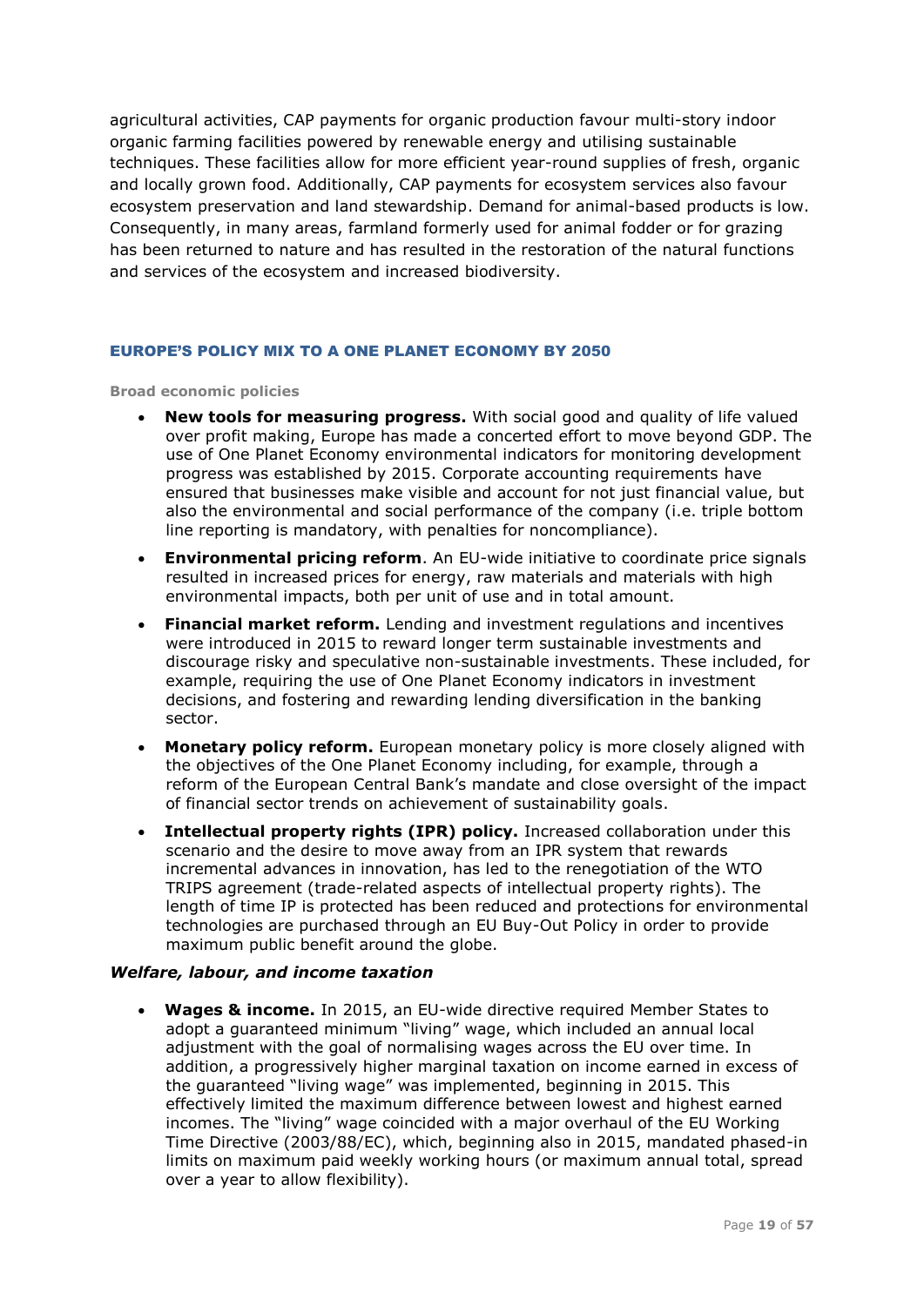agricultural activities, CAP payments for organic production favour multi-story indoor organic farming facilities powered by renewable energy and utilising sustainable techniques. These facilities allow for more efficient year-round supplies of fresh, organic and locally grown food. Additionally, CAP payments for ecosystem services also favour ecosystem preservation and land stewardship. Demand for animal-based products is low. Consequently, in many areas, farmland formerly used for animal fodder or for grazing has been returned to nature and has resulted in the restoration of the natural functions and services of the ecosystem and increased biodiversity.

## EUROPE'S POLICY MIX TO A ONE PLANET ECONOMY BY 2050

### Broad economic policies

- **New tools for measuring progress.** With social good and quality of life valued over profit making, Europe has made a concerted effort to move beyond GDP. The use of One Planet Economy environmental indicators for monitoring development progress was established by 2015. Corporate accounting requirements have ensured that businesses make visible and account for not just financial value, but also the environmental and social performance of the company (i.e. triple bottom line reporting is mandatory, with penalties for noncompliance).
- **Environmental pricing reform**. An EU-wide initiative to coordinate price signals resulted in increased prices for energy, raw materials and materials with high environmental impacts, both per unit of use and in total amount.
- **Financial market reform.** Lending and investment regulations and incentives were introduced in 2015 to reward longer term sustainable investments and discourage risky and speculative non-sustainable investments. These included, for example, requiring the use of One Planet Economy indicators in investment decisions, and fostering and rewarding lending diversification in the banking sector.
- **Monetary policy reform.** European monetary policy is more closely aligned with the objectives of the One Planet Economy including, for example, through a reform of the European Central Bank's mandate and close oversight of the impact of financial sector trends on achievement of sustainability goals.
- **Intellectual property rights (IPR) policy.** Increased collaboration under this scenario and the desire to move away from an IPR system that rewards incremental advances in innovation, has led to the renegotiation of the WTO TRIPS agreement (trade-related aspects of intellectual property rights). The length of time IP is protected has been reduced and protections for environmental technologies are purchased through an EU Buy-Out Policy in order to provide maximum public benefit around the globe.

### *Welfare, labour, and income taxation*

- **Wages & income.** In 2015, an EU-wide directive required Member States to adopt a guaranteed minimum "living" wage, which included an annual local adjustment with the goal of normalising wages across the EU over time. In addition, a progressively higher marginal taxation on income earned in excess of the guaranteed "living wage" was implemented, beginning in 2015. This effectively limited the maximum difference between lowest and highest earned incomes. The "living" wage coincided with a major overhaul of the EU Working Time Directive (2003/88/EC), which, beginning also in 2015, mandated phased-in limits on maximum paid weekly working hours (or maximum annual total, spread over a year to allow flexibility).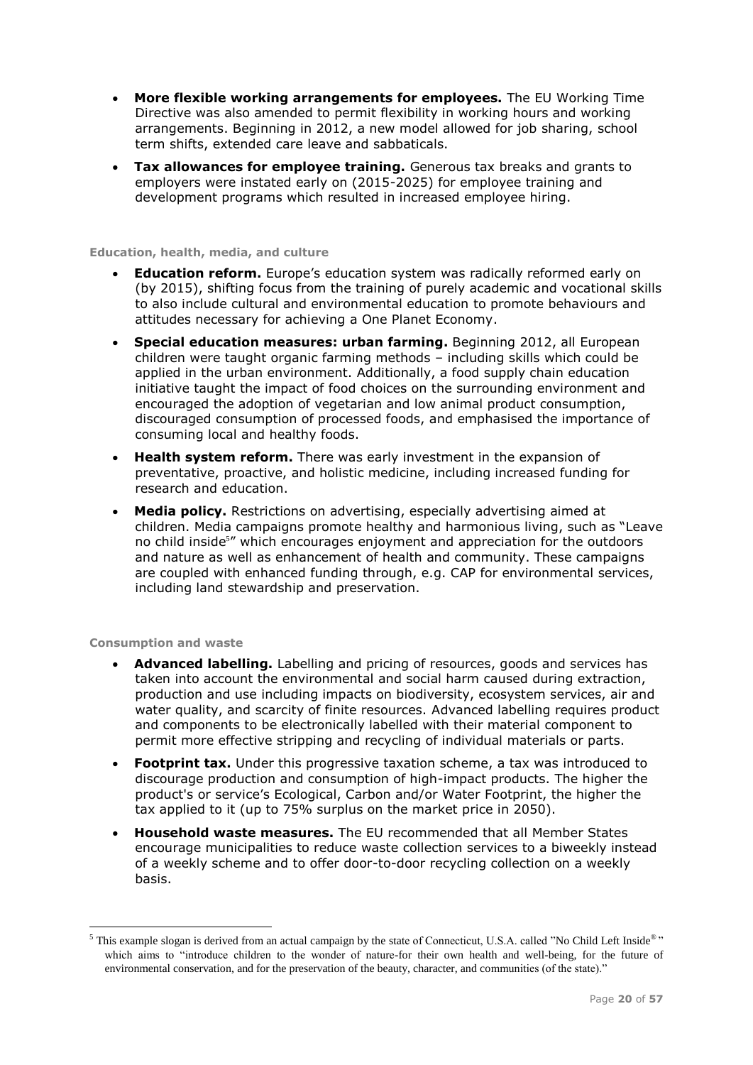- **More flexible working arrangements for employees.** The EU Working Time Directive was also amended to permit flexibility in working hours and working arrangements. Beginning in 2012, a new model allowed for job sharing, school term shifts, extended care leave and sabbaticals.
- **Tax allowances for employee training.** Generous tax breaks and grants to employers were instated early on (2015-2025) for employee training and development programs which resulted in increased employee hiring.

#### Education, health, media, and culture

- **Education reform.** Europe's education system was radically reformed early on (by 2015), shifting focus from the training of purely academic and vocational skills to also include cultural and environmental education to promote behaviours and attitudes necessary for achieving a One Planet Economy.
- **Special education measures: urban farming.** Beginning 2012, all European children were taught organic farming methods – including skills which could be applied in the urban environment. Additionally, a food supply chain education initiative taught the impact of food choices on the surrounding environment and encouraged the adoption of vegetarian and low animal product consumption, discouraged consumption of processed foods, and emphasised the importance of consuming local and healthy foods.
- **Health system reform.** There was early investment in the expansion of preventative, proactive, and holistic medicine, including increased funding for research and education.
- **Media policy.** Restrictions on advertising, especially advertising aimed at children. Media campaigns promote healthy and harmonious living, such as "Leave no child inside[5]" which encourages enjoyment and appreciation for the outdoors and nature as well as enhancement of health and community. These campaigns are coupled with enhanced funding through, e.g. CAP for environmental services, including land stewardship and preservation.

#### Consumption and waste

- **Advanced labelling.** Labelling and pricing of resources, goods and services has taken into account the environmental and social harm caused during extraction, production and use including impacts on biodiversity, ecosystem services, air and water quality, and scarcity of finite resources. Advanced labelling requires product and components to be electronically labelled with their material component to permit more effective stripping and recycling of individual materials or parts.
- **Footprint tax.** Under this progressive taxation scheme, a tax was introduced to discourage production and consumption of high-impact products. The higher the product's or service's Ecological, Carbon and/or Water Footprint, the higher the tax applied to it (up to 75% surplus on the market price in 2050).
- **Household waste measures.** The EU recommended that all Member States encourage municipalities to reduce waste collection services to a biweekly instead of a weekly scheme and to offer door-to-door recycling collection on a weekly basis.

---

[5] This example slogan is derived from an actual campaign by the state of Connecticut, U.S.A. called "No Child Left Inside®" which aims to "introduce children to the wonder of nature-for their own health and well-being, for the future of environmental conservation, and for the preservation of the beauty, character, and communities (of the state)."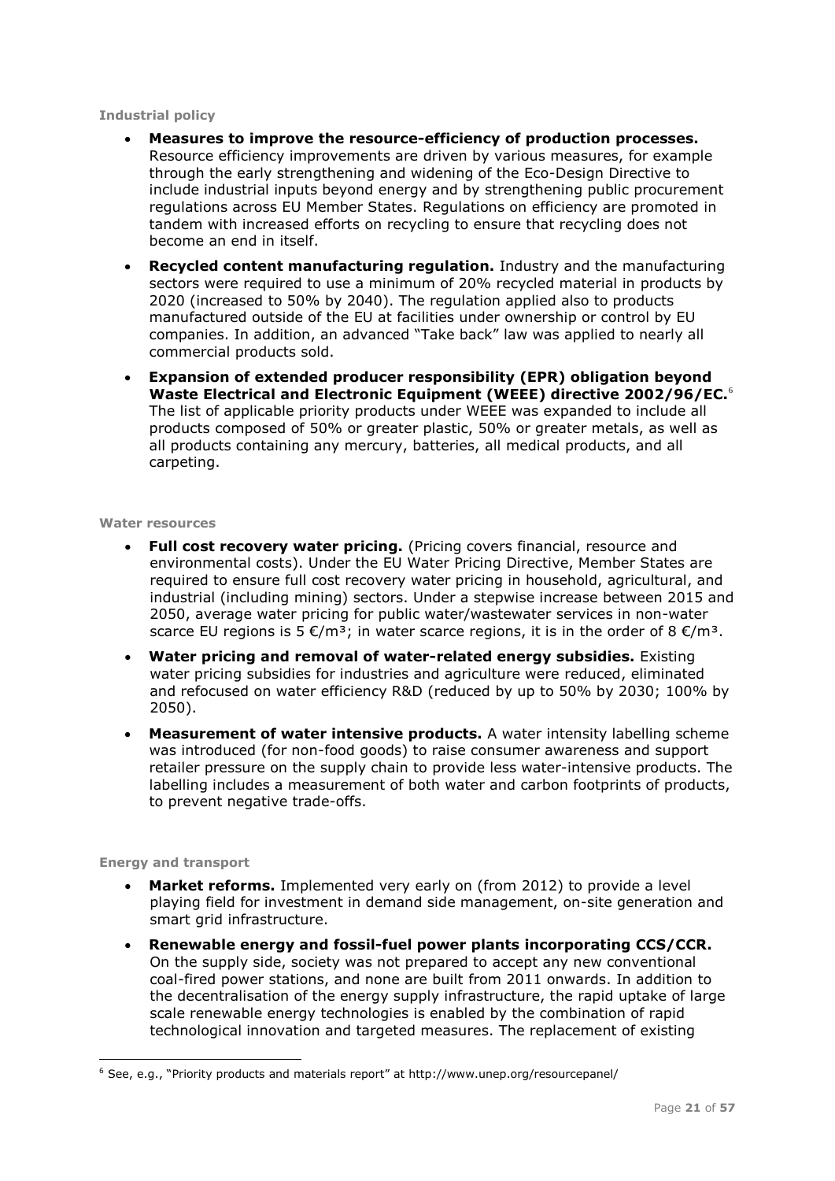#### Industrial policy

- **Measures to improve the resource-efficiency of production processes.** Resource efficiency improvements are driven by various measures, for example through the early strengthening and widening of the Eco-Design Directive to include industrial inputs beyond energy and by strengthening public procurement regulations across EU Member States. Regulations on efficiency are promoted in tandem with increased efforts on recycling to ensure that recycling does not become an end in itself.
- **Recycled content manufacturing regulation.** Industry and the manufacturing sectors were required to use a minimum of 20% recycled material in products by 2020 (increased to 50% by 2040). The regulation applied also to products manufactured outside of the EU at facilities under ownership or control by EU companies. In addition, an advanced "Take back" law was applied to nearly all commercial products sold.
- **Expansion of extended producer responsibility (EPR) obligation beyond Waste Electrical and Electronic Equipment (WEEE) directive 2002/96/EC.**[6] The list of applicable priority products under WEEE was expanded to include all products composed of 50% or greater plastic, 50% or greater metals, as well as all products containing any mercury, batteries, all medical products, and all carpeting.

#### Water resources

- **Full cost recovery water pricing.** (Pricing covers financial, resource and environmental costs). Under the EU Water Pricing Directive, Member States are required to ensure full cost recovery water pricing in household, agricultural, and industrial (including mining) sectors. Under a stepwise increase between 2015 and 2050, average water pricing for public water/wastewater services in non-water scarce EU regions is 5 €/m³; in water scarce regions, it is in the order of 8 €/m³.
- **Water pricing and removal of water-related energy subsidies.** Existing water pricing subsidies for industries and agriculture were reduced, eliminated and refocused on water efficiency R&D (reduced by up to 50% by 2030; 100% by 2050).
- **Measurement of water intensive products.** A water intensity labelling scheme was introduced (for non-food goods) to raise consumer awareness and support retailer pressure on the supply chain to provide less water-intensive products. The labelling includes a measurement of both water and carbon footprints of products, to prevent negative trade-offs.

#### Energy and transport

- **Market reforms.** Implemented very early on (from 2012) to provide a level playing field for investment in demand side management, on-site generation and smart grid infrastructure.
- **Renewable energy and fossil-fuel power plants incorporating CCS/CCR.** On the supply side, society was not prepared to accept any new conventional coal-fired power stations, and none are built from 2011 onwards. In addition to the decentralisation of the energy supply infrastructure, the rapid uptake of large scale renewable energy technologies is enabled by the combination of rapid technological innovation and targeted measures. The replacement of existing

---

[6] See, e.g., "Priority products and materials report" at http://www.unep.org/resourcepanel/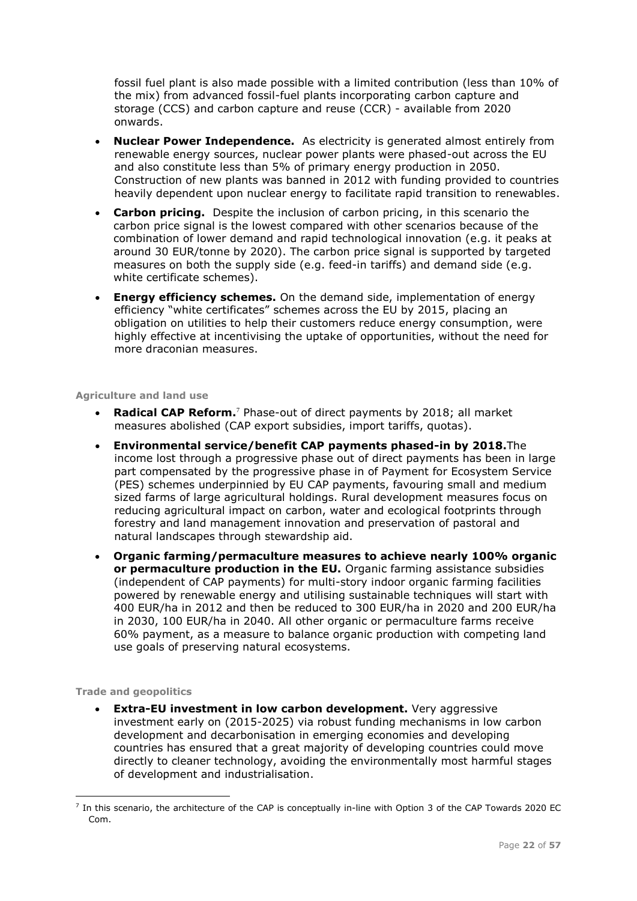fossil fuel plant is also made possible with a limited contribution (less than 10% of the mix) from advanced fossil-fuel plants incorporating carbon capture and storage (CCS) and carbon capture and reuse (CCR) - available from 2020 onwards.

- **Nuclear Power Independence.** As electricity is generated almost entirely from renewable energy sources, nuclear power plants were phased-out across the EU and also constitute less than 5% of primary energy production in 2050. Construction of new plants was banned in 2012 with funding provided to countries heavily dependent upon nuclear energy to facilitate rapid transition to renewables.
- **Carbon pricing.** Despite the inclusion of carbon pricing, in this scenario the carbon price signal is the lowest compared with other scenarios because of the combination of lower demand and rapid technological innovation (e.g. it peaks at around 30 EUR/tonne by 2020). The carbon price signal is supported by targeted measures on both the supply side (e.g. feed-in tariffs) and demand side (e.g. white certificate schemes).
- **Energy efficiency schemes.** On the demand side, implementation of energy efficiency "white certificates" schemes across the EU by 2015, placing an obligation on utilities to help their customers reduce energy consumption, were highly effective at incentivising the uptake of opportunities, without the need for more draconian measures.

#### Agriculture and land use

- **Radical CAP Reform.**[7] Phase-out of direct payments by 2018; all market measures abolished (CAP export subsidies, import tariffs, quotas).
- **Environmental service/benefit CAP payments phased-in by 2018.** The income lost through a progressive phase out of direct payments has been in large part compensated by the progressive phase in of Payment for Ecosystem Service (PES) schemes underpinnied by EU CAP payments, favouring small and medium sized farms of large agricultural holdings. Rural development measures focus on reducing agricultural impact on carbon, water and ecological footprints through forestry and land management innovation and preservation of pastoral and natural landscapes through stewardship aid.
- **Organic farming/permaculture measures to achieve nearly 100% organic or permaculture production in the EU.** Organic farming assistance subsidies (independent of CAP payments) for multi-story indoor organic farming facilities powered by renewable energy and utilising sustainable techniques will start with 400 EUR/ha in 2012 and then be reduced to 300 EUR/ha in 2020 and 200 EUR/ha in 2030, 100 EUR/ha in 2040. All other organic or permaculture farms receive 60% payment, as a measure to balance organic production with competing land use goals of preserving natural ecosystems.

#### Trade and geopolitics

- **Extra-EU investment in low carbon development.** Very aggressive investment early on (2015-2025) via robust funding mechanisms in low carbon development and decarbonisation in emerging economies and developing countries has ensured that a great majority of developing countries could move directly to cleaner technology, avoiding the environmentally most harmful stages of development and industrialisation.

---

[7] In this scenario, the architecture of the CAP is conceptually in-line with Option 3 of the CAP Towards 2020 EC Com.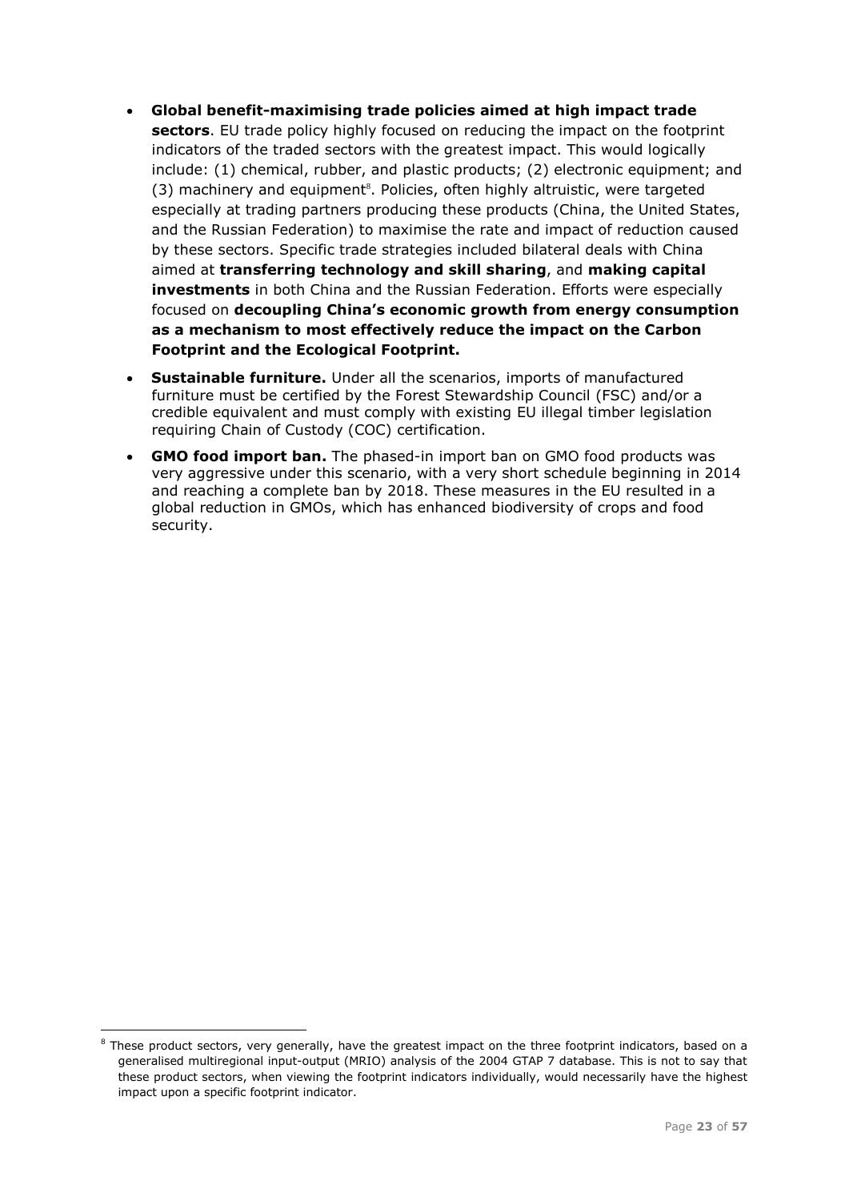- **Global benefit-maximising trade policies aimed at high impact trade sectors**. EU trade policy highly focused on reducing the impact on the footprint indicators of the traded sectors with the greatest impact. This would logically include: (1) chemical, rubber, and plastic products; (2) electronic equipment; and (3) machinery and equipment[8]. Policies, often highly altruistic, were targeted especially at trading partners producing these products (China, the United States, and the Russian Federation) to maximise the rate and impact of reduction caused by these sectors. Specific trade strategies included bilateral deals with China aimed at **transferring technology and skill sharing**, and **making capital investments** in both China and the Russian Federation. Efforts were especially focused on **decoupling China's economic growth from energy consumption as a mechanism to most effectively reduce the impact on the Carbon Footprint and the Ecological Footprint.**
- **Sustainable furniture.** Under all the scenarios, imports of manufactured furniture must be certified by the Forest Stewardship Council (FSC) and/or a credible equivalent and must comply with existing EU illegal timber legislation requiring Chain of Custody (COC) certification.
- **GMO food import ban.** The phased-in import ban on GMO food products was very aggressive under this scenario, with a very short schedule beginning in 2014 and reaching a complete ban by 2018. These measures in the EU resulted in a global reduction in GMOs, which has enhanced biodiversity of crops and food security.

[8] These product sectors, very generally, have the greatest impact on the three footprint indicators, based on a generalised multiregional input-output (MRIO) analysis of the 2004 GTAP 7 database. This is not to say that these product sectors, when viewing the footprint indicators individually, would necessarily have the highest impact upon a specific footprint indicator.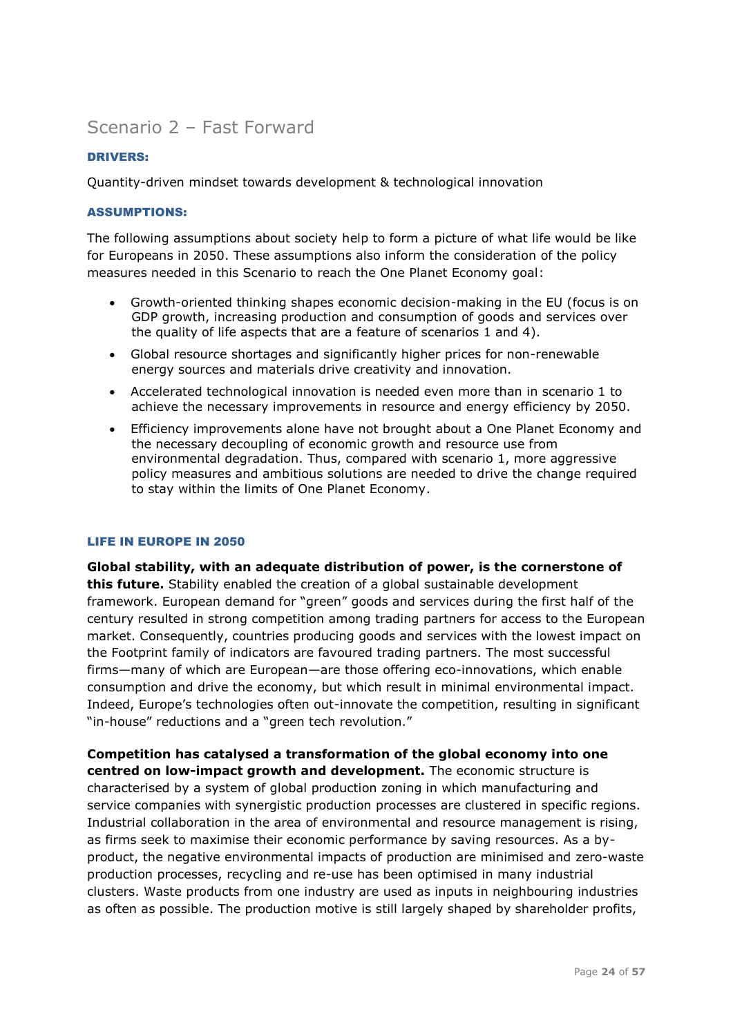## Scenario 2 – Fast Forward

### DRIVERS:

Quantity-driven mindset towards development & technological innovation

### ASSUMPTIONS:

The following assumptions about society help to form a picture of what life would be like for Europeans in 2050. These assumptions also inform the consideration of the policy measures needed in this Scenario to reach the One Planet Economy goal:

- Growth-oriented thinking shapes economic decision-making in the EU (focus is on GDP growth, increasing production and consumption of goods and services over the quality of life aspects that are a feature of scenarios 1 and 4).
- Global resource shortages and significantly higher prices for non-renewable energy sources and materials drive creativity and innovation.
- Accelerated technological innovation is needed even more than in scenario 1 to achieve the necessary improvements in resource and energy efficiency by 2050.
- Efficiency improvements alone have not brought about a One Planet Economy and the necessary decoupling of economic growth and resource use from environmental degradation. Thus, compared with scenario 1, more aggressive policy measures and ambitious solutions are needed to drive the change required to stay within the limits of One Planet Economy.

### LIFE IN EUROPE IN 2050

**Global stability, with an adequate distribution of power, is the cornerstone of this future.** Stability enabled the creation of a global sustainable development framework. European demand for "green" goods and services during the first half of the century resulted in strong competition among trading partners for access to the European market. Consequently, countries producing goods and services with the lowest impact on the Footprint family of indicators are favoured trading partners. The most successful firms—many of which are European—are those offering eco-innovations, which enable consumption and drive the economy, but which result in minimal environmental impact. Indeed, Europe's technologies often out-innovate the competition, resulting in significant "in-house" reductions and a "green tech revolution."

**Competition has catalysed a transformation of the global economy into one centred on low-impact growth and development.** The economic structure is characterised by a system of global production zoning in which manufacturing and service companies with synergistic production processes are clustered in specific regions. Industrial collaboration in the area of environmental and resource management is rising, as firms seek to maximise their economic performance by saving resources. As a by-product, the negative environmental impacts of production are minimised and zero-waste production processes, recycling and re-use has been optimised in many industrial clusters. Waste products from one industry are used as inputs in neighbouring industries as often as possible. The production motive is still largely shaped by shareholder profits,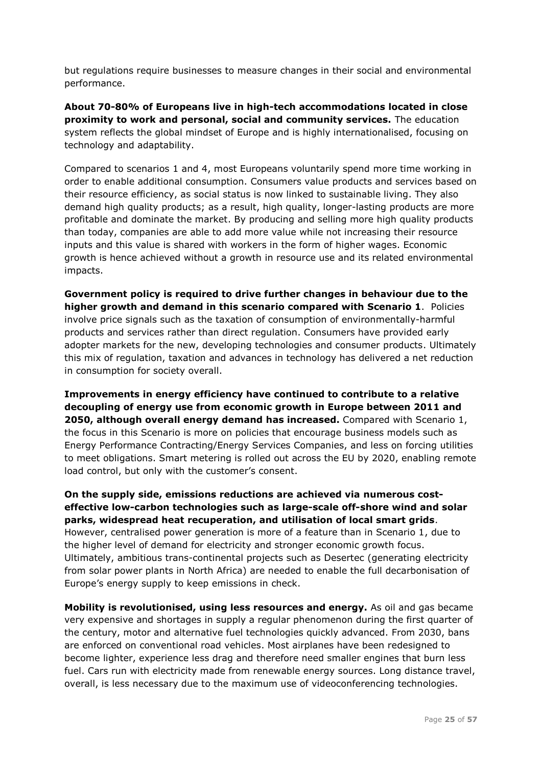but regulations require businesses to measure changes in their social and environmental performance.

**About 70-80% of Europeans live in high-tech accommodations located in close proximity to work and personal, social and community services.** The education system reflects the global mindset of Europe and is highly internationalised, focusing on technology and adaptability.

Compared to scenarios 1 and 4, most Europeans voluntarily spend more time working in order to enable additional consumption. Consumers value products and services based on their resource efficiency, as social status is now linked to sustainable living. They also demand high quality products; as a result, high quality, longer-lasting products are more profitable and dominate the market. By producing and selling more high quality products than today, companies are able to add more value while not increasing their resource inputs and this value is shared with workers in the form of higher wages. Economic growth is hence achieved without a growth in resource use and its related environmental impacts.

**Government policy is required to drive further changes in behaviour due to the higher growth and demand in this scenario compared with Scenario 1**. Policies involve price signals such as the taxation of consumption of environmentally-harmful products and services rather than direct regulation. Consumers have provided early adopter markets for the new, developing technologies and consumer products. Ultimately this mix of regulation, taxation and advances in technology has delivered a net reduction in consumption for society overall.

**Improvements in energy efficiency have continued to contribute to a relative decoupling of energy use from economic growth in Europe between 2011 and 2050, although overall energy demand has increased.** Compared with Scenario 1, the focus in this Scenario is more on policies that encourage business models such as Energy Performance Contracting/Energy Services Companies, and less on forcing utilities to meet obligations. Smart metering is rolled out across the EU by 2020, enabling remote load control, but only with the customer's consent.

**On the supply side, emissions reductions are achieved via numerous cost-effective low-carbon technologies such as large-scale off-shore wind and solar parks, widespread heat recuperation, and utilisation of local smart grids**. However, centralised power generation is more of a feature than in Scenario 1, due to the higher level of demand for electricity and stronger economic growth focus. Ultimately, ambitious trans-continental projects such as Desertec (generating electricity from solar power plants in North Africa) are needed to enable the full decarbonisation of Europe's energy supply to keep emissions in check.

**Mobility is revolutionised, using less resources and energy.** As oil and gas became very expensive and shortages in supply a regular phenomenon during the first quarter of the century, motor and alternative fuel technologies quickly advanced. From 2030, bans are enforced on conventional road vehicles. Most airplanes have been redesigned to become lighter, experience less drag and therefore need smaller engines that burn less fuel. Cars run with electricity made from renewable energy sources. Long distance travel, overall, is less necessary due to the maximum use of videoconferencing technologies.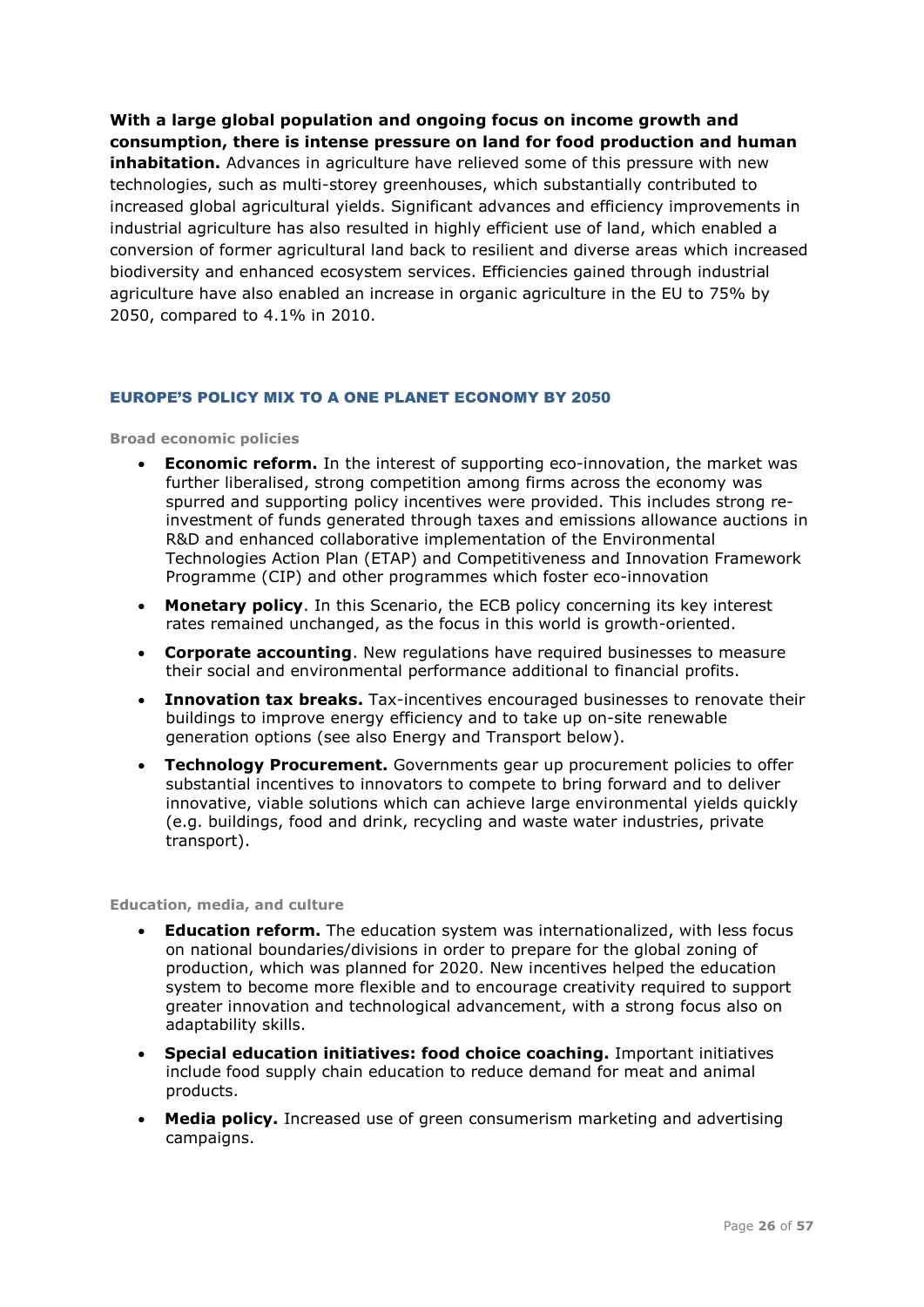**With a large global population and ongoing focus on income growth and consumption, there is intense pressure on land for food production and human inhabitation.** Advances in agriculture have relieved some of this pressure with new technologies, such as multi-storey greenhouses, which substantially contributed to increased global agricultural yields. Significant advances and efficiency improvements in industrial agriculture has also resulted in highly efficient use of land, which enabled a conversion of former agricultural land back to resilient and diverse areas which increased biodiversity and enhanced ecosystem services. Efficiencies gained through industrial agriculture have also enabled an increase in organic agriculture in the EU to 75% by 2050, compared to 4.1% in 2010.

## EUROPE'S POLICY MIX TO A ONE PLANET ECONOMY BY 2050

#### Broad economic policies

- **Economic reform.** In the interest of supporting eco-innovation, the market was further liberalised, strong competition among firms across the economy was spurred and supporting policy incentives were provided. This includes strong re-investment of funds generated through taxes and emissions allowance auctions in R&D and enhanced collaborative implementation of the Environmental Technologies Action Plan (ETAP) and Competitiveness and Innovation Framework Programme (CIP) and other programmes which foster eco-innovation
- **Monetary policy**. In this Scenario, the ECB policy concerning its key interest rates remained unchanged, as the focus in this world is growth-oriented.
- **Corporate accounting**. New regulations have required businesses to measure their social and environmental performance additional to financial profits.
- **Innovation tax breaks.** Tax-incentives encouraged businesses to renovate their buildings to improve energy efficiency and to take up on-site renewable generation options (see also Energy and Transport below).
- **Technology Procurement.** Governments gear up procurement policies to offer substantial incentives to innovators to compete to bring forward and to deliver innovative, viable solutions which can achieve large environmental yields quickly (e.g. buildings, food and drink, recycling and waste water industries, private transport).

#### Education, media, and culture

- **Education reform.** The education system was internationalized, with less focus on national boundaries/divisions in order to prepare for the global zoning of production, which was planned for 2020. New incentives helped the education system to become more flexible and to encourage creativity required to support greater innovation and technological advancement, with a strong focus also on adaptability skills.
- **Special education initiatives: food choice coaching.** Important initiatives include food supply chain education to reduce demand for meat and animal products.
- **Media policy.** Increased use of green consumerism marketing and advertising campaigns.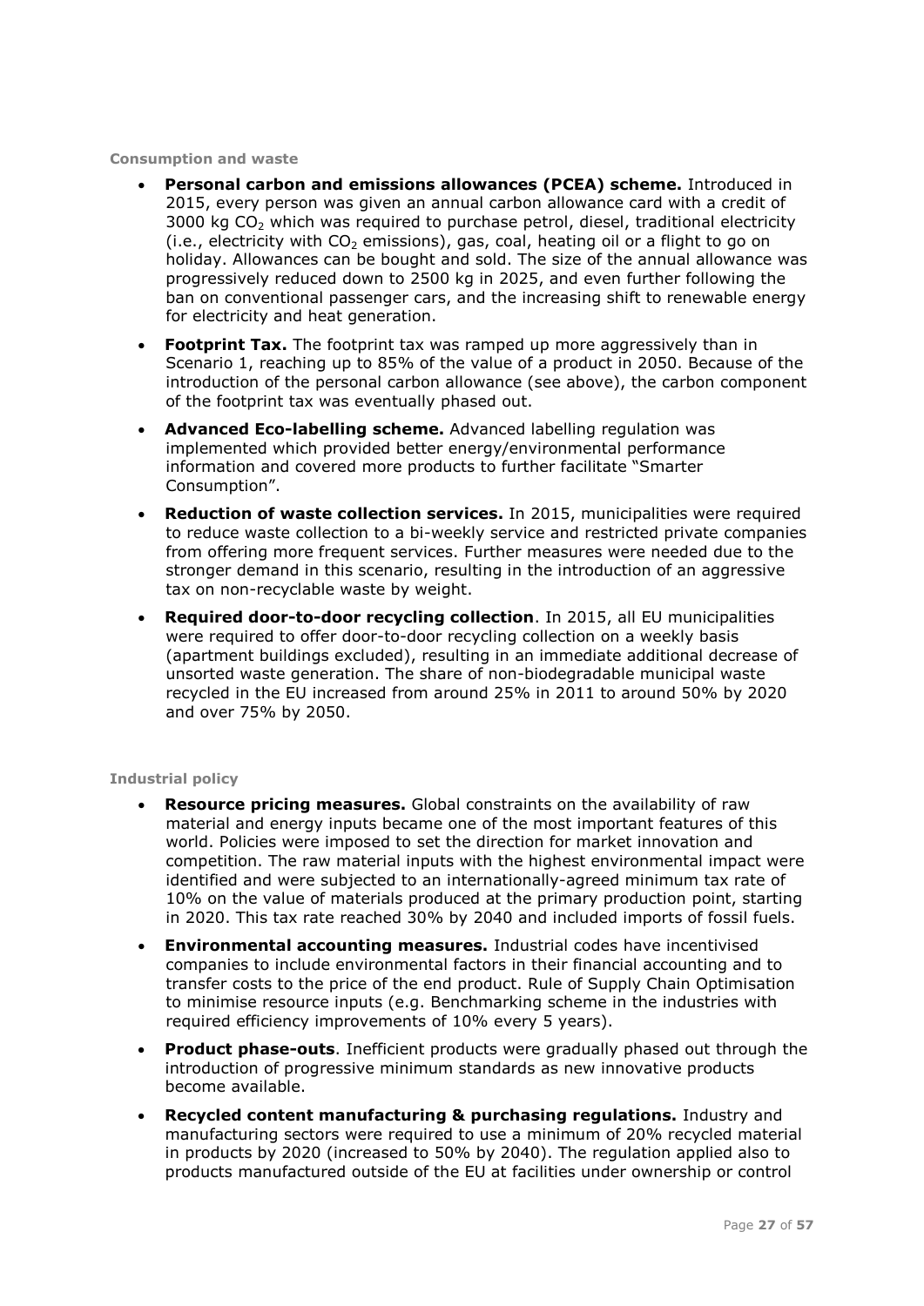#### Consumption and waste

- **Personal carbon and emissions allowances (PCEA) scheme.** Introduced in 2015, every person was given an annual carbon allowance card with a credit of 3000 kg $CO_2$ which was required to purchase petrol, diesel, traditional electricity (i.e., electricity with $CO_2$ emissions), gas, coal, heating oil or a flight to go on holiday. Allowances can be bought and sold. The size of the annual allowance was progressively reduced down to 2500 kg in 2025, and even further following the ban on conventional passenger cars, and the increasing shift to renewable energy for electricity and heat generation.
- **Footprint Tax.** The footprint tax was ramped up more aggressively than in Scenario 1, reaching up to 85% of the value of a product in 2050. Because of the introduction of the personal carbon allowance (see above), the carbon component of the footprint tax was eventually phased out.
- **Advanced Eco-labelling scheme.** Advanced labelling regulation was implemented which provided better energy/environmental performance information and covered more products to further facilitate "Smarter Consumption".
- **Reduction of waste collection services.** In 2015, municipalities were required to reduce waste collection to a bi-weekly service and restricted private companies from offering more frequent services. Further measures were needed due to the stronger demand in this scenario, resulting in the introduction of an aggressive tax on non-recyclable waste by weight.
- **Required door-to-door recycling collection**. In 2015, all EU municipalities were required to offer door-to-door recycling collection on a weekly basis (apartment buildings excluded), resulting in an immediate additional decrease of unsorted waste generation. The share of non-biodegradable municipal waste recycled in the EU increased from around 25% in 2011 to around 50% by 2020 and over 75% by 2050.

#### Industrial policy

- **Resource pricing measures.** Global constraints on the availability of raw material and energy inputs became one of the most important features of this world. Policies were imposed to set the direction for market innovation and competition. The raw material inputs with the highest environmental impact were identified and were subjected to an internationally-agreed minimum tax rate of 10% on the value of materials produced at the primary production point, starting in 2020. This tax rate reached 30% by 2040 and included imports of fossil fuels.
- **Environmental accounting measures.** Industrial codes have incentivised companies to include environmental factors in their financial accounting and to transfer costs to the price of the end product. Rule of Supply Chain Optimisation to minimise resource inputs (e.g. Benchmarking scheme in the industries with required efficiency improvements of 10% every 5 years).
- **Product phase-outs**. Inefficient products were gradually phased out through the introduction of progressive minimum standards as new innovative products become available.
- **Recycled content manufacturing & purchasing regulations.** Industry and manufacturing sectors were required to use a minimum of 20% recycled material in products by 2020 (increased to 50% by 2040). The regulation applied also to products manufactured outside of the EU at facilities under ownership or control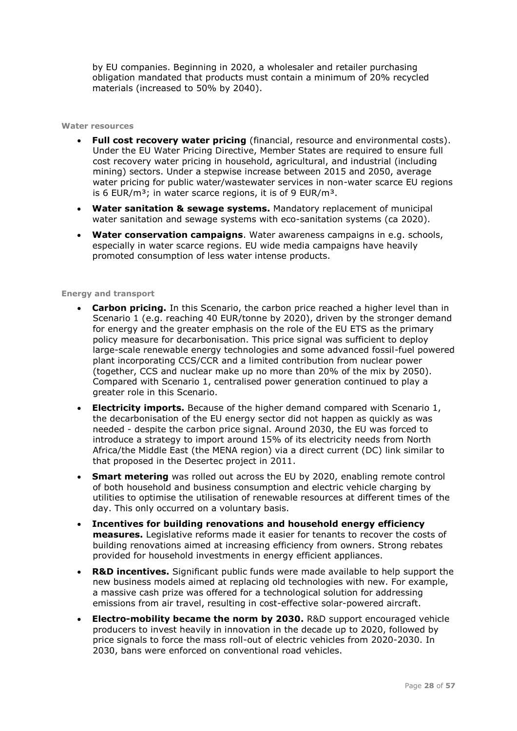by EU companies. Beginning in 2020, a wholesaler and retailer purchasing obligation mandated that products must contain a minimum of 20% recycled materials (increased to 50% by 2040).

**Water resources**

- **Full cost recovery water pricing** (financial, resource and environmental costs). Under the EU Water Pricing Directive, Member States are required to ensure full cost recovery water pricing in household, agricultural, and industrial (including mining) sectors. Under a stepwise increase between 2015 and 2050, average water pricing for public water/wastewater services in non-water scarce EU regions is 6 EUR/m³; in water scarce regions, it is of 9 EUR/m³.
- **Water sanitation & sewage systems.** Mandatory replacement of municipal water sanitation and sewage systems with eco-sanitation systems (ca 2020).
- **Water conservation campaigns**. Water awareness campaigns in e.g. schools, especially in water scarce regions. EU wide media campaigns have heavily promoted consumption of less water intense products.

**Energy and transport**

- **Carbon pricing.** In this Scenario, the carbon price reached a higher level than in Scenario 1 (e.g. reaching 40 EUR/tonne by 2020), driven by the stronger demand for energy and the greater emphasis on the role of the EU ETS as the primary policy measure for decarbonisation. This price signal was sufficient to deploy large-scale renewable energy technologies and some advanced fossil-fuel powered plant incorporating CCS/CCR and a limited contribution from nuclear power (together, CCS and nuclear make up no more than 20% of the mix by 2050). Compared with Scenario 1, centralised power generation continued to play a greater role in this Scenario.
- **Electricity imports.** Because of the higher demand compared with Scenario 1, the decarbonisation of the EU energy sector did not happen as quickly as was needed - despite the carbon price signal. Around 2030, the EU was forced to introduce a strategy to import around 15% of its electricity needs from North Africa/the Middle East (the MENA region) via a direct current (DC) link similar to that proposed in the Desertec project in 2011.
- **Smart metering** was rolled out across the EU by 2020, enabling remote control of both household and business consumption and electric vehicle charging by utilities to optimise the utilisation of renewable resources at different times of the day. This only occurred on a voluntary basis.
- **Incentives for building renovations and household energy efficiency measures.** Legislative reforms made it easier for tenants to recover the costs of building renovations aimed at increasing efficiency from owners. Strong rebates provided for household investments in energy efficient appliances.
- **R&D incentives.** Significant public funds were made available to help support the new business models aimed at replacing old technologies with new. For example, a massive cash prize was offered for a technological solution for addressing emissions from air travel, resulting in cost-effective solar-powered aircraft.
- **Electro-mobility became the norm by 2030.** R&D support encouraged vehicle producers to invest heavily in innovation in the decade up to 2020, followed by price signals to force the mass roll-out of electric vehicles from 2020-2030. In 2030, bans were enforced on conventional road vehicles.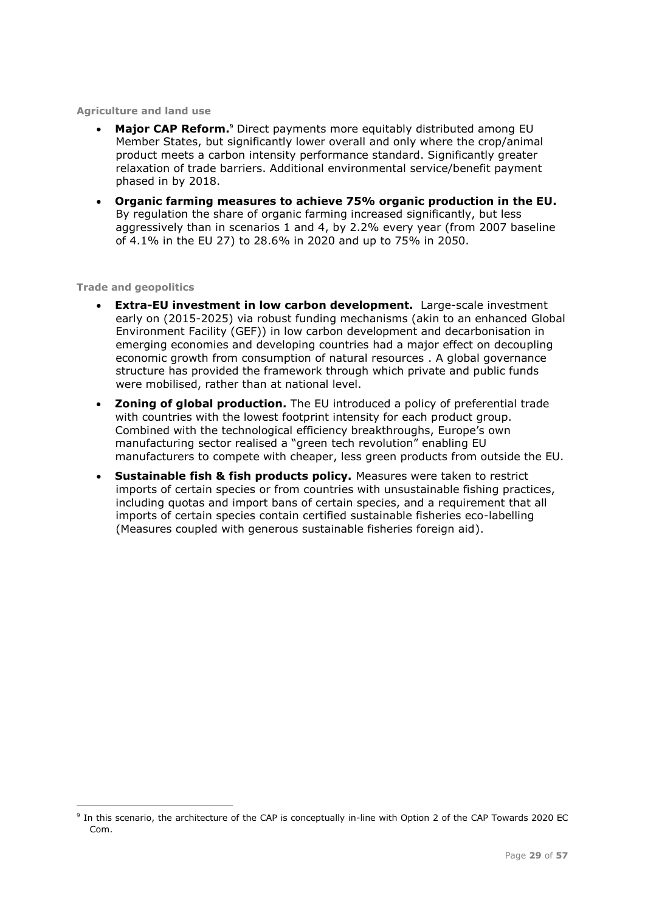**Agriculture and land use**

- **Major CAP Reform.**[9] Direct payments more equitably distributed among EU Member States, but significantly lower overall and only where the crop/animal product meets a carbon intensity performance standard. Significantly greater relaxation of trade barriers. Additional environmental service/benefit payment phased in by 2018.
- **Organic farming measures to achieve 75% organic production in the EU.** By regulation the share of organic farming increased significantly, but less aggressively than in scenarios 1 and 4, by 2.2% every year (from 2007 baseline of 4.1% in the EU 27) to 28.6% in 2020 and up to 75% in 2050.

**Trade and geopolitics**

- **Extra-EU investment in low carbon development.** Large-scale investment early on (2015-2025) via robust funding mechanisms (akin to an enhanced Global Environment Facility (GEF)) in low carbon development and decarbonisation in emerging economies and developing countries had a major effect on decoupling economic growth from consumption of natural resources . A global governance structure has provided the framework through which private and public funds were mobilised, rather than at national level.
- **Zoning of global production.** The EU introduced a policy of preferential trade with countries with the lowest footprint intensity for each product group. Combined with the technological efficiency breakthroughs, Europe's own manufacturing sector realised a "green tech revolution" enabling EU manufacturers to compete with cheaper, less green products from outside the EU.
- **Sustainable fish & fish products policy.** Measures were taken to restrict imports of certain species or from countries with unsustainable fishing practices, including quotas and import bans of certain species, and a requirement that all imports of certain species contain certified sustainable fisheries eco-labelling (Measures coupled with generous sustainable fisheries foreign aid).

[9] In this scenario, the architecture of the CAP is conceptually in-line with Option 2 of the CAP Towards 2020 EC Com.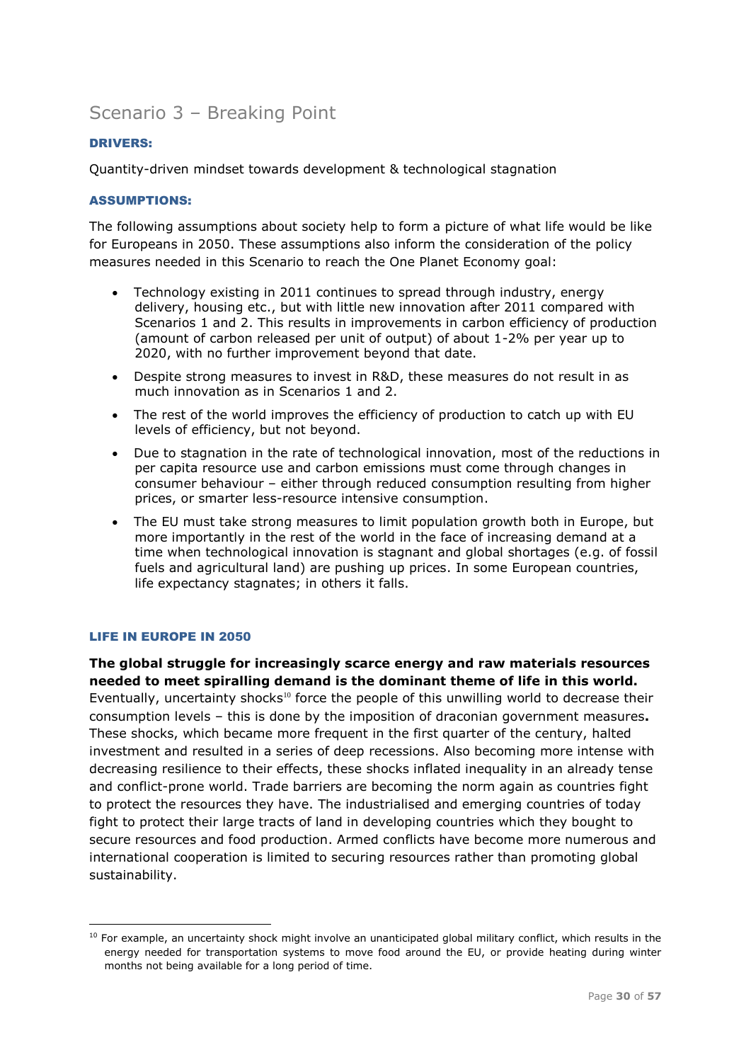## Scenario 3 – Breaking Point

**DRIVERS:**

Quantity-driven mindset towards development & technological stagnation

**ASSUMPTIONS:**

The following assumptions about society help to form a picture of what life would be like for Europeans in 2050. These assumptions also inform the consideration of the policy measures needed in this Scenario to reach the One Planet Economy goal:

- Technology existing in 2011 continues to spread through industry, energy delivery, housing etc., but with little new innovation after 2011 compared with Scenarios 1 and 2. This results in improvements in carbon efficiency of production (amount of carbon released per unit of output) of about 1-2% per year up to 2020, with no further improvement beyond that date.
- Despite strong measures to invest in R&D, these measures do not result in as much innovation as in Scenarios 1 and 2.
- The rest of the world improves the efficiency of production to catch up with EU levels of efficiency, but not beyond.
- Due to stagnation in the rate of technological innovation, most of the reductions in per capita resource use and carbon emissions must come through changes in consumer behaviour – either through reduced consumption resulting from higher prices, or smarter less-resource intensive consumption.
- The EU must take strong measures to limit population growth both in Europe, but more importantly in the rest of the world in the face of increasing demand at a time when technological innovation is stagnant and global shortages (e.g. of fossil fuels and agricultural land) are pushing up prices. In some European countries, life expectancy stagnates; in others it falls.

**LIFE IN EUROPE IN 2050**

**The global struggle for increasingly scarce energy and raw materials resources needed to meet spiralling demand is the dominant theme of life in this world.** Eventually, uncertainty shocks[10] force the people of this unwilling world to decrease their consumption levels – this is done by the imposition of draconian government measures**.** These shocks, which became more frequent in the first quarter of the century, halted investment and resulted in a series of deep recessions. Also becoming more intense with decreasing resilience to their effects, these shocks inflated inequality in an already tense and conflict-prone world. Trade barriers are becoming the norm again as countries fight to protect the resources they have. The industrialised and emerging countries of today fight to protect their large tracts of land in developing countries which they bought to secure resources and food production. Armed conflicts have become more numerous and international cooperation is limited to securing resources rather than promoting global sustainability.

[10] For example, an uncertainty shock might involve an unanticipated global military conflict, which results in the energy needed for transportation systems to move food around the EU, or provide heating during winter months not being available for a long period of time.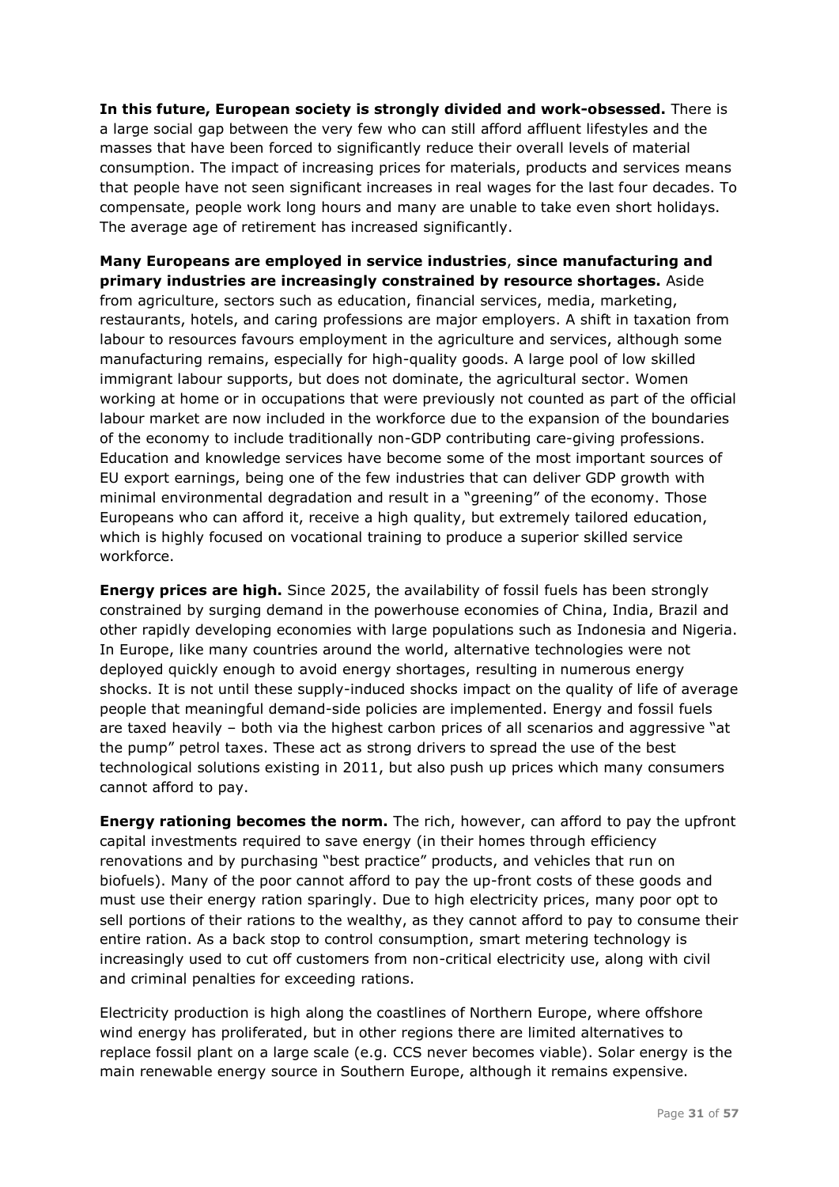**In this future, European society is strongly divided and work-obsessed.** There is a large social gap between the very few who can still afford affluent lifestyles and the masses that have been forced to significantly reduce their overall levels of material consumption. The impact of increasing prices for materials, products and services means that people have not seen significant increases in real wages for the last four decades. To compensate, people work long hours and many are unable to take even short holidays. The average age of retirement has increased significantly.

**Many Europeans are employed in service industries**, **since manufacturing and primary industries are increasingly constrained by resource shortages.** Aside from agriculture, sectors such as education, financial services, media, marketing, restaurants, hotels, and caring professions are major employers. A shift in taxation from labour to resources favours employment in the agriculture and services, although some manufacturing remains, especially for high-quality goods. A large pool of low skilled immigrant labour supports, but does not dominate, the agricultural sector. Women working at home or in occupations that were previously not counted as part of the official labour market are now included in the workforce due to the expansion of the boundaries of the economy to include traditionally non-GDP contributing care-giving professions. Education and knowledge services have become some of the most important sources of EU export earnings, being one of the few industries that can deliver GDP growth with minimal environmental degradation and result in a "greening" of the economy. Those Europeans who can afford it, receive a high quality, but extremely tailored education, which is highly focused on vocational training to produce a superior skilled service workforce.

**Energy prices are high.** Since 2025, the availability of fossil fuels has been strongly constrained by surging demand in the powerhouse economies of China, India, Brazil and other rapidly developing economies with large populations such as Indonesia and Nigeria. In Europe, like many countries around the world, alternative technologies were not deployed quickly enough to avoid energy shortages, resulting in numerous energy shocks. It is not until these supply-induced shocks impact on the quality of life of average people that meaningful demand-side policies are implemented. Energy and fossil fuels are taxed heavily – both via the highest carbon prices of all scenarios and aggressive "at the pump" petrol taxes. These act as strong drivers to spread the use of the best technological solutions existing in 2011, but also push up prices which many consumers cannot afford to pay.

**Energy rationing becomes the norm.** The rich, however, can afford to pay the upfront capital investments required to save energy (in their homes through efficiency renovations and by purchasing "best practice" products, and vehicles that run on biofuels). Many of the poor cannot afford to pay the up-front costs of these goods and must use their energy ration sparingly. Due to high electricity prices, many poor opt to sell portions of their rations to the wealthy, as they cannot afford to pay to consume their entire ration. As a back stop to control consumption, smart metering technology is increasingly used to cut off customers from non-critical electricity use, along with civil and criminal penalties for exceeding rations.

Electricity production is high along the coastlines of Northern Europe, where offshore wind energy has proliferated, but in other regions there are limited alternatives to replace fossil plant on a large scale (e.g. CCS never becomes viable). Solar energy is the main renewable energy source in Southern Europe, although it remains expensive.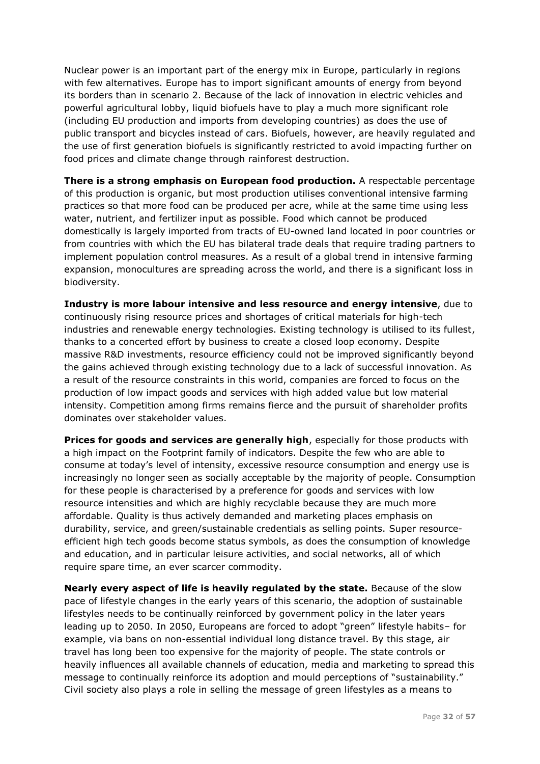Nuclear power is an important part of the energy mix in Europe, particularly in regions with few alternatives. Europe has to import significant amounts of energy from beyond its borders than in scenario 2. Because of the lack of innovation in electric vehicles and powerful agricultural lobby, liquid biofuels have to play a much more significant role (including EU production and imports from developing countries) as does the use of public transport and bicycles instead of cars. Biofuels, however, are heavily regulated and the use of first generation biofuels is significantly restricted to avoid impacting further on food prices and climate change through rainforest destruction.

**There is a strong emphasis on European food production.** A respectable percentage of this production is organic, but most production utilises conventional intensive farming practices so that more food can be produced per acre, while at the same time using less water, nutrient, and fertilizer input as possible. Food which cannot be produced domestically is largely imported from tracts of EU-owned land located in poor countries or from countries with which the EU has bilateral trade deals that require trading partners to implement population control measures. As a result of a global trend in intensive farming expansion, monocultures are spreading across the world, and there is a significant loss in biodiversity.

**Industry is more labour intensive and less resource and energy intensive**, due to continuously rising resource prices and shortages of critical materials for high-tech industries and renewable energy technologies. Existing technology is utilised to its fullest, thanks to a concerted effort by business to create a closed loop economy. Despite massive R&D investments, resource efficiency could not be improved significantly beyond the gains achieved through existing technology due to a lack of successful innovation. As a result of the resource constraints in this world, companies are forced to focus on the production of low impact goods and services with high added value but low material intensity. Competition among firms remains fierce and the pursuit of shareholder profits dominates over stakeholder values.

**Prices for goods and services are generally high**, especially for those products with a high impact on the Footprint family of indicators. Despite the few who are able to consume at today's level of intensity, excessive resource consumption and energy use is increasingly no longer seen as socially acceptable by the majority of people. Consumption for these people is characterised by a preference for goods and services with low resource intensities and which are highly recyclable because they are much more affordable. Quality is thus actively demanded and marketing places emphasis on durability, service, and green/sustainable credentials as selling points. Super resource-efficient high tech goods become status symbols, as does the consumption of knowledge and education, and in particular leisure activities, and social networks, all of which require spare time, an ever scarcer commodity.

**Nearly every aspect of life is heavily regulated by the state.** Because of the slow pace of lifestyle changes in the early years of this scenario, the adoption of sustainable lifestyles needs to be continually reinforced by government policy in the later years leading up to 2050. In 2050, Europeans are forced to adopt "green" lifestyle habits– for example, via bans on non-essential individual long distance travel. By this stage, air travel has long been too expensive for the majority of people. The state controls or heavily influences all available channels of education, media and marketing to spread this message to continually reinforce its adoption and mould perceptions of "sustainability." Civil society also plays a role in selling the message of green lifestyles as a means to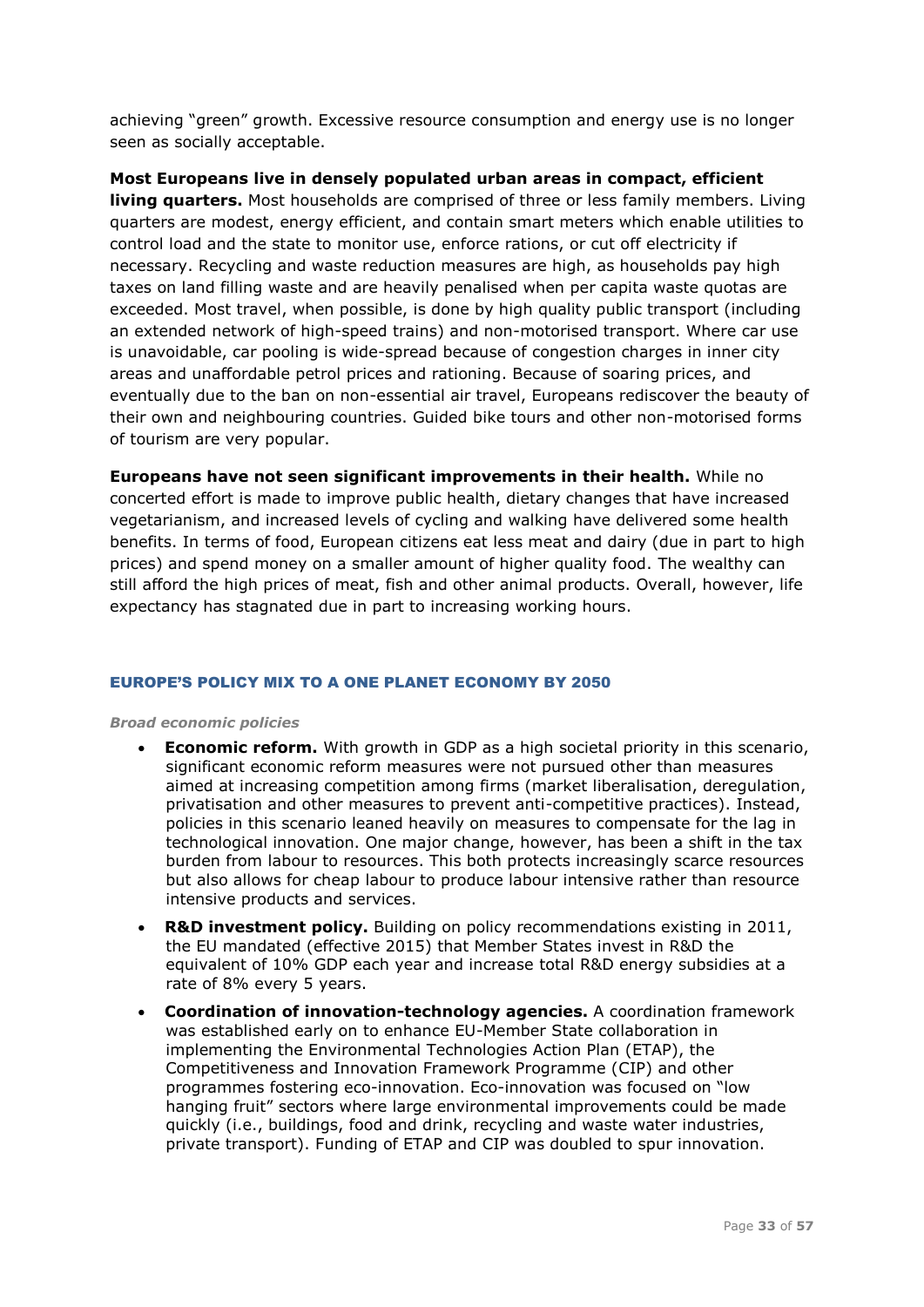achieving "green" growth. Excessive resource consumption and energy use is no longer seen as socially acceptable.

**Most Europeans live in densely populated urban areas in compact, efficient living quarters.** Most households are comprised of three or less family members. Living quarters are modest, energy efficient, and contain smart meters which enable utilities to control load and the state to monitor use, enforce rations, or cut off electricity if necessary. Recycling and waste reduction measures are high, as households pay high taxes on land filling waste and are heavily penalised when per capita waste quotas are exceeded. Most travel, when possible, is done by high quality public transport (including an extended network of high-speed trains) and non-motorised transport. Where car use is unavoidable, car pooling is wide-spread because of congestion charges in inner city areas and unaffordable petrol prices and rationing. Because of soaring prices, and eventually due to the ban on non-essential air travel, Europeans rediscover the beauty of their own and neighbouring countries. Guided bike tours and other non-motorised forms of tourism are very popular.

**Europeans have not seen significant improvements in their health.** While no concerted effort is made to improve public health, dietary changes that have increased vegetarianism, and increased levels of cycling and walking have delivered some health benefits. In terms of food, European citizens eat less meat and dairy (due in part to high prices) and spend money on a smaller amount of higher quality food. The wealthy can still afford the high prices of meat, fish and other animal products. Overall, however, life expectancy has stagnated due in part to increasing working hours.

### EUROPE'S POLICY MIX TO A ONE PLANET ECONOMY BY 2050

***Broad economic policies***

- **Economic reform.** With growth in GDP as a high societal priority in this scenario, significant economic reform measures were not pursued other than measures aimed at increasing competition among firms (market liberalisation, deregulation, privatisation and other measures to prevent anti-competitive practices). Instead, policies in this scenario leaned heavily on measures to compensate for the lag in technological innovation. One major change, however, has been a shift in the tax burden from labour to resources. This both protects increasingly scarce resources but also allows for cheap labour to produce labour intensive rather than resource intensive products and services.
- **R&D investment policy.** Building on policy recommendations existing in 2011, the EU mandated (effective 2015) that Member States invest in R&D the equivalent of 10% GDP each year and increase total R&D energy subsidies at a rate of 8% every 5 years.
- **Coordination of innovation-technology agencies.** A coordination framework was established early on to enhance EU-Member State collaboration in implementing the Environmental Technologies Action Plan (ETAP), the Competitiveness and Innovation Framework Programme (CIP) and other programmes fostering eco-innovation. Eco-innovation was focused on "low hanging fruit" sectors where large environmental improvements could be made quickly (i.e., buildings, food and drink, recycling and waste water industries, private transport). Funding of ETAP and CIP was doubled to spur innovation.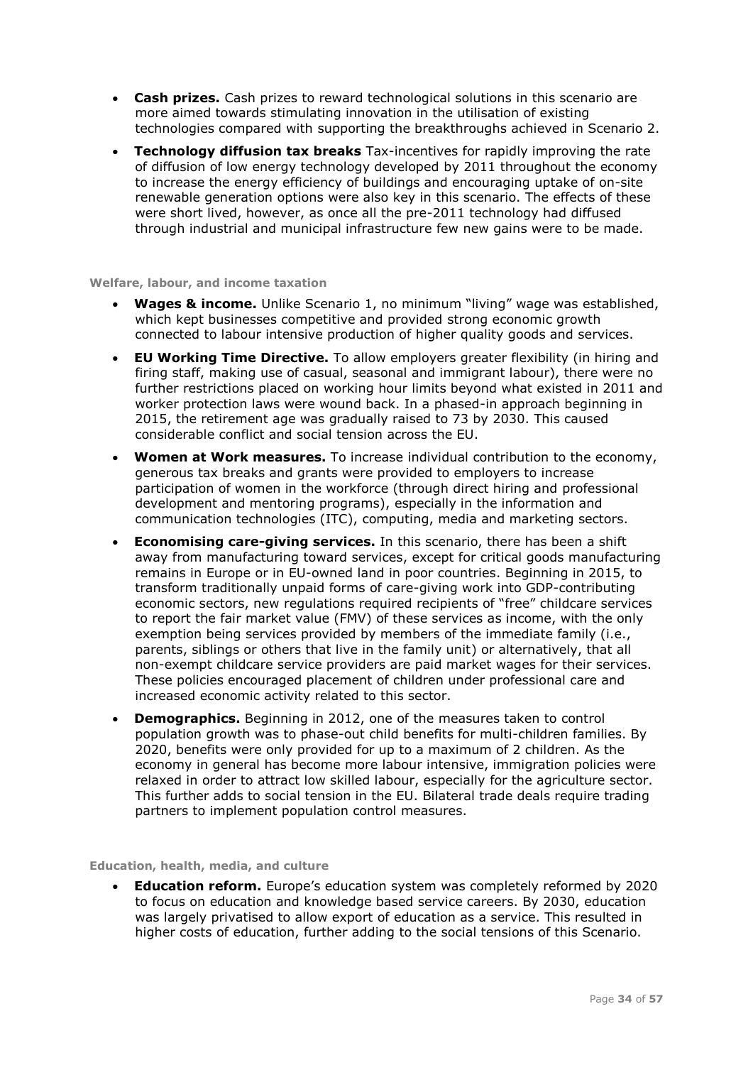- **Cash prizes.** Cash prizes to reward technological solutions in this scenario are more aimed towards stimulating innovation in the utilisation of existing technologies compared with supporting the breakthroughs achieved in Scenario 2.
- **Technology diffusion tax breaks** Tax-incentives for rapidly improving the rate of diffusion of low energy technology developed by 2011 throughout the economy to increase the energy efficiency of buildings and encouraging uptake of on-site renewable generation options were also key in this scenario. The effects of these were short lived, however, as once all the pre-2011 technology had diffused through industrial and municipal infrastructure few new gains were to be made.

#### Welfare, labour, and income taxation

- **Wages & income.** Unlike Scenario 1, no minimum "living" wage was established, which kept businesses competitive and provided strong economic growth connected to labour intensive production of higher quality goods and services.
- **EU Working Time Directive.** To allow employers greater flexibility (in hiring and firing staff, making use of casual, seasonal and immigrant labour), there were no further restrictions placed on working hour limits beyond what existed in 2011 and worker protection laws were wound back. In a phased-in approach beginning in 2015, the retirement age was gradually raised to 73 by 2030. This caused considerable conflict and social tension across the EU.
- **Women at Work measures.** To increase individual contribution to the economy, generous tax breaks and grants were provided to employers to increase participation of women in the workforce (through direct hiring and professional development and mentoring programs), especially in the information and communication technologies (ITC), computing, media and marketing sectors.
- **Economising care-giving services.** In this scenario, there has been a shift away from manufacturing toward services, except for critical goods manufacturing remains in Europe or in EU-owned land in poor countries. Beginning in 2015, to transform traditionally unpaid forms of care-giving work into GDP-contributing economic sectors, new regulations required recipients of "free" childcare services to report the fair market value (FMV) of these services as income, with the only exemption being services provided by members of the immediate family (i.e., parents, siblings or others that live in the family unit) or alternatively, that all non-exempt childcare service providers are paid market wages for their services. These policies encouraged placement of children under professional care and increased economic activity related to this sector.
- **Demographics.** Beginning in 2012, one of the measures taken to control population growth was to phase-out child benefits for multi-children families. By 2020, benefits were only provided for up to a maximum of 2 children. As the economy in general has become more labour intensive, immigration policies were relaxed in order to attract low skilled labour, especially for the agriculture sector. This further adds to social tension in the EU. Bilateral trade deals require trading partners to implement population control measures.

#### Education, health, media, and culture

- **Education reform.** Europe's education system was completely reformed by 2020 to focus on education and knowledge based service careers. By 2030, education was largely privatised to allow export of education as a service. This resulted in higher costs of education, further adding to the social tensions of this Scenario.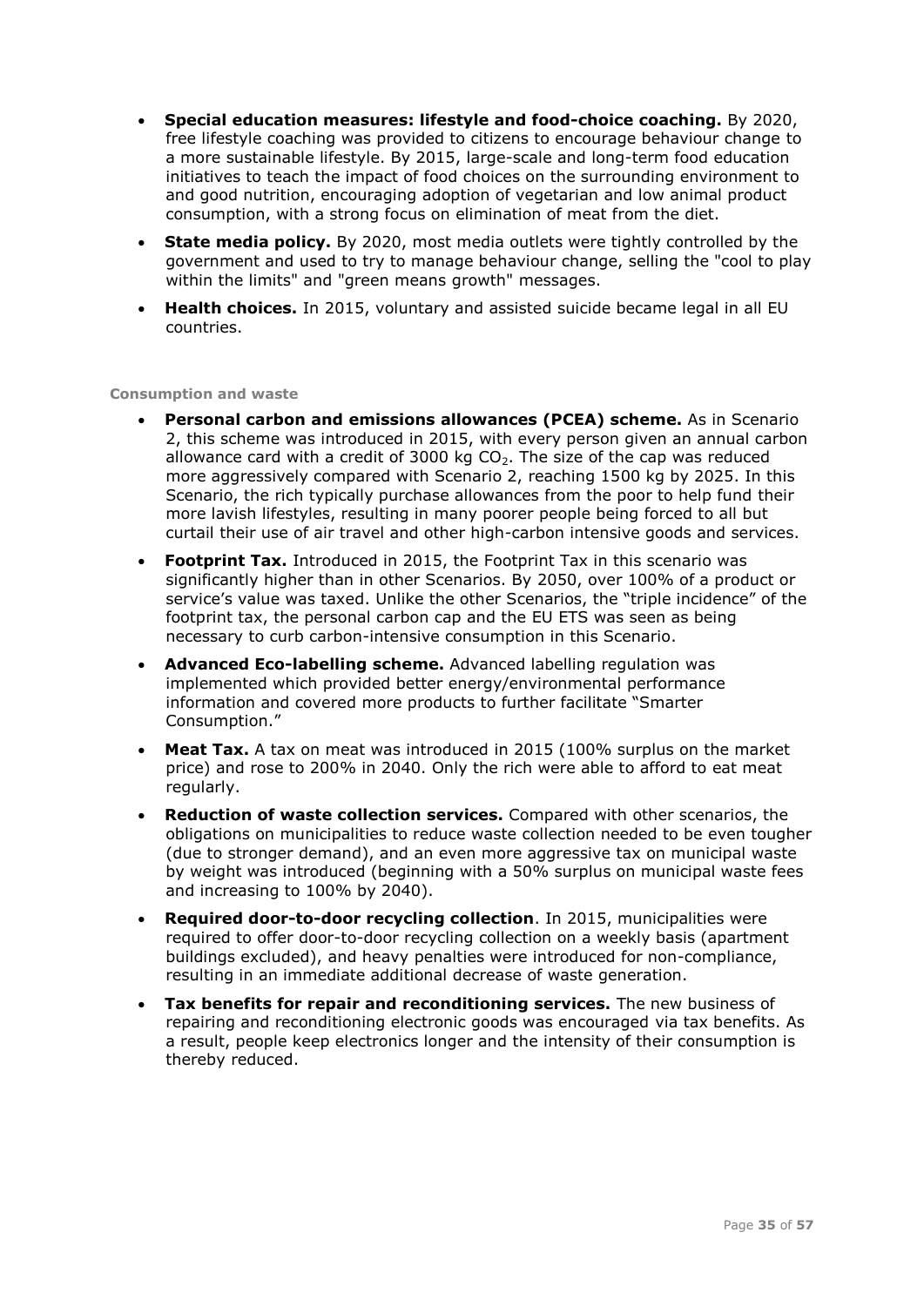- **Special education measures: lifestyle and food-choice coaching.** By 2020, free lifestyle coaching was provided to citizens to encourage behaviour change to a more sustainable lifestyle. By 2015, large-scale and long-term food education initiatives to teach the impact of food choices on the surrounding environment to and good nutrition, encouraging adoption of vegetarian and low animal product consumption, with a strong focus on elimination of meat from the diet.
- **State media policy.** By 2020, most media outlets were tightly controlled by the government and used to try to manage behaviour change, selling the "cool to play within the limits" and "green means growth" messages.
- **Health choices.** In 2015, voluntary and assisted suicide became legal in all EU countries.

#### Consumption and waste

- **Personal carbon and emissions allowances (PCEA) scheme.** As in Scenario 2, this scheme was introduced in 2015, with every person given an annual carbon allowance card with a credit of 3000 kg $CO_2$. The size of the cap was reduced more aggressively compared with Scenario 2, reaching 1500 kg by 2025. In this Scenario, the rich typically purchase allowances from the poor to help fund their more lavish lifestyles, resulting in many poorer people being forced to all but curtail their use of air travel and other high-carbon intensive goods and services.
- **Footprint Tax.** Introduced in 2015, the Footprint Tax in this scenario was significantly higher than in other Scenarios. By 2050, over 100% of a product or service's value was taxed. Unlike the other Scenarios, the "triple incidence" of the footprint tax, the personal carbon cap and the EU ETS was seen as being necessary to curb carbon-intensive consumption in this Scenario.
- **Advanced Eco-labelling scheme.** Advanced labelling regulation was implemented which provided better energy/environmental performance information and covered more products to further facilitate "Smarter Consumption."
- **Meat Tax.** A tax on meat was introduced in 2015 (100% surplus on the market price) and rose to 200% in 2040. Only the rich were able to afford to eat meat regularly.
- **Reduction of waste collection services.** Compared with other scenarios, the obligations on municipalities to reduce waste collection needed to be even tougher (due to stronger demand), and an even more aggressive tax on municipal waste by weight was introduced (beginning with a 50% surplus on municipal waste fees and increasing to 100% by 2040).
- **Required door-to-door recycling collection**. In 2015, municipalities were required to offer door-to-door recycling collection on a weekly basis (apartment buildings excluded), and heavy penalties were introduced for non-compliance, resulting in an immediate additional decrease of waste generation.
- **Tax benefits for repair and reconditioning services.** The new business of repairing and reconditioning electronic goods was encouraged via tax benefits. As a result, people keep electronics longer and the intensity of their consumption is thereby reduced.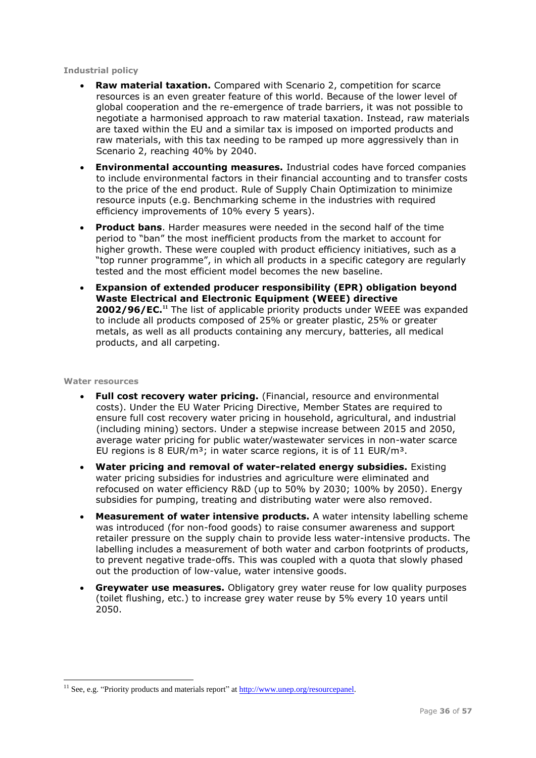#### Industrial policy

- **Raw material taxation.** Compared with Scenario 2, competition for scarce resources is an even greater feature of this world. Because of the lower level of global cooperation and the re-emergence of trade barriers, it was not possible to negotiate a harmonised approach to raw material taxation. Instead, raw materials are taxed within the EU and a similar tax is imposed on imported products and raw materials, with this tax needing to be ramped up more aggressively than in Scenario 2, reaching 40% by 2040.
- **Environmental accounting measures.** Industrial codes have forced companies to include environmental factors in their financial accounting and to transfer costs to the price of the end product. Rule of Supply Chain Optimization to minimize resource inputs (e.g. Benchmarking scheme in the industries with required efficiency improvements of 10% every 5 years).
- **Product bans**. Harder measures were needed in the second half of the time period to "ban" the most inefficient products from the market to account for higher growth. These were coupled with product efficiency initiatives, such as a "top runner programme", in which all products in a specific category are regularly tested and the most efficient model becomes the new baseline.
- **Expansion of extended producer responsibility (EPR) obligation beyond Waste Electrical and Electronic Equipment (WEEE) directive 2002/96/EC.**[11] The list of applicable priority products under WEEE was expanded to include all products composed of 25% or greater plastic, 25% or greater metals, as well as all products containing any mercury, batteries, all medical products, and all carpeting.

#### Water resources

- **Full cost recovery water pricing.** (Financial, resource and environmental costs). Under the EU Water Pricing Directive, Member States are required to ensure full cost recovery water pricing in household, agricultural, and industrial (including mining) sectors. Under a stepwise increase between 2015 and 2050, average water pricing for public water/wastewater services in non-water scarce EU regions is 8 EUR/m³; in water scarce regions, it is of 11 EUR/m³.
- **Water pricing and removal of water-related energy subsidies.** Existing water pricing subsidies for industries and agriculture were eliminated and refocused on water efficiency R&D (up to 50% by 2030; 100% by 2050). Energy subsidies for pumping, treating and distributing water were also removed.
- **Measurement of water intensive products.** A water intensity labelling scheme was introduced (for non-food goods) to raise consumer awareness and support retailer pressure on the supply chain to provide less water-intensive products. The labelling includes a measurement of both water and carbon footprints of products, to prevent negative trade-offs. This was coupled with a quota that slowly phased out the production of low-value, water intensive goods.
- **Greywater use measures.** Obligatory grey water reuse for low quality purposes (toilet flushing, etc.) to increase grey water reuse by 5% every 10 years until 2050.

[11] See, e.g. "Priority products and materials report" at http://www.unep.org/resourcepanel.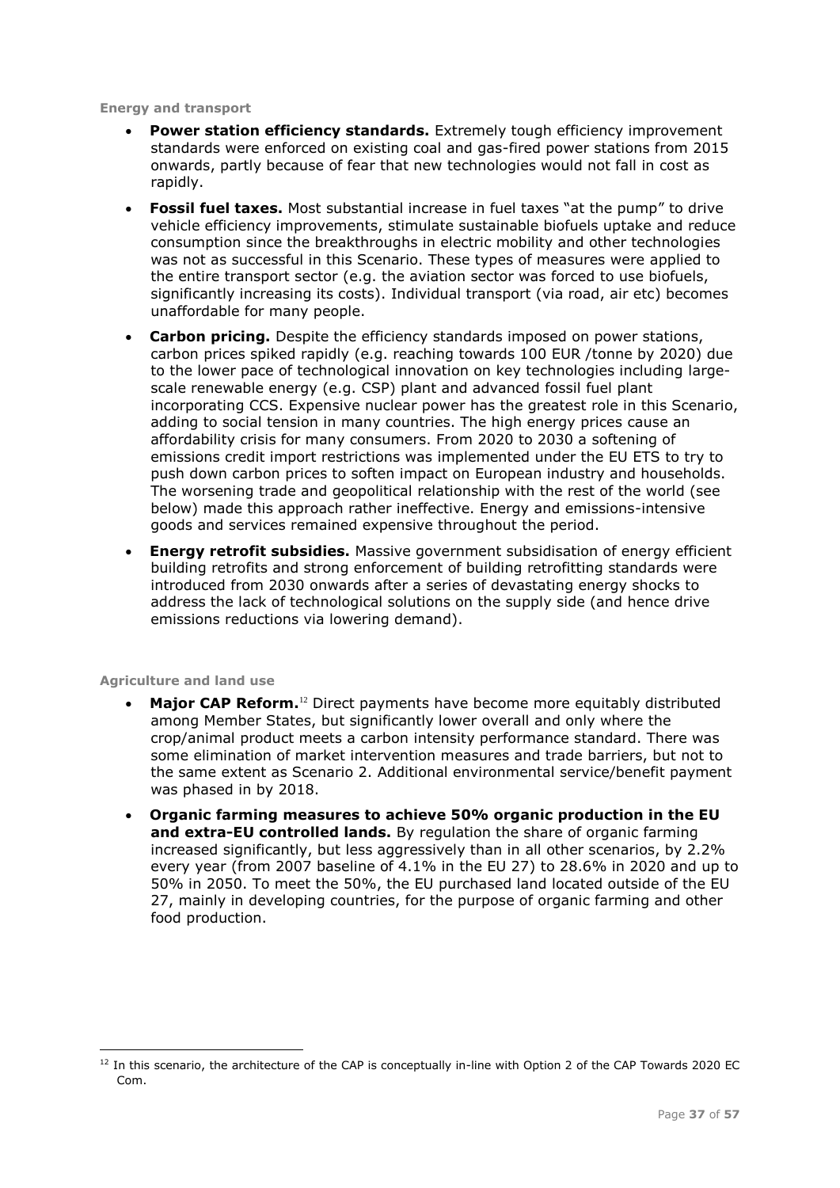**Energy and transport**

- **Power station efficiency standards.** Extremely tough efficiency improvement standards were enforced on existing coal and gas-fired power stations from 2015 onwards, partly because of fear that new technologies would not fall in cost as rapidly.
- **Fossil fuel taxes.** Most substantial increase in fuel taxes "at the pump" to drive vehicle efficiency improvements, stimulate sustainable biofuels uptake and reduce consumption since the breakthroughs in electric mobility and other technologies was not as successful in this Scenario. These types of measures were applied to the entire transport sector (e.g. the aviation sector was forced to use biofuels, significantly increasing its costs). Individual transport (via road, air etc) becomes unaffordable for many people.
- **Carbon pricing.** Despite the efficiency standards imposed on power stations, carbon prices spiked rapidly (e.g. reaching towards 100 EUR /tonne by 2020) due to the lower pace of technological innovation on key technologies including large-scale renewable energy (e.g. CSP) plant and advanced fossil fuel plant incorporating CCS. Expensive nuclear power has the greatest role in this Scenario, adding to social tension in many countries. The high energy prices cause an affordability crisis for many consumers. From 2020 to 2030 a softening of emissions credit import restrictions was implemented under the EU ETS to try to push down carbon prices to soften impact on European industry and households. The worsening trade and geopolitical relationship with the rest of the world (see below) made this approach rather ineffective. Energy and emissions-intensive goods and services remained expensive throughout the period.
- **Energy retrofit subsidies.** Massive government subsidisation of energy efficient building retrofits and strong enforcement of building retrofitting standards were introduced from 2030 onwards after a series of devastating energy shocks to address the lack of technological solutions on the supply side (and hence drive emissions reductions via lowering demand).

**Agriculture and land use**

- **Major CAP Reform.**[12] Direct payments have become more equitably distributed among Member States, but significantly lower overall and only where the crop/animal product meets a carbon intensity performance standard. There was some elimination of market intervention measures and trade barriers, but not to the same extent as Scenario 2. Additional environmental service/benefit payment was phased in by 2018.
- **Organic farming measures to achieve 50% organic production in the EU and extra-EU controlled lands.** By regulation the share of organic farming increased significantly, but less aggressively than in all other scenarios, by 2.2% every year (from 2007 baseline of 4.1% in the EU 27) to 28.6% in 2020 and up to 50% in 2050. To meet the 50%, the EU purchased land located outside of the EU 27, mainly in developing countries, for the purpose of organic farming and other food production.

[12] In this scenario, the architecture of the CAP is conceptually in-line with Option 2 of the CAP Towards 2020 EC Com.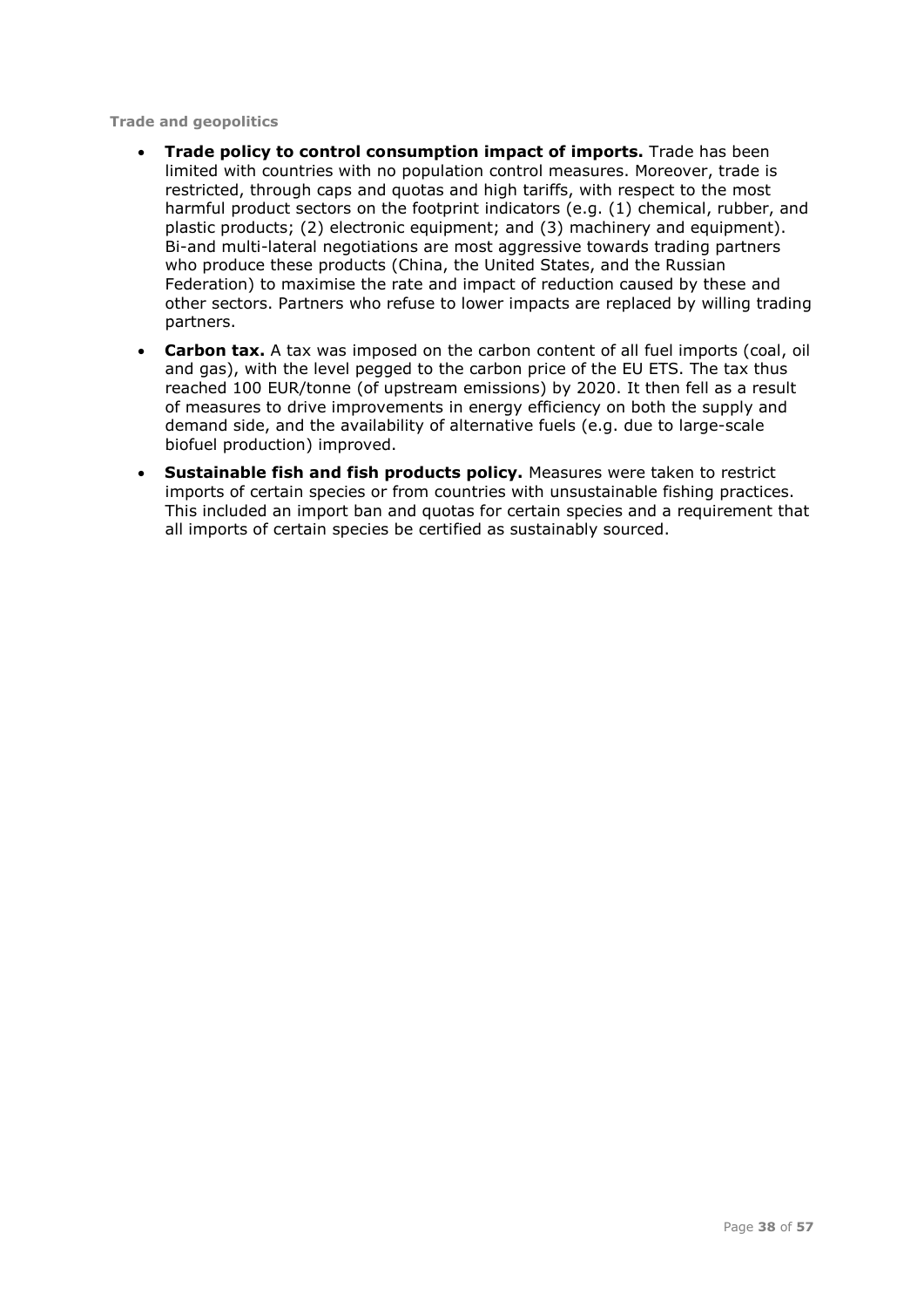#### Trade and geopolitics

- **Trade policy to control consumption impact of imports.** Trade has been limited with countries with no population control measures. Moreover, trade is restricted, through caps and quotas and high tariffs, with respect to the most harmful product sectors on the footprint indicators (e.g. (1) chemical, rubber, and plastic products; (2) electronic equipment; and (3) machinery and equipment). Bi-and multi-lateral negotiations are most aggressive towards trading partners who produce these products (China, the United States, and the Russian Federation) to maximise the rate and impact of reduction caused by these and other sectors. Partners who refuse to lower impacts are replaced by willing trading partners.
- **Carbon tax.** A tax was imposed on the carbon content of all fuel imports (coal, oil and gas), with the level pegged to the carbon price of the EU ETS. The tax thus reached 100 EUR/tonne (of upstream emissions) by 2020. It then fell as a result of measures to drive improvements in energy efficiency on both the supply and demand side, and the availability of alternative fuels (e.g. due to large-scale biofuel production) improved.
- **Sustainable fish and fish products policy.** Measures were taken to restrict imports of certain species or from countries with unsustainable fishing practices. This included an import ban and quotas for certain species and a requirement that all imports of certain species be certified as sustainably sourced.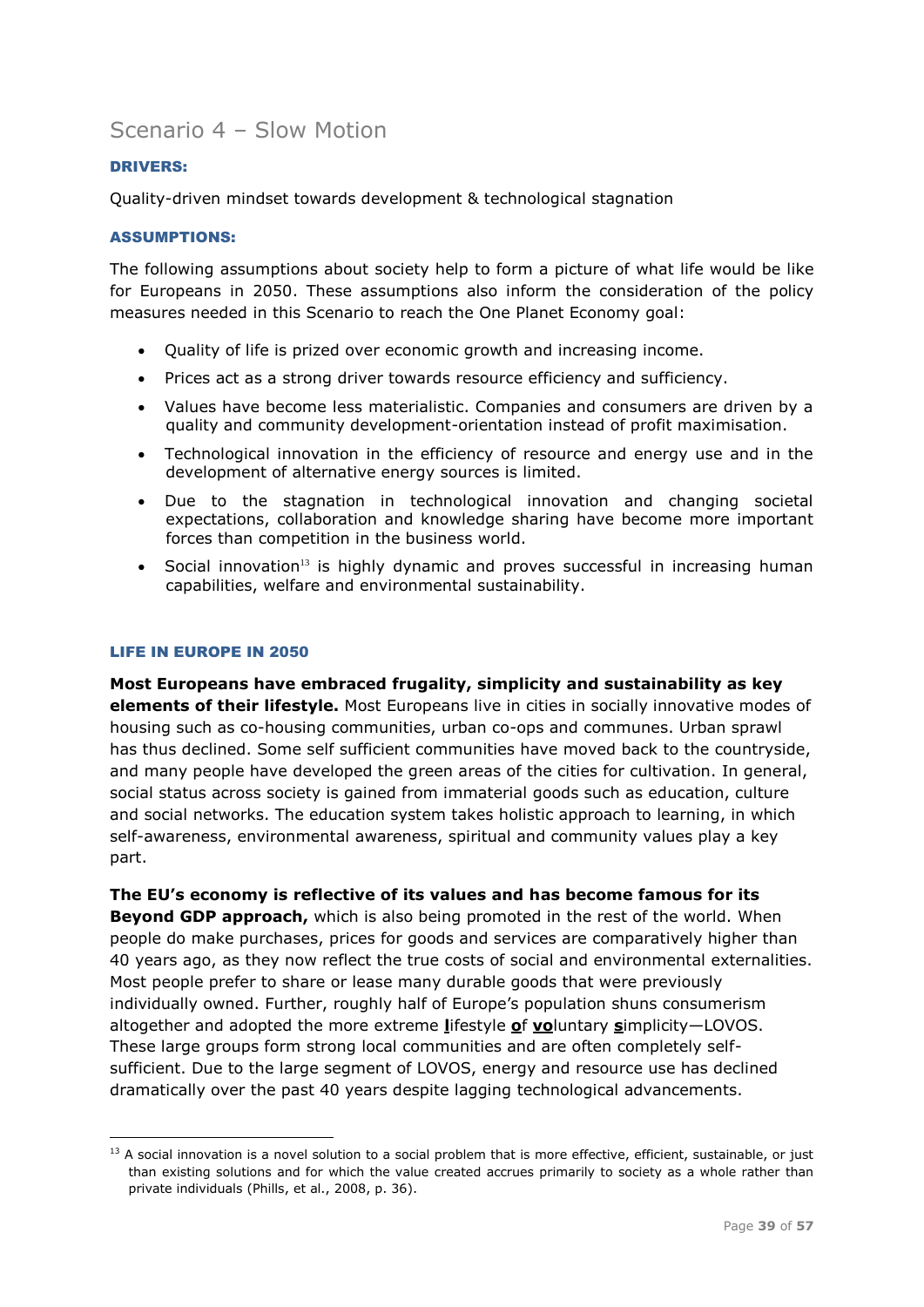## Scenario 4 – Slow Motion

### DRIVERS:

Quality-driven mindset towards development & technological stagnation

### ASSUMPTIONS:

The following assumptions about society help to form a picture of what life would be like for Europeans in 2050. These assumptions also inform the consideration of the policy measures needed in this Scenario to reach the One Planet Economy goal:

- Quality of life is prized over economic growth and increasing income.
- Prices act as a strong driver towards resource efficiency and sufficiency.
- Values have become less materialistic. Companies and consumers are driven by a quality and community development-orientation instead of profit maximisation.
- Technological innovation in the efficiency of resource and energy use and in the development of alternative energy sources is limited.
- Due to the stagnation in technological innovation and changing societal expectations, collaboration and knowledge sharing have become more important forces than competition in the business world.
- Social innovation[13] is highly dynamic and proves successful in increasing human capabilities, welfare and environmental sustainability.

### LIFE IN EUROPE IN 2050

**Most Europeans have embraced frugality, simplicity and sustainability as key elements of their lifestyle.** Most Europeans live in cities in socially innovative modes of housing such as co-housing communities, urban co-ops and communes. Urban sprawl has thus declined. Some self sufficient communities have moved back to the countryside, and many people have developed the green areas of the cities for cultivation. In general, social status across society is gained from immaterial goods such as education, culture and social networks. The education system takes holistic approach to learning, in which self-awareness, environmental awareness, spiritual and community values play a key part.

**The EU's economy is reflective of its values and has become famous for its Beyond GDP approach,** which is also being promoted in the rest of the world. When people do make purchases, prices for goods and services are comparatively higher than 40 years ago, as they now reflect the true costs of social and environmental externalities. Most people prefer to share or lease many durable goods that were previously individually owned. Further, roughly half of Europe's population shuns consumerism altogether and adopted the more extreme **l**ifestyle **o**f **vo**luntary **s**implicity—LOVOS. These large groups form strong local communities and are often completely self-sufficient. Due to the large segment of LOVOS, energy and resource use has declined dramatically over the past 40 years despite lagging technological advancements.

[13] A social innovation is a novel solution to a social problem that is more effective, efficient, sustainable, or just than existing solutions and for which the value created accrues primarily to society as a whole rather than private individuals (Phills, et al., 2008, p. 36).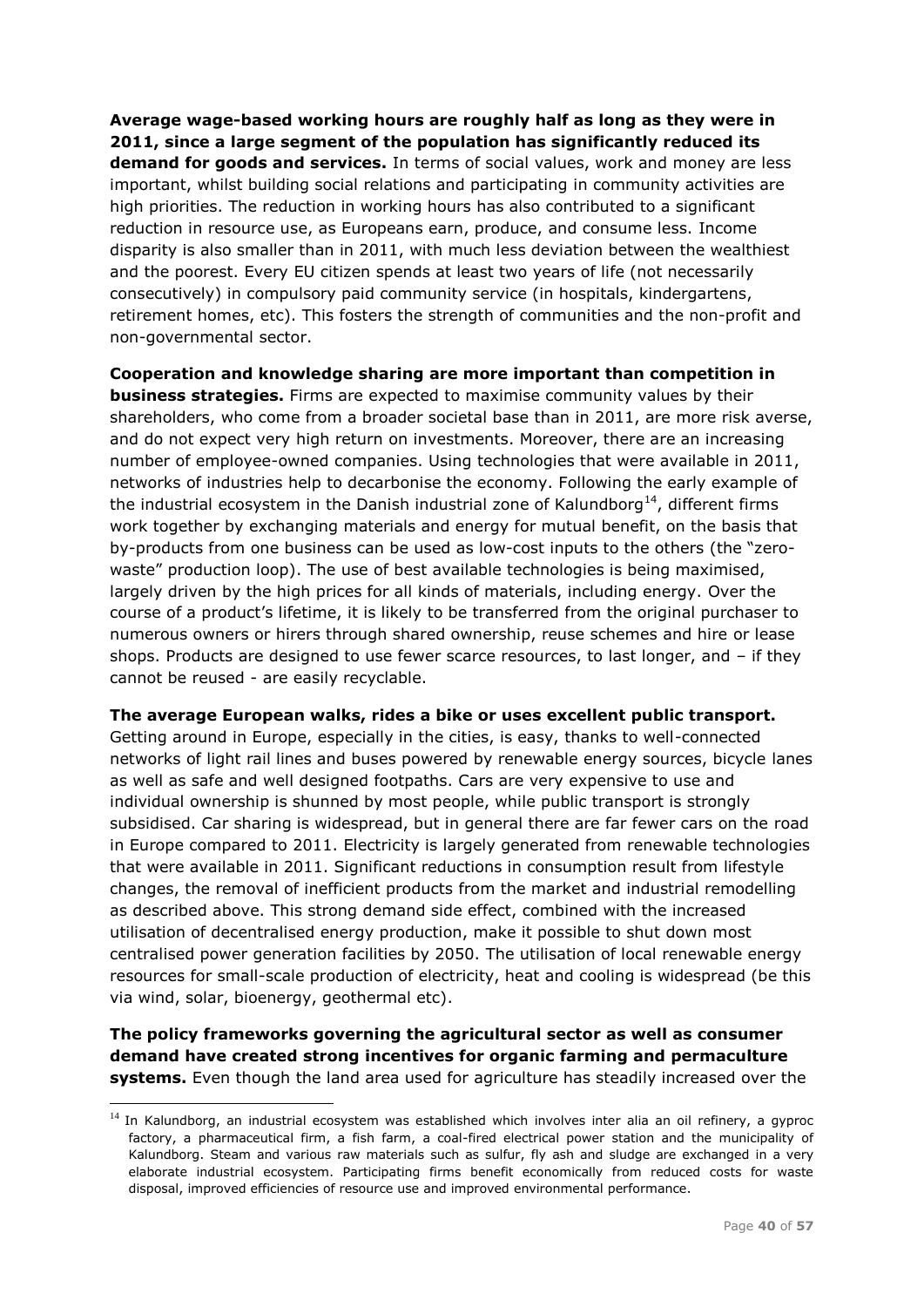**Average wage-based working hours are roughly half as long as they were in 2011, since a large segment of the population has significantly reduced its demand for goods and services.** In terms of social values, work and money are less important, whilst building social relations and participating in community activities are high priorities. The reduction in working hours has also contributed to a significant reduction in resource use, as Europeans earn, produce, and consume less. Income disparity is also smaller than in 2011, with much less deviation between the wealthiest and the poorest. Every EU citizen spends at least two years of life (not necessarily consecutively) in compulsory paid community service (in hospitals, kindergartens, retirement homes, etc). This fosters the strength of communities and the non-profit and non-governmental sector.

**Cooperation and knowledge sharing are more important than competition in business strategies.** Firms are expected to maximise community values by their shareholders, who come from a broader societal base than in 2011, are more risk averse, and do not expect very high return on investments. Moreover, there are an increasing number of employee-owned companies. Using technologies that were available in 2011, networks of industries help to decarbonise the economy. Following the early example of the industrial ecosystem in the Danish industrial zone of Kalundborg[14], different firms work together by exchanging materials and energy for mutual benefit, on the basis that by-products from one business can be used as low-cost inputs to the others (the "zero-waste" production loop). The use of best available technologies is being maximised, largely driven by the high prices for all kinds of materials, including energy. Over the course of a product's lifetime, it is likely to be transferred from the original purchaser to numerous owners or hirers through shared ownership, reuse schemes and hire or lease shops. Products are designed to use fewer scarce resources, to last longer, and – if they cannot be reused - are easily recyclable.

**The average European walks, rides a bike or uses excellent public transport.** Getting around in Europe, especially in the cities, is easy, thanks to well-connected networks of light rail lines and buses powered by renewable energy sources, bicycle lanes as well as safe and well designed footpaths. Cars are very expensive to use and individual ownership is shunned by most people, while public transport is strongly subsidised. Car sharing is widespread, but in general there are far fewer cars on the road in Europe compared to 2011. Electricity is largely generated from renewable technologies that were available in 2011. Significant reductions in consumption result from lifestyle changes, the removal of inefficient products from the market and industrial remodelling as described above. This strong demand side effect, combined with the increased utilisation of decentralised energy production, make it possible to shut down most centralised power generation facilities by 2050. The utilisation of local renewable energy resources for small-scale production of electricity, heat and cooling is widespread (be this via wind, solar, bioenergy, geothermal etc).

**The policy frameworks governing the agricultural sector as well as consumer demand have created strong incentives for organic farming and permaculture systems.** Even though the land area used for agriculture has steadily increased over the

[14] In Kalundborg, an industrial ecosystem was established which involves inter alia an oil refinery, a gyproc factory, a pharmaceutical firm, a fish farm, a coal-fired electrical power station and the municipality of Kalundborg. Steam and various raw materials such as sulfur, fly ash and sludge are exchanged in a very elaborate industrial ecosystem. Participating firms benefit economically from reduced costs for waste disposal, improved efficiencies of resource use and improved environmental performance.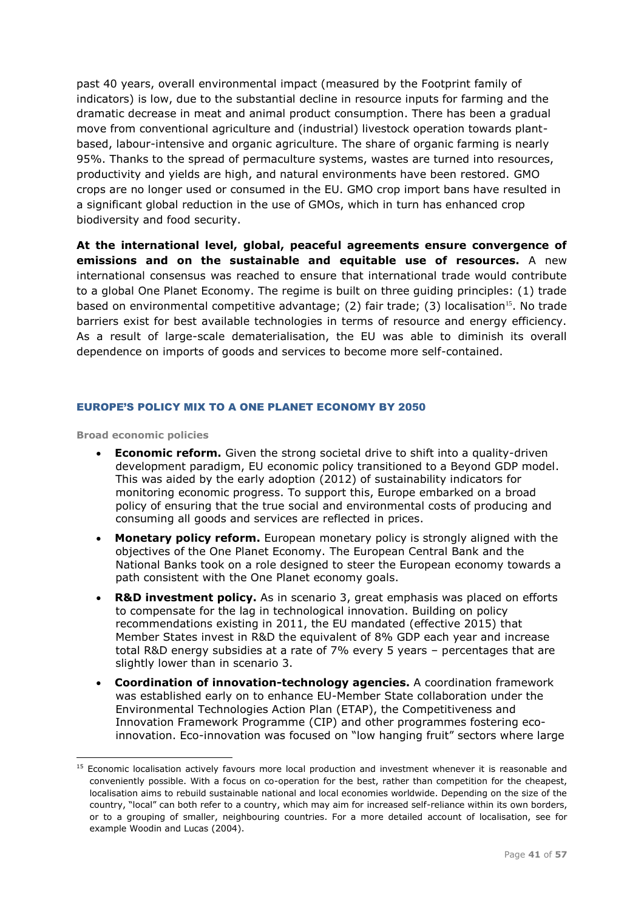past 40 years, overall environmental impact (measured by the Footprint family of indicators) is low, due to the substantial decline in resource inputs for farming and the dramatic decrease in meat and animal product consumption. There has been a gradual move from conventional agriculture and (industrial) livestock operation towards plant-based, labour-intensive and organic agriculture. The share of organic farming is nearly 95%. Thanks to the spread of permaculture systems, wastes are turned into resources, productivity and yields are high, and natural environments have been restored. GMO crops are no longer used or consumed in the EU. GMO crop import bans have resulted in a significant global reduction in the use of GMOs, which in turn has enhanced crop biodiversity and food security.

**At the international level, global, peaceful agreements ensure convergence of emissions and on the sustainable and equitable use of resources.** A new international consensus was reached to ensure that international trade would contribute to a global One Planet Economy. The regime is built on three guiding principles: (1) trade based on environmental competitive advantage; (2) fair trade; (3) localisation[15]. No trade barriers exist for best available technologies in terms of resource and energy efficiency. As a result of large-scale dematerialisation, the EU was able to diminish its overall dependence on imports of goods and services to become more self-contained.

## EUROPE'S POLICY MIX TO A ONE PLANET ECONOMY BY 2050

### Broad economic policies

- **Economic reform.** Given the strong societal drive to shift into a quality-driven development paradigm, EU economic policy transitioned to a Beyond GDP model. This was aided by the early adoption (2012) of sustainability indicators for monitoring economic progress. To support this, Europe embarked on a broad policy of ensuring that the true social and environmental costs of producing and consuming all goods and services are reflected in prices.
- **Monetary policy reform.** European monetary policy is strongly aligned with the objectives of the One Planet Economy. The European Central Bank and the National Banks took on a role designed to steer the European economy towards a path consistent with the One Planet economy goals.
- **R&D investment policy.** As in scenario 3, great emphasis was placed on efforts to compensate for the lag in technological innovation. Building on policy recommendations existing in 2011, the EU mandated (effective 2015) that Member States invest in R&D the equivalent of 8% GDP each year and increase total R&D energy subsidies at a rate of 7% every 5 years – percentages that are slightly lower than in scenario 3.
- **Coordination of innovation-technology agencies.** A coordination framework was established early on to enhance EU-Member State collaboration under the Environmental Technologies Action Plan (ETAP), the Competitiveness and Innovation Framework Programme (CIP) and other programmes fostering eco-innovation. Eco-innovation was focused on "low hanging fruit" sectors where large

[15] Economic localisation actively favours more local production and investment whenever it is reasonable and conveniently possible. With a focus on co-operation for the best, rather than competition for the cheapest, localisation aims to rebuild sustainable national and local economies worldwide. Depending on the size of the country, "local" can both refer to a country, which may aim for increased self-reliance within its own borders, or to a grouping of smaller, neighbouring countries. For a more detailed account of localisation, see for example Woodin and Lucas (2004).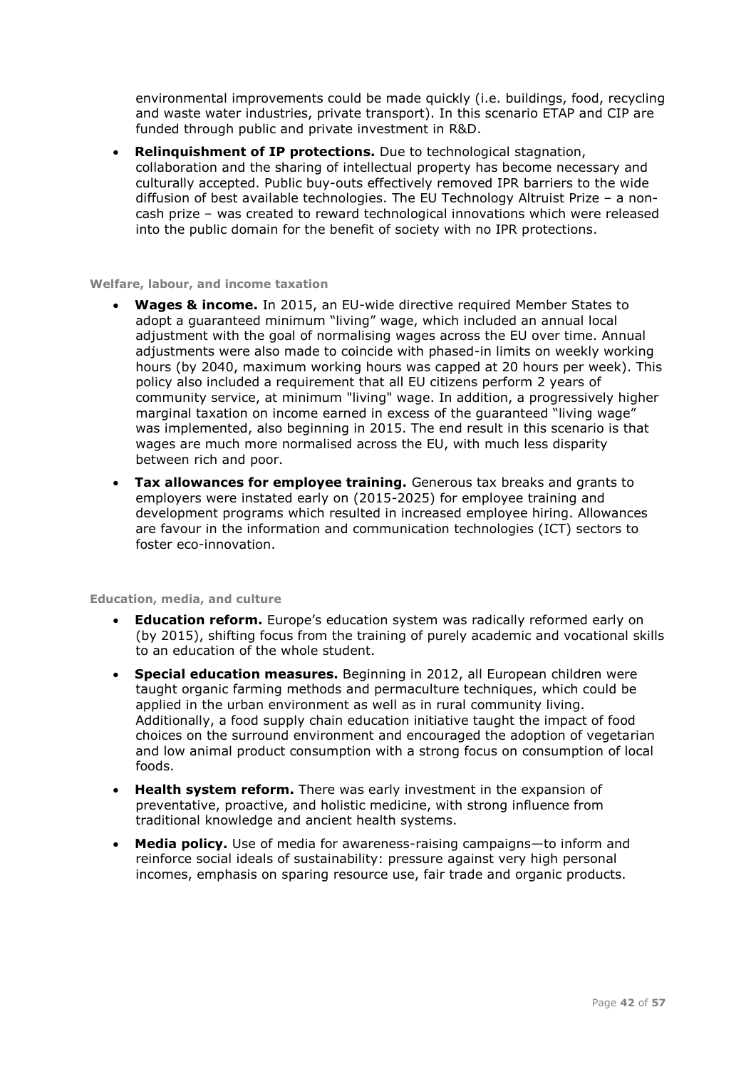environmental improvements could be made quickly (i.e. buildings, food, recycling and waste water industries, private transport). In this scenario ETAP and CIP are funded through public and private investment in R&D.

- **Relinquishment of IP protections.** Due to technological stagnation, collaboration and the sharing of intellectual property has become necessary and culturally accepted. Public buy-outs effectively removed IPR barriers to the wide diffusion of best available technologies. The EU Technology Altruist Prize – a non-cash prize – was created to reward technological innovations which were released into the public domain for the benefit of society with no IPR protections.

#### Welfare, labour, and income taxation

- **Wages & income.** In 2015, an EU-wide directive required Member States to adopt a guaranteed minimum "living" wage, which included an annual local adjustment with the goal of normalising wages across the EU over time. Annual adjustments were also made to coincide with phased-in limits on weekly working hours (by 2040, maximum working hours was capped at 20 hours per week). This policy also included a requirement that all EU citizens perform 2 years of community service, at minimum "living" wage. In addition, a progressively higher marginal taxation on income earned in excess of the guaranteed "living wage" was implemented, also beginning in 2015. The end result in this scenario is that wages are much more normalised across the EU, with much less disparity between rich and poor.
- **Tax allowances for employee training.** Generous tax breaks and grants to employers were instated early on (2015-2025) for employee training and development programs which resulted in increased employee hiring. Allowances are favour in the information and communication technologies (ICT) sectors to foster eco-innovation.

#### Education, media, and culture

- **Education reform.** Europe's education system was radically reformed early on (by 2015), shifting focus from the training of purely academic and vocational skills to an education of the whole student.
- **Special education measures.** Beginning in 2012, all European children were taught organic farming methods and permaculture techniques, which could be applied in the urban environment as well as in rural community living. Additionally, a food supply chain education initiative taught the impact of food choices on the surround environment and encouraged the adoption of vegetarian and low animal product consumption with a strong focus on consumption of local foods.
- **Health system reform.** There was early investment in the expansion of preventative, proactive, and holistic medicine, with strong influence from traditional knowledge and ancient health systems.
- **Media policy.** Use of media for awareness-raising campaigns—to inform and reinforce social ideals of sustainability: pressure against very high personal incomes, emphasis on sparing resource use, fair trade and organic products.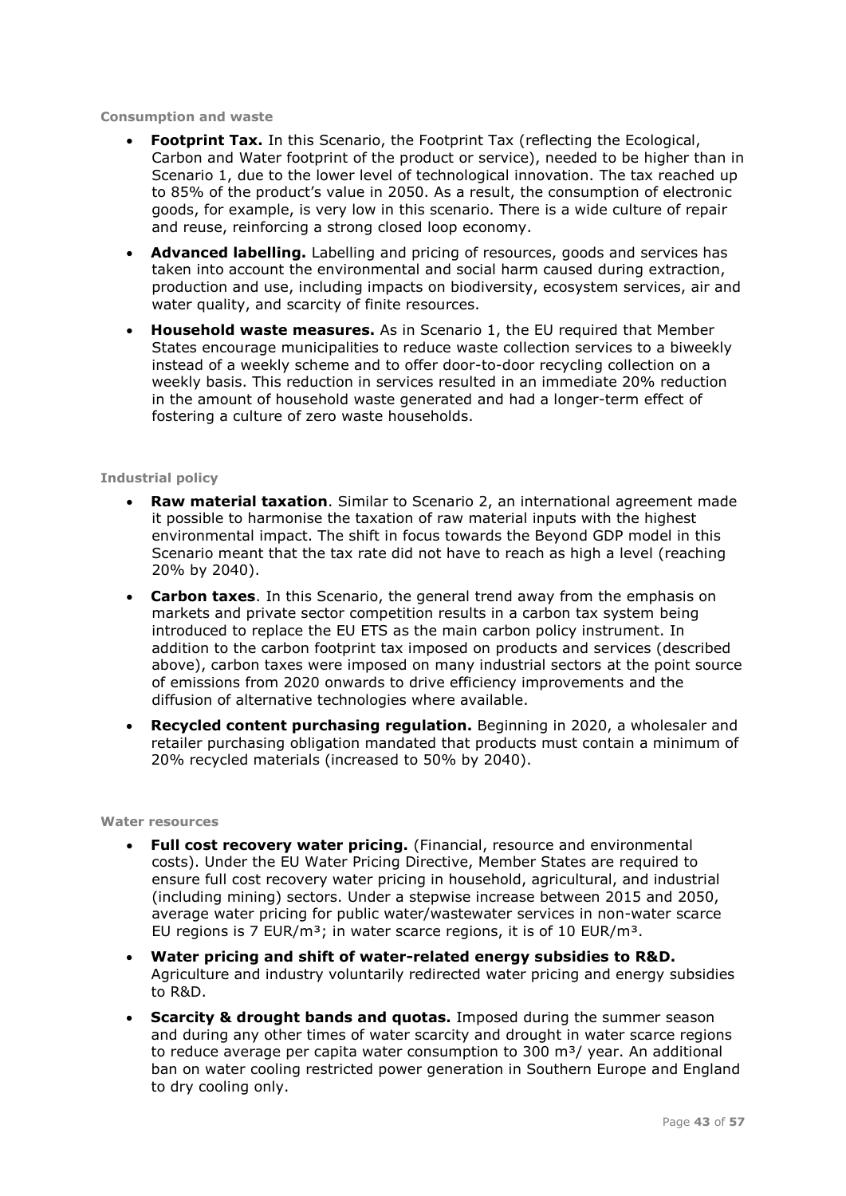#### Consumption and waste

- **Footprint Tax.** In this Scenario, the Footprint Tax (reflecting the Ecological, Carbon and Water footprint of the product or service), needed to be higher than in Scenario 1, due to the lower level of technological innovation. The tax reached up to 85% of the product's value in 2050. As a result, the consumption of electronic goods, for example, is very low in this scenario. There is a wide culture of repair and reuse, reinforcing a strong closed loop economy.
- **Advanced labelling.** Labelling and pricing of resources, goods and services has taken into account the environmental and social harm caused during extraction, production and use, including impacts on biodiversity, ecosystem services, air and water quality, and scarcity of finite resources.
- **Household waste measures.** As in Scenario 1, the EU required that Member States encourage municipalities to reduce waste collection services to a biweekly instead of a weekly scheme and to offer door-to-door recycling collection on a weekly basis. This reduction in services resulted in an immediate 20% reduction in the amount of household waste generated and had a longer-term effect of fostering a culture of zero waste households.

#### Industrial policy

- **Raw material taxation**. Similar to Scenario 2, an international agreement made it possible to harmonise the taxation of raw material inputs with the highest environmental impact. The shift in focus towards the Beyond GDP model in this Scenario meant that the tax rate did not have to reach as high a level (reaching 20% by 2040).
- **Carbon taxes**. In this Scenario, the general trend away from the emphasis on markets and private sector competition results in a carbon tax system being introduced to replace the EU ETS as the main carbon policy instrument. In addition to the carbon footprint tax imposed on products and services (described above), carbon taxes were imposed on many industrial sectors at the point source of emissions from 2020 onwards to drive efficiency improvements and the diffusion of alternative technologies where available.
- **Recycled content purchasing regulation.** Beginning in 2020, a wholesaler and retailer purchasing obligation mandated that products must contain a minimum of 20% recycled materials (increased to 50% by 2040).

#### Water resources

- **Full cost recovery water pricing.** (Financial, resource and environmental costs). Under the EU Water Pricing Directive, Member States are required to ensure full cost recovery water pricing in household, agricultural, and industrial (including mining) sectors. Under a stepwise increase between 2015 and 2050, average water pricing for public water/wastewater services in non-water scarce EU regions is 7 EUR/$m^3$; in water scarce regions, it is of 10 EUR/$m^3$.
- **Water pricing and shift of water-related energy subsidies to R&D.** Agriculture and industry voluntarily redirected water pricing and energy subsidies to R&D.
- **Scarcity & drought bands and quotas.** Imposed during the summer season and during any other times of water scarcity and drought in water scarce regions to reduce average per capita water consumption to 300 $m^3$/ year. An additional ban on water cooling restricted power generation in Southern Europe and England to dry cooling only.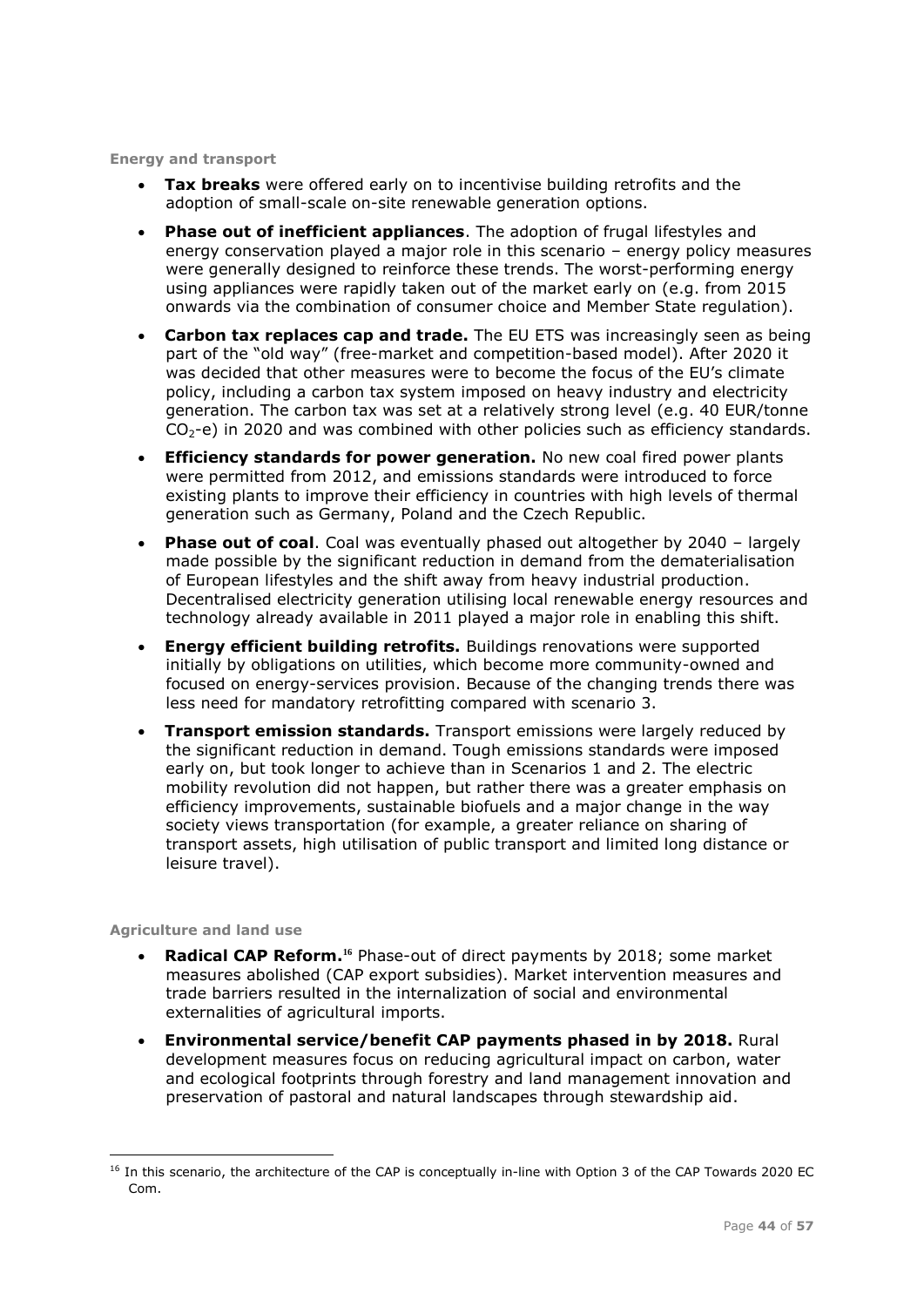### Energy and transport

- **Tax breaks** were offered early on to incentivise building retrofits and the adoption of small-scale on-site renewable generation options.
- **Phase out of inefficient appliances**. The adoption of frugal lifestyles and energy conservation played a major role in this scenario – energy policy measures were generally designed to reinforce these trends. The worst-performing energy using appliances were rapidly taken out of the market early on (e.g. from 2015 onwards via the combination of consumer choice and Member State regulation).
- **Carbon tax replaces cap and trade.** The EU ETS was increasingly seen as being part of the "old way" (free-market and competition-based model). After 2020 it was decided that other measures were to become the focus of the EU's climate policy, including a carbon tax system imposed on heavy industry and electricity generation. The carbon tax was set at a relatively strong level (e.g. 40 EUR/tonne $CO_2$-e) in 2020 and was combined with other policies such as efficiency standards.
- **Efficiency standards for power generation.** No new coal fired power plants were permitted from 2012, and emissions standards were introduced to force existing plants to improve their efficiency in countries with high levels of thermal generation such as Germany, Poland and the Czech Republic.
- **Phase out of coal**. Coal was eventually phased out altogether by 2040 – largely made possible by the significant reduction in demand from the dematerialisation of European lifestyles and the shift away from heavy industrial production. Decentralised electricity generation utilising local renewable energy resources and technology already available in 2011 played a major role in enabling this shift.
- **Energy efficient building retrofits.** Buildings renovations were supported initially by obligations on utilities, which become more community-owned and focused on energy-services provision. Because of the changing trends there was less need for mandatory retrofitting compared with scenario 3.
- **Transport emission standards.** Transport emissions were largely reduced by the significant reduction in demand. Tough emissions standards were imposed early on, but took longer to achieve than in Scenarios 1 and 2. The electric mobility revolution did not happen, but rather there was a greater emphasis on efficiency improvements, sustainable biofuels and a major change in the way society views transportation (for example, a greater reliance on sharing of transport assets, high utilisation of public transport and limited long distance or leisure travel).

### Agriculture and land use

- **Radical CAP Reform.**[16] Phase-out of direct payments by 2018; some market measures abolished (CAP export subsidies). Market intervention measures and trade barriers resulted in the internalization of social and environmental externalities of agricultural imports.
- **Environmental service/benefit CAP payments phased in by 2018.** Rural development measures focus on reducing agricultural impact on carbon, water and ecological footprints through forestry and land management innovation and preservation of pastoral and natural landscapes through stewardship aid.

---

[16] In this scenario, the architecture of the CAP is conceptually in-line with Option 3 of the CAP Towards 2020 EC Com.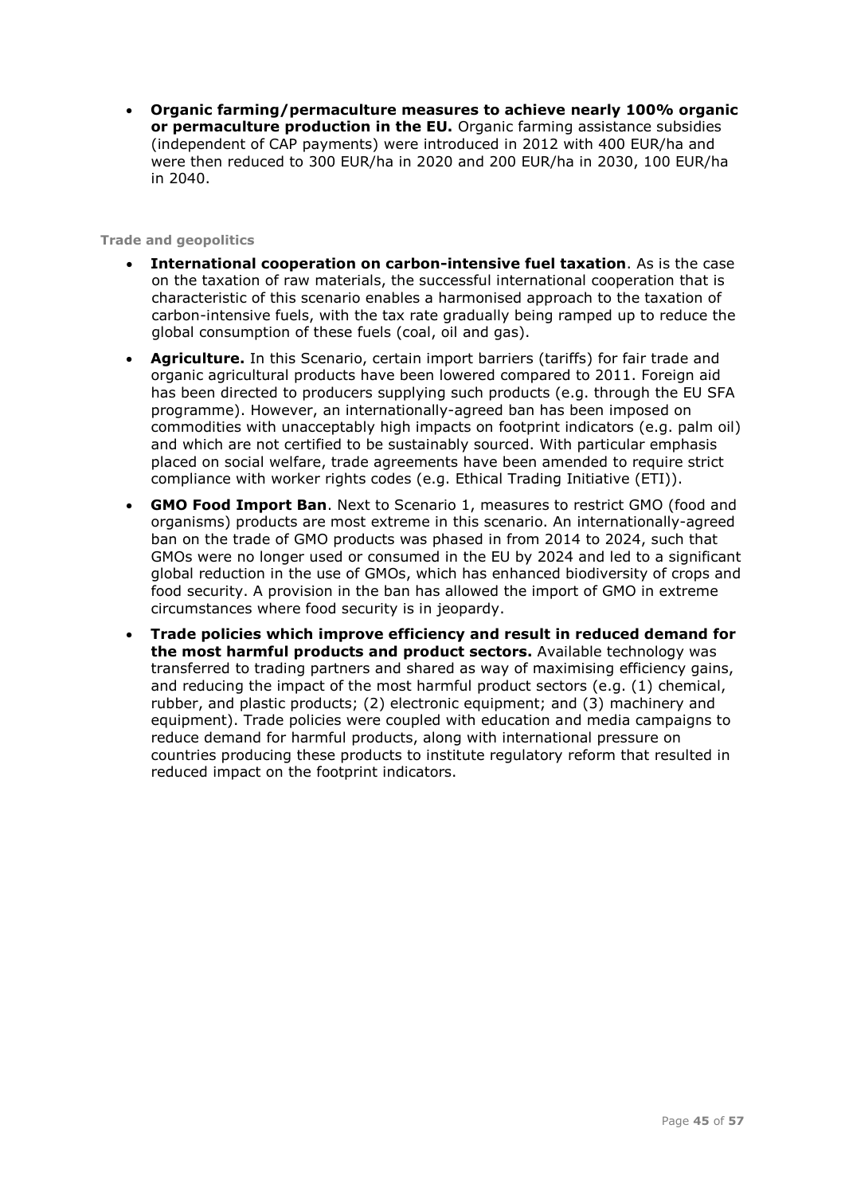- **Organic farming/permaculture measures to achieve nearly 100% organic or permaculture production in the EU.** Organic farming assistance subsidies (independent of CAP payments) were introduced in 2012 with 400 EUR/ha and were then reduced to 300 EUR/ha in 2020 and 200 EUR/ha in 2030, 100 EUR/ha in 2040.

#### Trade and geopolitics

- **International cooperation on carbon-intensive fuel taxation**. As is the case on the taxation of raw materials, the successful international cooperation that is characteristic of this scenario enables a harmonised approach to the taxation of carbon-intensive fuels, with the tax rate gradually being ramped up to reduce the global consumption of these fuels (coal, oil and gas).
- **Agriculture.** In this Scenario, certain import barriers (tariffs) for fair trade and organic agricultural products have been lowered compared to 2011. Foreign aid has been directed to producers supplying such products (e.g. through the EU SFA programme). However, an internationally-agreed ban has been imposed on commodities with unacceptably high impacts on footprint indicators (e.g. palm oil) and which are not certified to be sustainably sourced. With particular emphasis placed on social welfare, trade agreements have been amended to require strict compliance with worker rights codes (e.g. Ethical Trading Initiative (ETI)).
- **GMO Food Import Ban**. Next to Scenario 1, measures to restrict GMO (food and organisms) products are most extreme in this scenario. An internationally-agreed ban on the trade of GMO products was phased in from 2014 to 2024, such that GMOs were no longer used or consumed in the EU by 2024 and led to a significant global reduction in the use of GMOs, which has enhanced biodiversity of crops and food security. A provision in the ban has allowed the import of GMO in extreme circumstances where food security is in jeopardy.
- **Trade policies which improve efficiency and result in reduced demand for the most harmful products and product sectors.** Available technology was transferred to trading partners and shared as way of maximising efficiency gains, and reducing the impact of the most harmful product sectors (e.g. (1) chemical, rubber, and plastic products; (2) electronic equipment; and (3) machinery and equipment). Trade policies were coupled with education and media campaigns to reduce demand for harmful products, along with international pressure on countries producing these products to institute regulatory reform that resulted in reduced impact on the footprint indicators.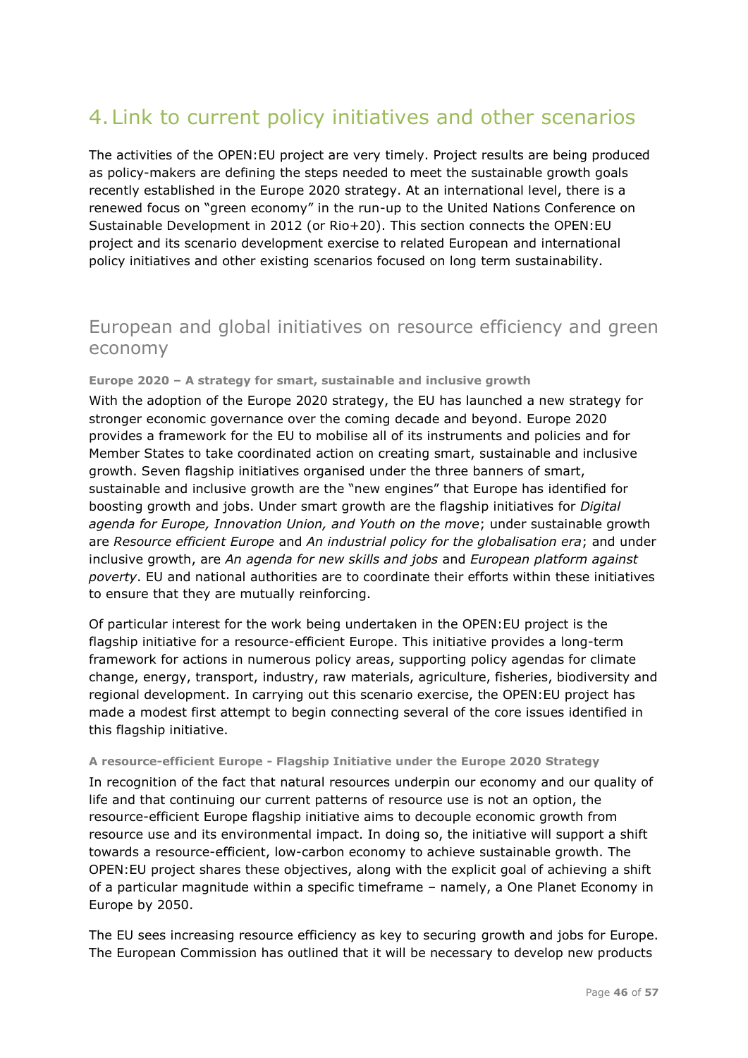# 4. Link to current policy initiatives and other scenarios

The activities of the OPEN:EU project are very timely. Project results are being produced as policy-makers are defining the steps needed to meet the sustainable growth goals recently established in the Europe 2020 strategy. At an international level, there is a renewed focus on "green economy" in the run-up to the United Nations Conference on Sustainable Development in 2012 (or Rio+20). This section connects the OPEN:EU project and its scenario development exercise to related European and international policy initiatives and other existing scenarios focused on long term sustainability.

## European and global initiatives on resource efficiency and green economy

#### Europe 2020 – A strategy for smart, sustainable and inclusive growth

With the adoption of the Europe 2020 strategy, the EU has launched a new strategy for stronger economic governance over the coming decade and beyond. Europe 2020 provides a framework for the EU to mobilise all of its instruments and policies and for Member States to take coordinated action on creating smart, sustainable and inclusive growth. Seven flagship initiatives organised under the three banners of smart, sustainable and inclusive growth are the "new engines" that Europe has identified for boosting growth and jobs. Under smart growth are the flagship initiatives for *Digital agenda for Europe, Innovation Union, and Youth on the move*; under sustainable growth are *Resource efficient Europe* and *An industrial policy for the globalisation era*; and under inclusive growth, are *An agenda for new skills and jobs* and *European platform against poverty*. EU and national authorities are to coordinate their efforts within these initiatives to ensure that they are mutually reinforcing.

Of particular interest for the work being undertaken in the OPEN:EU project is the flagship initiative for a resource-efficient Europe. This initiative provides a long-term framework for actions in numerous policy areas, supporting policy agendas for climate change, energy, transport, industry, raw materials, agriculture, fisheries, biodiversity and regional development. In carrying out this scenario exercise, the OPEN:EU project has made a modest first attempt to begin connecting several of the core issues identified in this flagship initiative.

#### A resource-efficient Europe - Flagship Initiative under the Europe 2020 Strategy

In recognition of the fact that natural resources underpin our economy and our quality of life and that continuing our current patterns of resource use is not an option, the resource-efficient Europe flagship initiative aims to decouple economic growth from resource use and its environmental impact. In doing so, the initiative will support a shift towards a resource-efficient, low-carbon economy to achieve sustainable growth. The OPEN:EU project shares these objectives, along with the explicit goal of achieving a shift of a particular magnitude within a specific timeframe – namely, a One Planet Economy in Europe by 2050.

The EU sees increasing resource efficiency as key to securing growth and jobs for Europe. The European Commission has outlined that it will be necessary to develop new products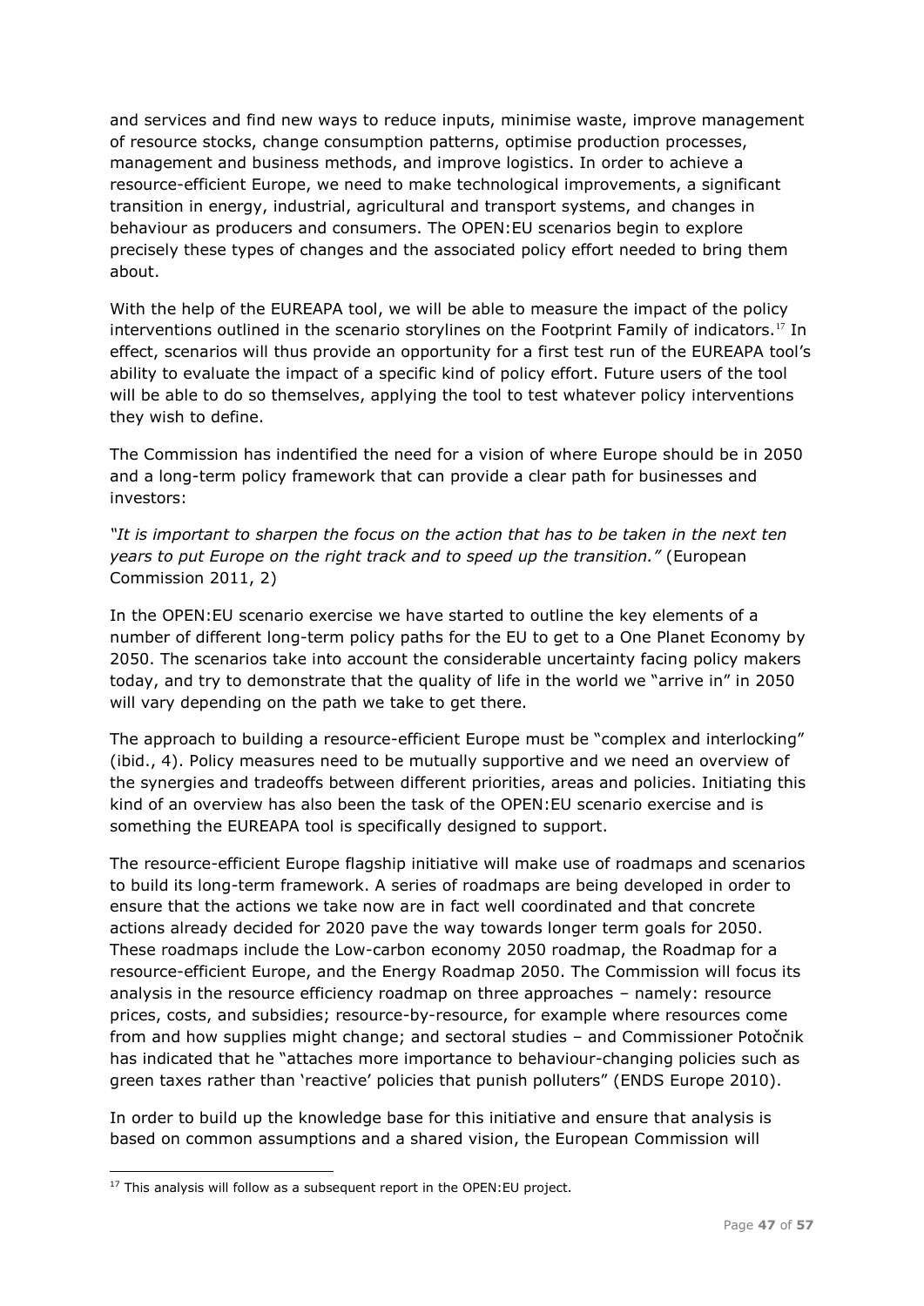and services and find new ways to reduce inputs, minimise waste, improve management of resource stocks, change consumption patterns, optimise production processes, management and business methods, and improve logistics. In order to achieve a resource-efficient Europe, we need to make technological improvements, a significant transition in energy, industrial, agricultural and transport systems, and changes in behaviour as producers and consumers. The OPEN:EU scenarios begin to explore precisely these types of changes and the associated policy effort needed to bring them about.

With the help of the EUREAPA tool, we will be able to measure the impact of the policy interventions outlined in the scenario storylines on the Footprint Family of indicators.[17] In effect, scenarios will thus provide an opportunity for a first test run of the EUREAPA tool's ability to evaluate the impact of a specific kind of policy effort. Future users of the tool will be able to do so themselves, applying the tool to test whatever policy interventions they wish to define.

The Commission has indentified the need for a vision of where Europe should be in 2050 and a long-term policy framework that can provide a clear path for businesses and investors:

*"It is important to sharpen the focus on the action that has to be taken in the next ten years to put Europe on the right track and to speed up the transition."* (European Commission 2011, 2)

In the OPEN:EU scenario exercise we have started to outline the key elements of a number of different long-term policy paths for the EU to get to a One Planet Economy by 2050. The scenarios take into account the considerable uncertainty facing policy makers today, and try to demonstrate that the quality of life in the world we "arrive in" in 2050 will vary depending on the path we take to get there.

The approach to building a resource-efficient Europe must be "complex and interlocking" (ibid., 4). Policy measures need to be mutually supportive and we need an overview of the synergies and tradeoffs between different priorities, areas and policies. Initiating this kind of an overview has also been the task of the OPEN:EU scenario exercise and is something the EUREAPA tool is specifically designed to support.

The resource-efficient Europe flagship initiative will make use of roadmaps and scenarios to build its long-term framework. A series of roadmaps are being developed in order to ensure that the actions we take now are in fact well coordinated and that concrete actions already decided for 2020 pave the way towards longer term goals for 2050. These roadmaps include the Low-carbon economy 2050 roadmap, the Roadmap for a resource-efficient Europe, and the Energy Roadmap 2050. The Commission will focus its analysis in the resource efficiency roadmap on three approaches – namely: resource prices, costs, and subsidies; resource-by-resource, for example where resources come from and how supplies might change; and sectoral studies – and Commissioner Potočnik has indicated that he "attaches more importance to behaviour-changing policies such as green taxes rather than 'reactive' policies that punish polluters" (ENDS Europe 2010).

In order to build up the knowledge base for this initiative and ensure that analysis is based on common assumptions and a shared vision, the European Commission will

---

[17] This analysis will follow as a subsequent report in the OPEN:EU project.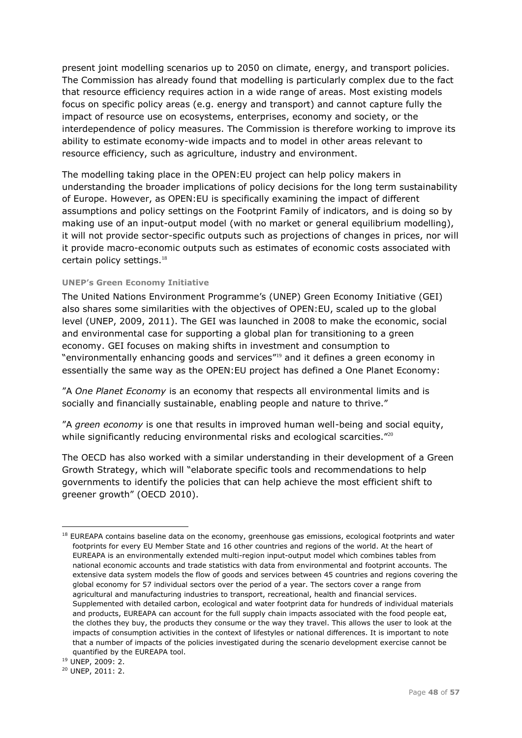present joint modelling scenarios up to 2050 on climate, energy, and transport policies. The Commission has already found that modelling is particularly complex due to the fact that resource efficiency requires action in a wide range of areas. Most existing models focus on specific policy areas (e.g. energy and transport) and cannot capture fully the impact of resource use on ecosystems, enterprises, economy and society, or the interdependence of policy measures. The Commission is therefore working to improve its ability to estimate economy-wide impacts and to model in other areas relevant to resource efficiency, such as agriculture, industry and environment.

The modelling taking place in the OPEN:EU project can help policy makers in understanding the broader implications of policy decisions for the long term sustainability of Europe. However, as OPEN:EU is specifically examining the impact of different assumptions and policy settings on the Footprint Family of indicators, and is doing so by making use of an input-output model (with no market or general equilibrium modelling), it will not provide sector-specific outputs such as projections of changes in prices, nor will it provide macro-economic outputs such as estimates of economic costs associated with certain policy settings.[18]

#### UNEP's Green Economy Initiative

The United Nations Environment Programme's (UNEP) Green Economy Initiative (GEI) also shares some similarities with the objectives of OPEN:EU, scaled up to the global level (UNEP, 2009, 2011). The GEI was launched in 2008 to make the economic, social and environmental case for supporting a global plan for transitioning to a green economy. GEI focuses on making shifts in investment and consumption to "environmentally enhancing goods and services"[19] and it defines a green economy in essentially the same way as the OPEN:EU project has defined a One Planet Economy:

"A *One Planet Economy* is an economy that respects all environmental limits and is socially and financially sustainable, enabling people and nature to thrive."

"A *green economy* is one that results in improved human well-being and social equity, while significantly reducing environmental risks and ecological scarcities."[20]

The OECD has also worked with a similar understanding in their development of a Green Growth Strategy, which will "elaborate specific tools and recommendations to help governments to identify the policies that can help achieve the most efficient shift to greener growth" (OECD 2010).

---

[18] EUREAPA contains baseline data on the economy, greenhouse gas emissions, ecological footprints and water footprints for every EU Member State and 16 other countries and regions of the world. At the heart of EUREAPA is an environmentally extended multi-region input-output model which combines tables from national economic accounts and trade statistics with data from environmental and footprint accounts. The extensive data system models the flow of goods and services between 45 countries and regions covering the global economy for 57 individual sectors over the period of a year. The sectors cover a range from agricultural and manufacturing industries to transport, recreational, health and financial services. Supplemented with detailed carbon, ecological and water footprint data for hundreds of individual materials and products, EUREAPA can account for the full supply chain impacts associated with the food people eat, the clothes they buy, the products they consume or the way they travel. This allows the user to look at the impacts of consumption activities in the context of lifestyles or national differences. It is important to note that a number of impacts of the policies investigated during the scenario development exercise cannot be quantified by the EUREAPA tool.

[19] UNEP, 2009: 2.

[20] UNEP, 2011: 2.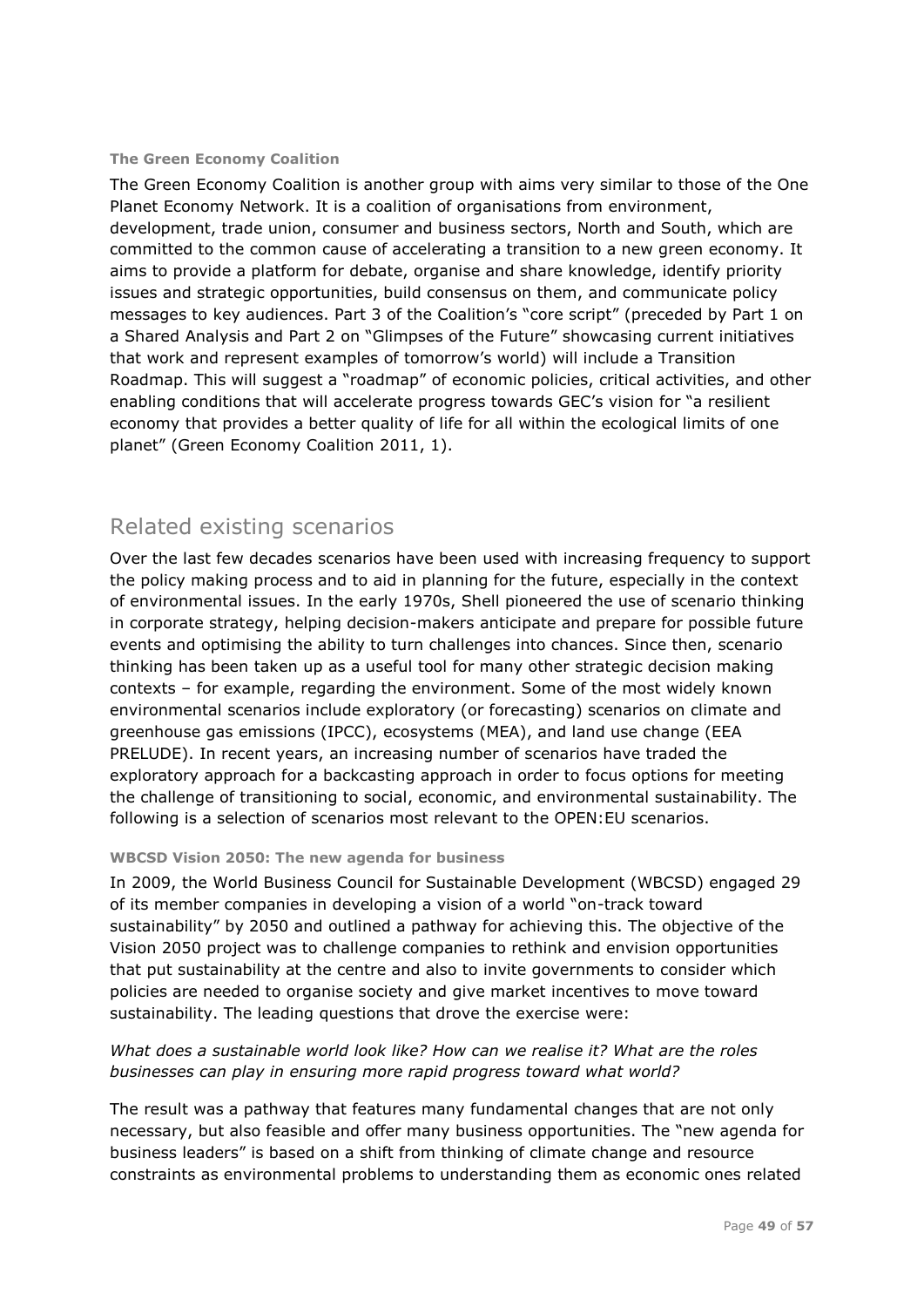### The Green Economy Coalition

The Green Economy Coalition is another group with aims very similar to those of the One Planet Economy Network. It is a coalition of organisations from environment, development, trade union, consumer and business sectors, North and South, which are committed to the common cause of accelerating a transition to a new green economy. It aims to provide a platform for debate, organise and share knowledge, identify priority issues and strategic opportunities, build consensus on them, and communicate policy messages to key audiences. Part 3 of the Coalition's "core script" (preceded by Part 1 on a Shared Analysis and Part 2 on "Glimpses of the Future" showcasing current initiatives that work and represent examples of tomorrow's world) will include a Transition Roadmap. This will suggest a "roadmap" of economic policies, critical activities, and other enabling conditions that will accelerate progress towards GEC's vision for "a resilient economy that provides a better quality of life for all within the ecological limits of one planet" (Green Economy Coalition 2011, 1).

## Related existing scenarios

Over the last few decades scenarios have been used with increasing frequency to support the policy making process and to aid in planning for the future, especially in the context of environmental issues. In the early 1970s, Shell pioneered the use of scenario thinking in corporate strategy, helping decision-makers anticipate and prepare for possible future events and optimising the ability to turn challenges into chances. Since then, scenario thinking has been taken up as a useful tool for many other strategic decision making contexts – for example, regarding the environment. Some of the most widely known environmental scenarios include exploratory (or forecasting) scenarios on climate and greenhouse gas emissions (IPCC), ecosystems (MEA), and land use change (EEA PRELUDE). In recent years, an increasing number of scenarios have traded the exploratory approach for a backcasting approach in order to focus options for meeting the challenge of transitioning to social, economic, and environmental sustainability. The following is a selection of scenarios most relevant to the OPEN:EU scenarios.

### WBCSD Vision 2050: The new agenda for business

In 2009, the World Business Council for Sustainable Development (WBCSD) engaged 29 of its member companies in developing a vision of a world "on-track toward sustainability" by 2050 and outlined a pathway for achieving this. The objective of the Vision 2050 project was to challenge companies to rethink and envision opportunities that put sustainability at the centre and also to invite governments to consider which policies are needed to organise society and give market incentives to move toward sustainability. The leading questions that drove the exercise were:

*What does a sustainable world look like? How can we realise it? What are the roles businesses can play in ensuring more rapid progress toward what world?*

The result was a pathway that features many fundamental changes that are not only necessary, but also feasible and offer many business opportunities. The "new agenda for business leaders" is based on a shift from thinking of climate change and resource constraints as environmental problems to understanding them as economic ones related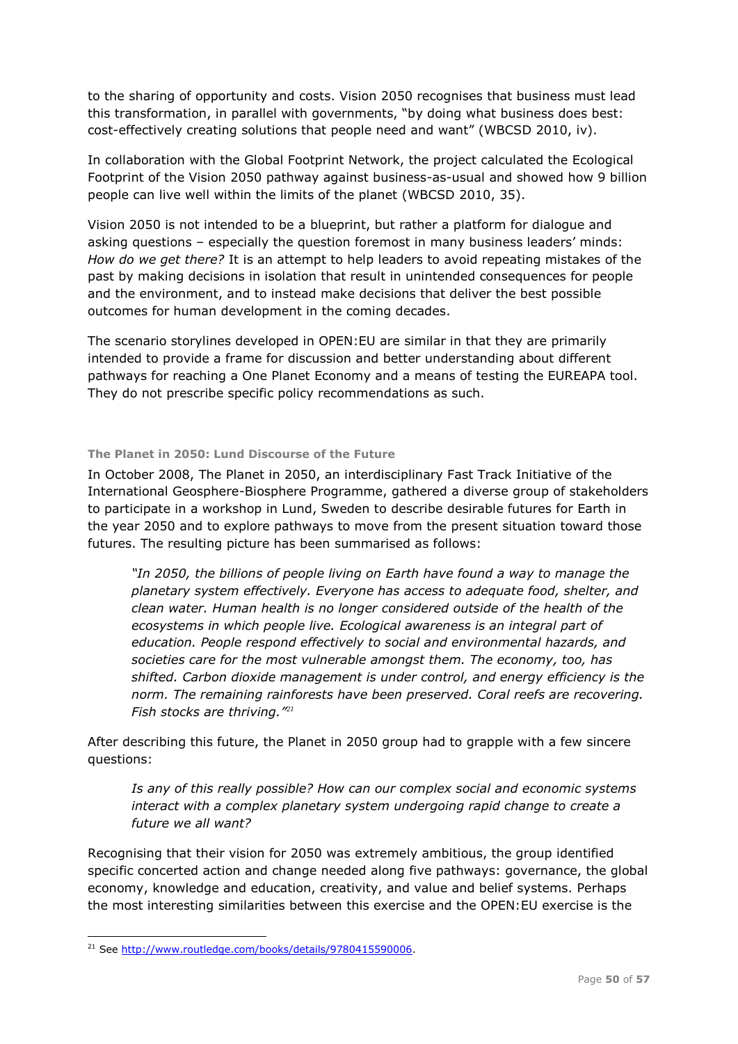to the sharing of opportunity and costs. Vision 2050 recognises that business must lead this transformation, in parallel with governments, "by doing what business does best: cost-effectively creating solutions that people need and want" (WBCSD 2010, iv).

In collaboration with the Global Footprint Network, the project calculated the Ecological Footprint of the Vision 2050 pathway against business-as-usual and showed how 9 billion people can live well within the limits of the planet (WBCSD 2010, 35).

Vision 2050 is not intended to be a blueprint, but rather a platform for dialogue and asking questions – especially the question foremost in many business leaders' minds: *How do we get there?* It is an attempt to help leaders to avoid repeating mistakes of the past by making decisions in isolation that result in unintended consequences for people and the environment, and to instead make decisions that deliver the best possible outcomes for human development in the coming decades.

The scenario storylines developed in OPEN:EU are similar in that they are primarily intended to provide a frame for discussion and better understanding about different pathways for reaching a One Planet Economy and a means of testing the EUREAPA tool. They do not prescribe specific policy recommendations as such.

#### The Planet in 2050: Lund Discourse of the Future

In October 2008, The Planet in 2050, an interdisciplinary Fast Track Initiative of the International Geosphere-Biosphere Programme, gathered a diverse group of stakeholders to participate in a workshop in Lund, Sweden to describe desirable futures for Earth in the year 2050 and to explore pathways to move from the present situation toward those futures. The resulting picture has been summarised as follows:

> *"In 2050, the billions of people living on Earth have found a way to manage the planetary system effectively. Everyone has access to adequate food, shelter, and clean water. Human health is no longer considered outside of the health of the ecosystems in which people live. Ecological awareness is an integral part of education. People respond effectively to social and environmental hazards, and societies care for the most vulnerable amongst them. The economy, too, has shifted. Carbon dioxide management is under control, and energy efficiency is the norm. The remaining rainforests have been preserved. Coral reefs are recovering. Fish stocks are thriving."*[21]

After describing this future, the Planet in 2050 group had to grapple with a few sincere questions:

> *Is any of this really possible? How can our complex social and economic systems interact with a complex planetary system undergoing rapid change to create a future we all want?*

Recognising that their vision for 2050 was extremely ambitious, the group identified specific concerted action and change needed along five pathways: governance, the global economy, knowledge and education, creativity, and value and belief systems. Perhaps the most interesting similarities between this exercise and the OPEN:EU exercise is the

[21] See http://www.routledge.com/books/details/9780415590006.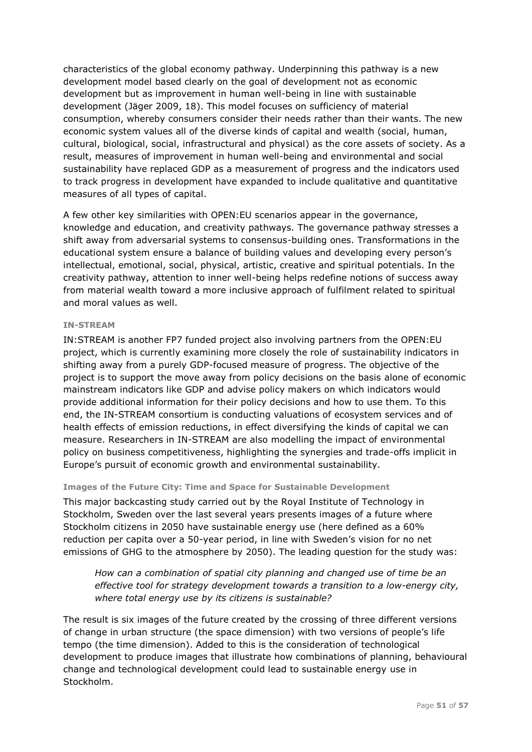characteristics of the global economy pathway. Underpinning this pathway is a new development model based clearly on the goal of development not as economic development but as improvement in human well-being in line with sustainable development (Jäger 2009, 18). This model focuses on sufficiency of material consumption, whereby consumers consider their needs rather than their wants. The new economic system values all of the diverse kinds of capital and wealth (social, human, cultural, biological, social, infrastructural and physical) as the core assets of society. As a result, measures of improvement in human well-being and environmental and social sustainability have replaced GDP as a measurement of progress and the indicators used to track progress in development have expanded to include qualitative and quantitative measures of all types of capital.

A few other key similarities with OPEN:EU scenarios appear in the governance, knowledge and education, and creativity pathways. The governance pathway stresses a shift away from adversarial systems to consensus-building ones. Transformations in the educational system ensure a balance of building values and developing every person's intellectual, emotional, social, physical, artistic, creative and spiritual potentials. In the creativity pathway, attention to inner well-being helps redefine notions of success away from material wealth toward a more inclusive approach of fulfilment related to spiritual and moral values as well.

#### IN-STREAM

IN:STREAM is another FP7 funded project also involving partners from the OPEN:EU project, which is currently examining more closely the role of sustainability indicators in shifting away from a purely GDP-focused measure of progress. The objective of the project is to support the move away from policy decisions on the basis alone of economic mainstream indicators like GDP and advise policy makers on which indicators would provide additional information for their policy decisions and how to use them. To this end, the IN-STREAM consortium is conducting valuations of ecosystem services and of health effects of emission reductions, in effect diversifying the kinds of capital we can measure. Researchers in IN-STREAM are also modelling the impact of environmental policy on business competitiveness, highlighting the synergies and trade-offs implicit in Europe's pursuit of economic growth and environmental sustainability.

#### Images of the Future City: Time and Space for Sustainable Development

This major backcasting study carried out by the Royal Institute of Technology in Stockholm, Sweden over the last several years presents images of a future where Stockholm citizens in 2050 have sustainable energy use (here defined as a 60% reduction per capita over a 50-year period, in line with Sweden's vision for no net emissions of GHG to the atmosphere by 2050). The leading question for the study was:

> *How can a combination of spatial city planning and changed use of time be an effective tool for strategy development towards a transition to a low-energy city, where total energy use by its citizens is sustainable?*

The result is six images of the future created by the crossing of three different versions of change in urban structure (the space dimension) with two versions of people's life tempo (the time dimension). Added to this is the consideration of technological development to produce images that illustrate how combinations of planning, behavioural change and technological development could lead to sustainable energy use in Stockholm.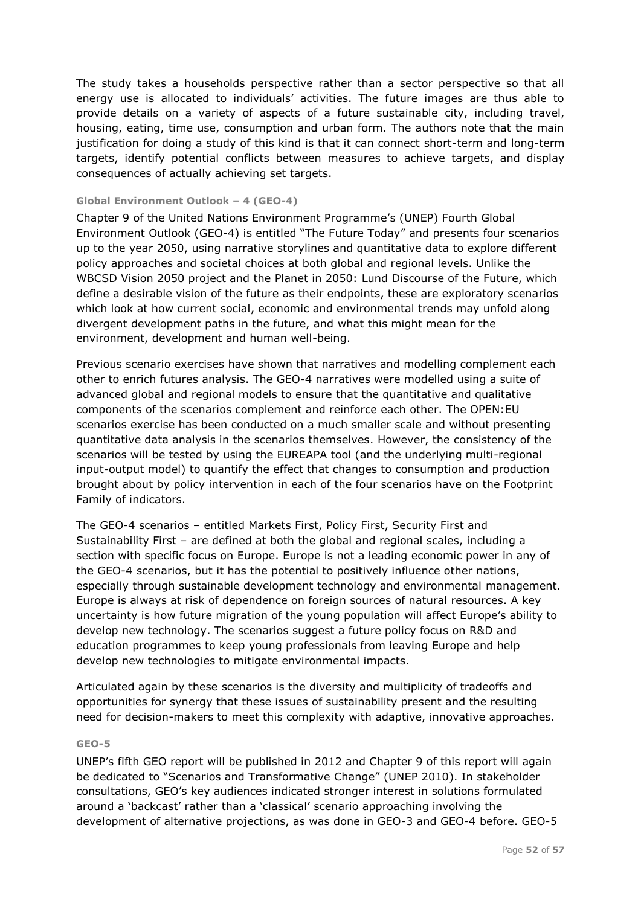The study takes a households perspective rather than a sector perspective so that all energy use is allocated to individuals' activities. The future images are thus able to provide details on a variety of aspects of a future sustainable city, including travel, housing, eating, time use, consumption and urban form. The authors note that the main justification for doing a study of this kind is that it can connect short-term and long-term targets, identify potential conflicts between measures to achieve targets, and display consequences of actually achieving set targets.

#### Global Environment Outlook – 4 (GEO-4)

Chapter 9 of the United Nations Environment Programme's (UNEP) Fourth Global Environment Outlook (GEO-4) is entitled "The Future Today" and presents four scenarios up to the year 2050, using narrative storylines and quantitative data to explore different policy approaches and societal choices at both global and regional levels. Unlike the WBCSD Vision 2050 project and the Planet in 2050: Lund Discourse of the Future, which define a desirable vision of the future as their endpoints, these are exploratory scenarios which look at how current social, economic and environmental trends may unfold along divergent development paths in the future, and what this might mean for the environment, development and human well-being.

Previous scenario exercises have shown that narratives and modelling complement each other to enrich futures analysis. The GEO-4 narratives were modelled using a suite of advanced global and regional models to ensure that the quantitative and qualitative components of the scenarios complement and reinforce each other. The OPEN:EU scenarios exercise has been conducted on a much smaller scale and without presenting quantitative data analysis in the scenarios themselves. However, the consistency of the scenarios will be tested by using the EUREAPA tool (and the underlying multi-regional input-output model) to quantify the effect that changes to consumption and production brought about by policy intervention in each of the four scenarios have on the Footprint Family of indicators.

The GEO-4 scenarios – entitled Markets First, Policy First, Security First and Sustainability First – are defined at both the global and regional scales, including a section with specific focus on Europe. Europe is not a leading economic power in any of the GEO-4 scenarios, but it has the potential to positively influence other nations, especially through sustainable development technology and environmental management. Europe is always at risk of dependence on foreign sources of natural resources. A key uncertainty is how future migration of the young population will affect Europe's ability to develop new technology. The scenarios suggest a future policy focus on R&D and education programmes to keep young professionals from leaving Europe and help develop new technologies to mitigate environmental impacts.

Articulated again by these scenarios is the diversity and multiplicity of tradeoffs and opportunities for synergy that these issues of sustainability present and the resulting need for decision-makers to meet this complexity with adaptive, innovative approaches.

#### GEO-5

UNEP's fifth GEO report will be published in 2012 and Chapter 9 of this report will again be dedicated to "Scenarios and Transformative Change" (UNEP 2010). In stakeholder consultations, GEO's key audiences indicated stronger interest in solutions formulated around a 'backcast' rather than a 'classical' scenario approaching involving the development of alternative projections, as was done in GEO-3 and GEO-4 before. GEO-5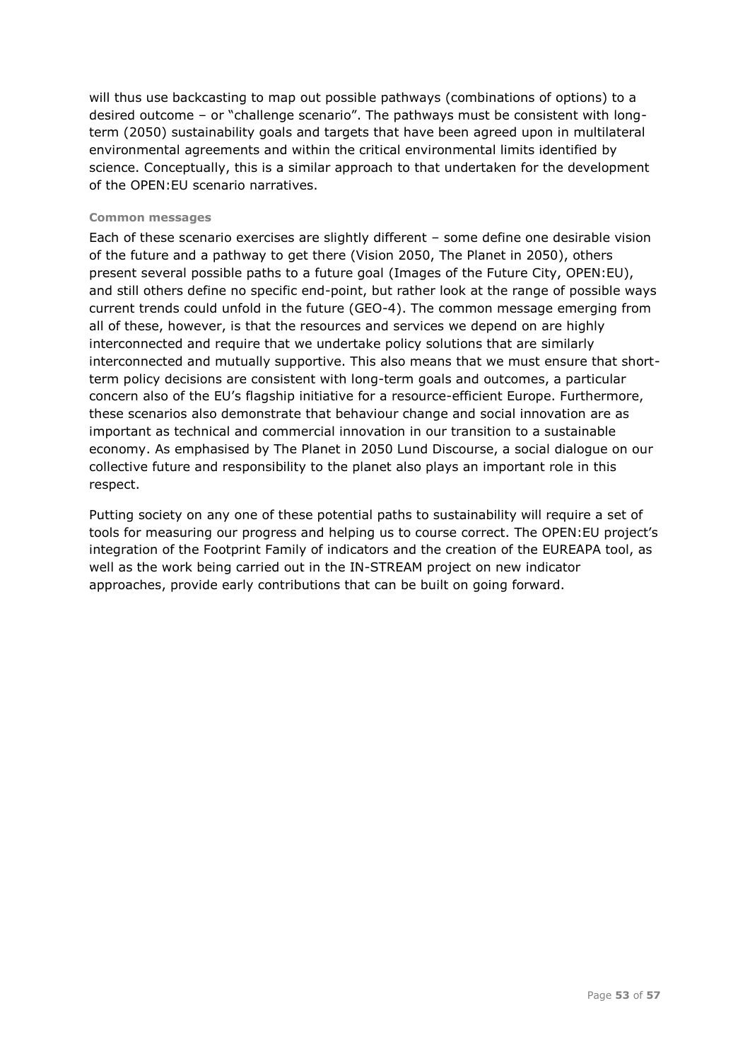will thus use backcasting to map out possible pathways (combinations of options) to a desired outcome – or "challenge scenario". The pathways must be consistent with long-term (2050) sustainability goals and targets that have been agreed upon in multilateral environmental agreements and within the critical environmental limits identified by science. Conceptually, this is a similar approach to that undertaken for the development of the OPEN:EU scenario narratives.

#### Common messages

Each of these scenario exercises are slightly different – some define one desirable vision of the future and a pathway to get there (Vision 2050, The Planet in 2050), others present several possible paths to a future goal (Images of the Future City, OPEN:EU), and still others define no specific end-point, but rather look at the range of possible ways current trends could unfold in the future (GEO-4). The common message emerging from all of these, however, is that the resources and services we depend on are highly interconnected and require that we undertake policy solutions that are similarly interconnected and mutually supportive. This also means that we must ensure that short-term policy decisions are consistent with long-term goals and outcomes, a particular concern also of the EU's flagship initiative for a resource-efficient Europe. Furthermore, these scenarios also demonstrate that behaviour change and social innovation are as important as technical and commercial innovation in our transition to a sustainable economy. As emphasised by The Planet in 2050 Lund Discourse, a social dialogue on our collective future and responsibility to the planet also plays an important role in this respect.

Putting society on any one of these potential paths to sustainability will require a set of tools for measuring our progress and helping us to course correct. The OPEN:EU project's integration of the Footprint Family of indicators and the creation of the EUREAPA tool, as well as the work being carried out in the IN-STREAM project on new indicator approaches, provide early contributions that can be built on going forward.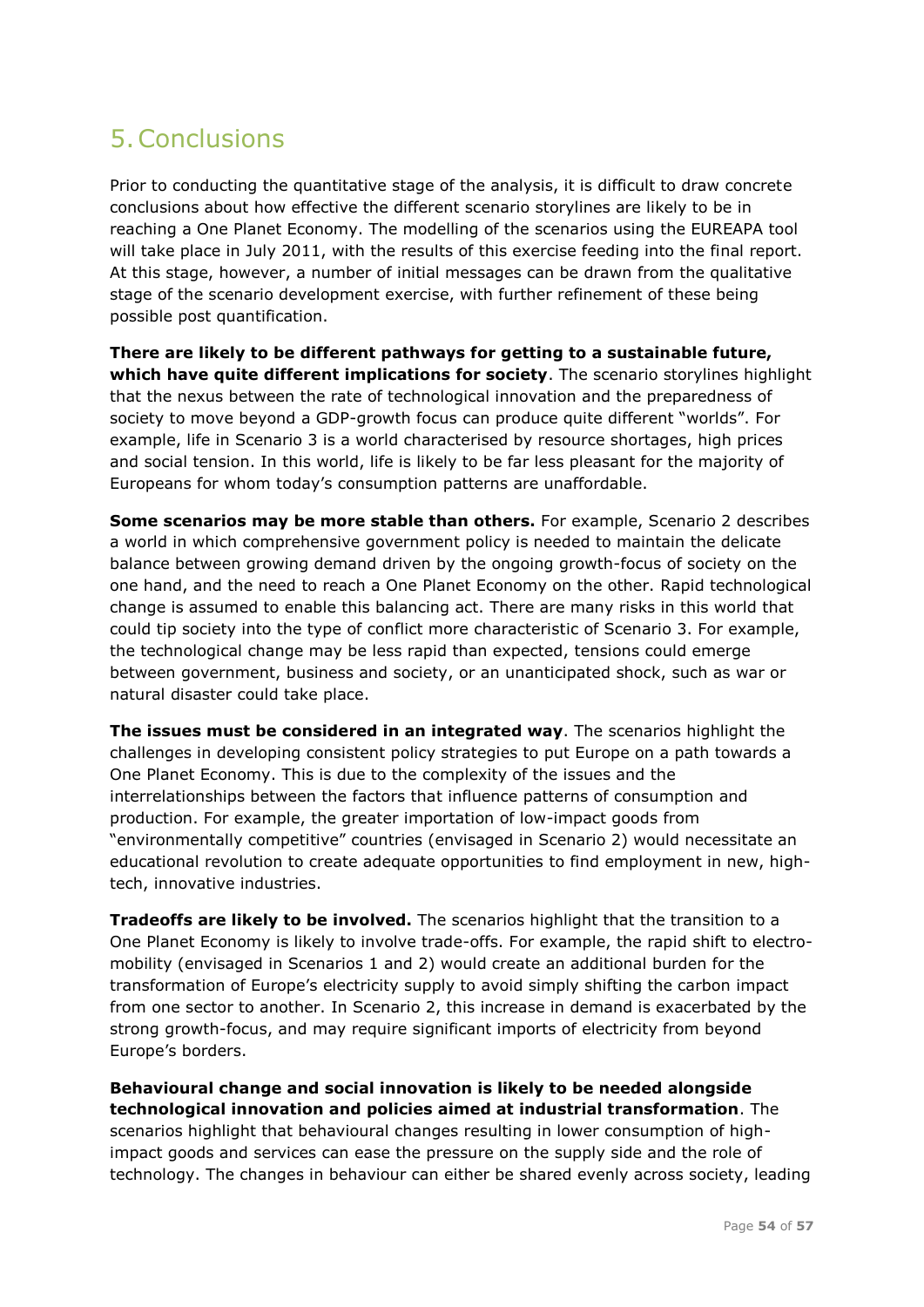# 5. Conclusions

Prior to conducting the quantitative stage of the analysis, it is difficult to draw concrete conclusions about how effective the different scenario storylines are likely to be in reaching a One Planet Economy. The modelling of the scenarios using the EUREAPA tool will take place in July 2011, with the results of this exercise feeding into the final report. At this stage, however, a number of initial messages can be drawn from the qualitative stage of the scenario development exercise, with further refinement of these being possible post quantification.

**There are likely to be different pathways for getting to a sustainable future, which have quite different implications for society**. The scenario storylines highlight that the nexus between the rate of technological innovation and the preparedness of society to move beyond a GDP-growth focus can produce quite different "worlds". For example, life in Scenario 3 is a world characterised by resource shortages, high prices and social tension. In this world, life is likely to be far less pleasant for the majority of Europeans for whom today's consumption patterns are unaffordable.

**Some scenarios may be more stable than others.** For example, Scenario 2 describes a world in which comprehensive government policy is needed to maintain the delicate balance between growing demand driven by the ongoing growth-focus of society on the one hand, and the need to reach a One Planet Economy on the other. Rapid technological change is assumed to enable this balancing act. There are many risks in this world that could tip society into the type of conflict more characteristic of Scenario 3. For example, the technological change may be less rapid than expected, tensions could emerge between government, business and society, or an unanticipated shock, such as war or natural disaster could take place.

**The issues must be considered in an integrated way**. The scenarios highlight the challenges in developing consistent policy strategies to put Europe on a path towards a One Planet Economy. This is due to the complexity of the issues and the interrelationships between the factors that influence patterns of consumption and production. For example, the greater importation of low-impact goods from "environmentally competitive" countries (envisaged in Scenario 2) would necessitate an educational revolution to create adequate opportunities to find employment in new, high-tech, innovative industries.

**Tradeoffs are likely to be involved.** The scenarios highlight that the transition to a One Planet Economy is likely to involve trade-offs. For example, the rapid shift to electro-mobility (envisaged in Scenarios 1 and 2) would create an additional burden for the transformation of Europe's electricity supply to avoid simply shifting the carbon impact from one sector to another. In Scenario 2, this increase in demand is exacerbated by the strong growth-focus, and may require significant imports of electricity from beyond Europe's borders.

**Behavioural change and social innovation is likely to be needed alongside technological innovation and policies aimed at industrial transformation**. The scenarios highlight that behavioural changes resulting in lower consumption of high-impact goods and services can ease the pressure on the supply side and the role of technology. The changes in behaviour can either be shared evenly across society, leading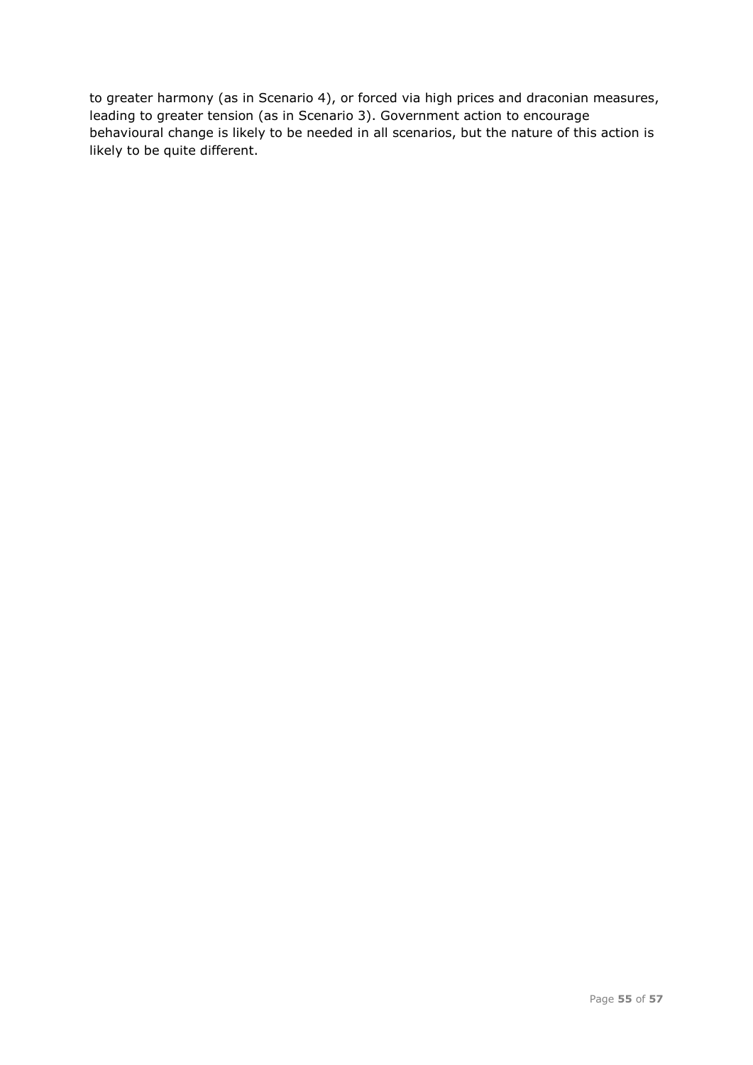to greater harmony (as in Scenario 4), or forced via high prices and draconian measures, leading to greater tension (as in Scenario 3). Government action to encourage behavioural change is likely to be needed in all scenarios, but the nature of this action is likely to be quite different.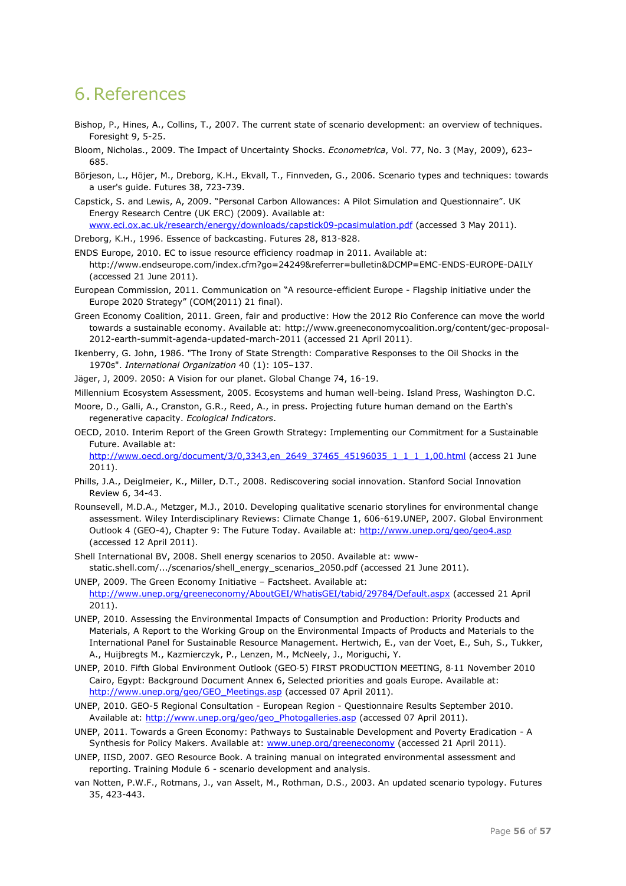# 6. References

Bishop, P., Hines, A., Collins, T., 2007. The current state of scenario development: an overview of techniques. Foresight 9, 5-25.

Bloom, Nicholas., 2009. The Impact of Uncertainty Shocks. *Econometrica*, Vol. 77, No. 3 (May, 2009), 623–685.

Börjeson, L., Höjer, M., Dreborg, K.H., Ekvall, T., Finnveden, G., 2006. Scenario types and techniques: towards a user's guide. Futures 38, 723-739.

Capstick, S. and Lewis, A, 2009. "Personal Carbon Allowances: A Pilot Simulation and Questionnaire". UK Energy Research Centre (UK ERC) (2009). Available at: www.eci.ox.ac.uk/research/energy/downloads/capstick09-pcasimulation.pdf (accessed 3 May 2011).

Dreborg, K.H., 1996. Essence of backcasting. Futures 28, 813-828.

ENDS Europe, 2010. EC to issue resource efficiency roadmap in 2011. Available at: http://www.endseurope.com/index.cfm?go=24249&referrer=bulletin&DCMP=EMC-ENDS-EUROPE-DAILY (accessed 21 June 2011).

European Commission, 2011. Communication on "A resource-efficient Europe - Flagship initiative under the Europe 2020 Strategy" (COM(2011) 21 final).

Green Economy Coalition, 2011. Green, fair and productive: How the 2012 Rio Conference can move the world towards a sustainable economy. Available at: http://www.greeneconomycoalition.org/content/gec-proposal-2012-earth-summit-agenda-updated-march-2011 (accessed 21 April 2011).

Ikenberry, G. John, 1986. "The Irony of State Strength: Comparative Responses to the Oil Shocks in the 1970s". *International Organization* 40 (1): 105–137.

Jäger, J, 2009. 2050: A Vision for our planet. Global Change 74, 16-19.

Millennium Ecosystem Assessment, 2005. Ecosystems and human well-being. Island Press, Washington D.C.

Moore, D., Galli, A., Cranston, G.R., Reed, A., in press. Projecting future human demand on the Earth's regenerative capacity. *Ecological Indicators*.

OECD, 2010. Interim Report of the Green Growth Strategy: Implementing our Commitment for a Sustainable Future. Available at: http://www.oecd.org/document/3/0,3343,en_2649_37465_45196035_1_1_1_1,00.html (access 21 June 2011).

Phills, J.A., Deiglmeier, K., Miller, D.T., 2008. Rediscovering social innovation. Stanford Social Innovation Review 6, 34-43.

Rounsevell, M.D.A., Metzger, M.J., 2010. Developing qualitative scenario storylines for environmental change assessment. Wiley Interdisciplinary Reviews: Climate Change 1, 606-619.UNEP, 2007. Global Environment Outlook 4 (GEO-4), Chapter 9: The Future Today. Available at: http://www.unep.org/geo/geo4.asp (accessed 12 April 2011).

Shell International BV, 2008. Shell energy scenarios to 2050. Available at: www-static.shell.com/.../scenarios/shell_energy_scenarios_2050.pdf (accessed 21 June 2011).

UNEP, 2009. The Green Economy Initiative – Factsheet. Available at: http://www.unep.org/greeneconomy/AboutGEI/WhatisGEI/tabid/29784/Default.aspx (accessed 21 April 2011).

UNEP, 2010. Assessing the Environmental Impacts of Consumption and Production: Priority Products and Materials, A Report to the Working Group on the Environmental Impacts of Products and Materials to the International Panel for Sustainable Resource Management. Hertwich, E., van der Voet, E., Suh, S., Tukker, A., Huijbregts M., Kazmierczyk, P., Lenzen, M., McNeely, J., Moriguchi, Y.

UNEP, 2010. Fifth Global Environment Outlook (GEO-5) FIRST PRODUCTION MEETING, 8-11 November 2010 Cairo, Egypt: Background Document Annex 6, Selected priorities and goals Europe. Available at: http://www.unep.org/geo/GEO_Meetings.asp (accessed 07 April 2011).

UNEP, 2010. GEO-5 Regional Consultation - European Region - Questionnaire Results September 2010. Available at: http://www.unep.org/geo/geo_Photogalleries.asp (accessed 07 April 2011).

UNEP, 2011. Towards a Green Economy: Pathways to Sustainable Development and Poverty Eradication - A Synthesis for Policy Makers. Available at: www.unep.org/greeneconomy (accessed 21 April 2011).

UNEP, IISD, 2007. GEO Resource Book. A training manual on integrated environmental assessment and reporting. Training Module 6 - scenario development and analysis.

van Notten, P.W.F., Rotmans, J., van Asselt, M., Rothman, D.S., 2003. An updated scenario typology. Futures 35, 423-443.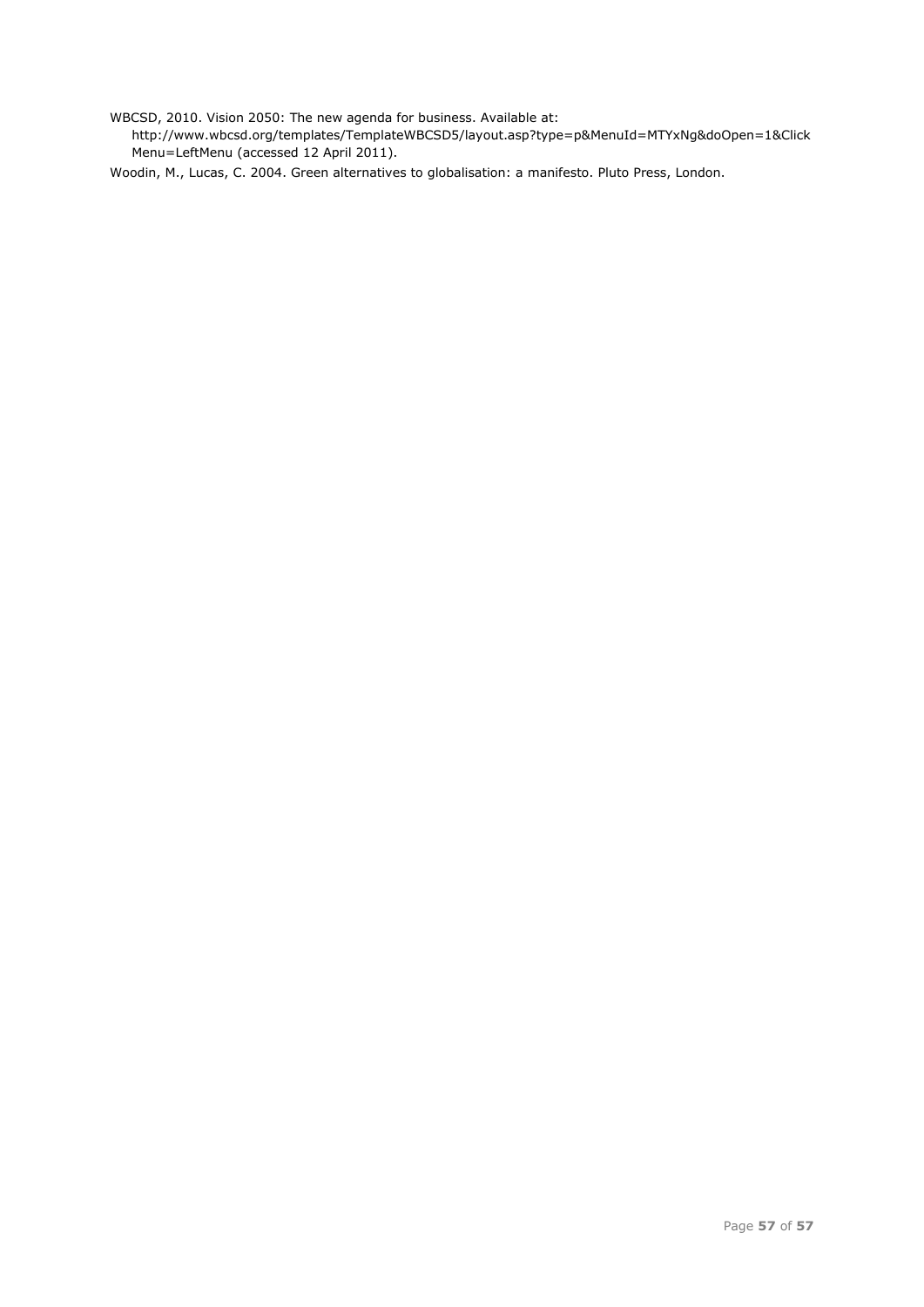WBCSD, 2010. Vision 2050: The new agenda for business. Available at: http://www.wbcsd.org/templates/TemplateWBCSD5/layout.asp?type=p&MenuId=MTYxNg&doOpen=1&ClickMenu=LeftMenu (accessed 12 April 2011).

Woodin, M., Lucas, C. 2004. Green alternatives to globalisation: a manifesto. Pluto Press, London.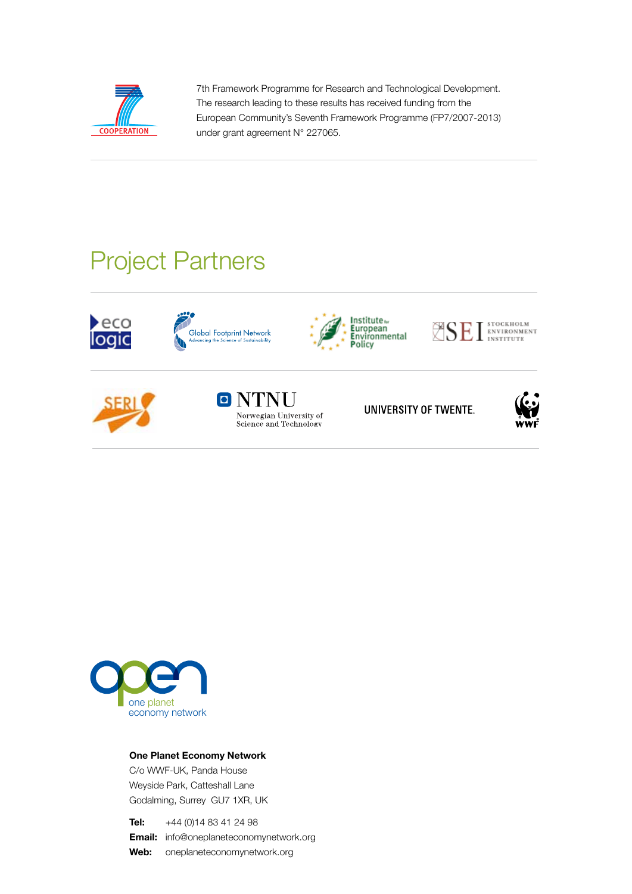7th Framework Programme for Research and Technological Development. The research leading to these results has received funding from the European Community's Seventh Framework Programme (FP7/2007-2013) under grant agreement N° 227065.

## Project Partners

**One Planet Economy Network**
C/o WWF-UK, Panda House
Weyside Park, Catteshall Lane
Godalming, Surrey GU7 1XR, UK

**Tel:** +44 (0)14 83 41 24 98
**Email:** info@oneplaneteconomynetwork.org
**Web:** oneplaneteconomynetwork.org